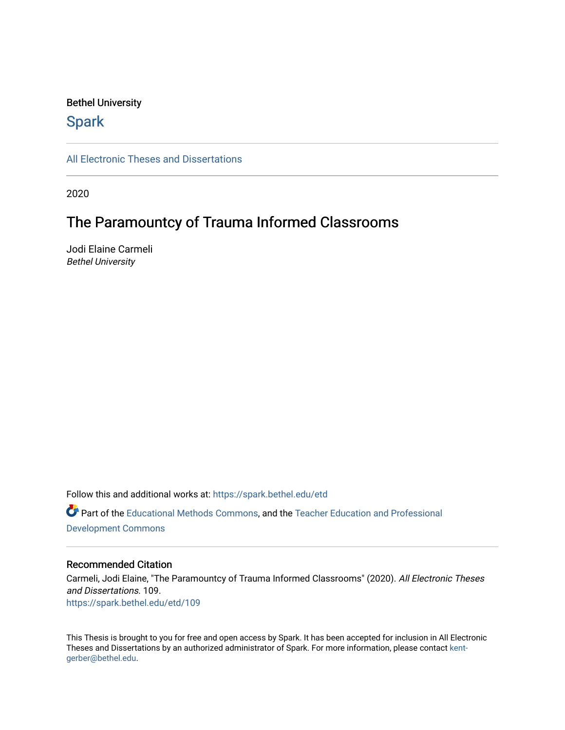Bethel University

## Spark

All Electronic Theses and Dissertations

2020

# The Paramountcy of Trauma Informed Classrooms

Jodi Elaine Carmeli
*Bethel University*

Follow this and additional works at: https://spark.bethel.edu/etd

Part of the Educational Methods Commons, and the Teacher Education and Professional Development Commons

### Recommended Citation

Carmeli, Jodi Elaine, "The Paramountcy of Trauma Informed Classrooms" (2020). *All Electronic Theses and Dissertations*. 109.
https://spark.bethel.edu/etd/109

This Thesis is brought to you for free and open access by Spark. It has been accepted for inclusion in All Electronic Theses and Dissertations by an authorized administrator of Spark. For more information, please contact kent-gerber@bethel.edu.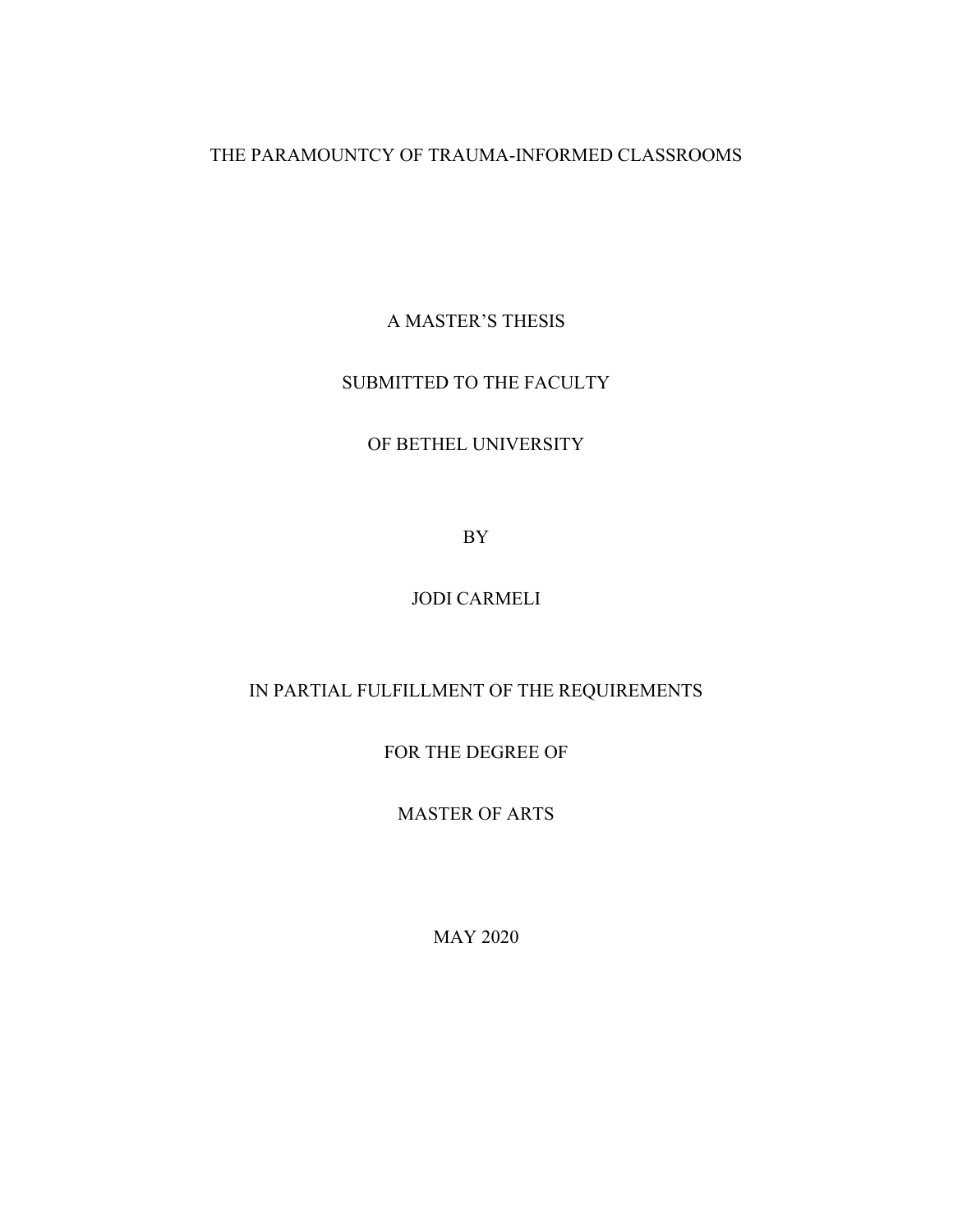# THE PARAMOUNTCY OF TRAUMA-INFORMED CLASSROOMS

A MASTER'S THESIS

SUBMITTED TO THE FACULTY

OF BETHEL UNIVERSITY

BY

JODI CARMELI

IN PARTIAL FULFILLMENT OF THE REQUIREMENTS

FOR THE DEGREE OF

MASTER OF ARTS

MAY 2020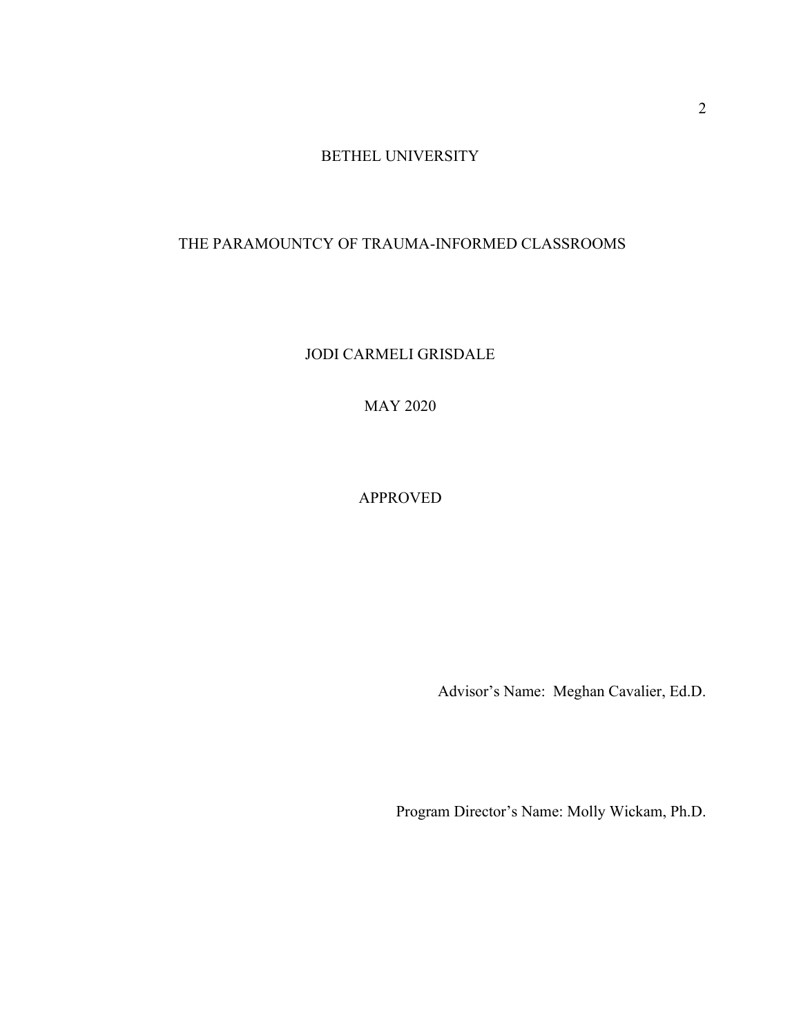BETHEL UNIVERSITY

THE PARAMOUNTCY OF TRAUMA-INFORMED CLASSROOMS

JODI CARMELI GRISDALE

MAY 2020

APPROVED

Advisor's Name: Meghan Cavalier, Ed.D.

Program Director's Name: Molly Wickam, Ph.D.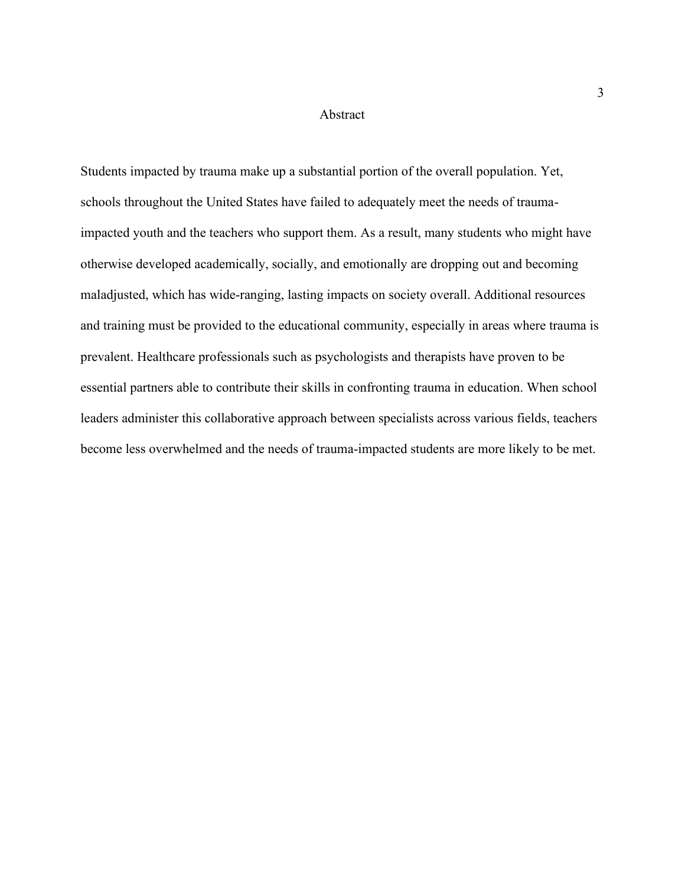# Abstract

Students impacted by trauma make up a substantial portion of the overall population. Yet, schools throughout the United States have failed to adequately meet the needs of trauma-impacted youth and the teachers who support them. As a result, many students who might have otherwise developed academically, socially, and emotionally are dropping out and becoming maladjusted, which has wide-ranging, lasting impacts on society overall. Additional resources and training must be provided to the educational community, especially in areas where trauma is prevalent. Healthcare professionals such as psychologists and therapists have proven to be essential partners able to contribute their skills in confronting trauma in education. When school leaders administer this collaborative approach between specialists across various fields, teachers become less overwhelmed and the needs of trauma-impacted students are more likely to be met.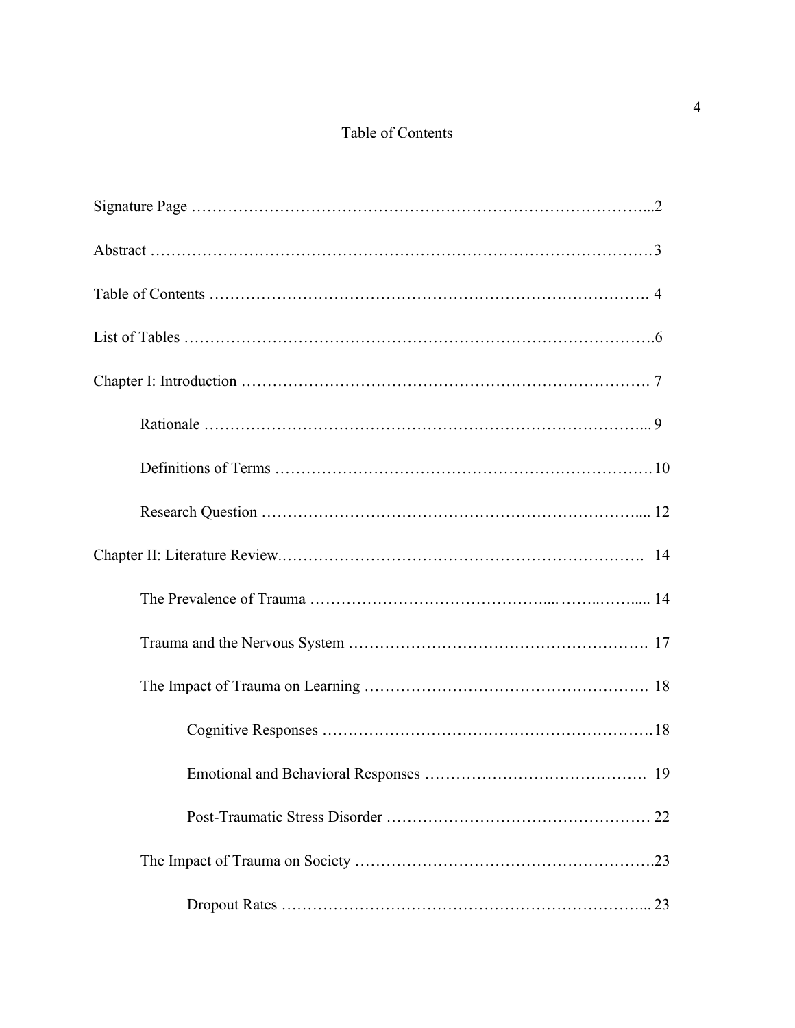# Table of Contents

Signature Page ........................................................................................2

Abstract ..................................................................................................3

Table of Contents ...................................................................................4

List of Tables ..........................................................................................6

Chapter I: Introduction ...........................................................................7

  Rationale ............................................................................................9

  Definitions of Terms ........................................................................10

  Research Question ...........................................................................12

Chapter II: Literature Review...............................................................14

  The Prevalence of Trauma ...............................................................14

  Trauma and the Nervous System .....................................................17

  The Impact of Trauma on Learning ..................................................18

    Cognitive Responses ....................................................................18

    Emotional and Behavioral Responses ..........................................19

    Post-Traumatic Stress Disorder ....................................................22

  The Impact of Trauma on Society ....................................................23

    Dropout Rates ...............................................................................23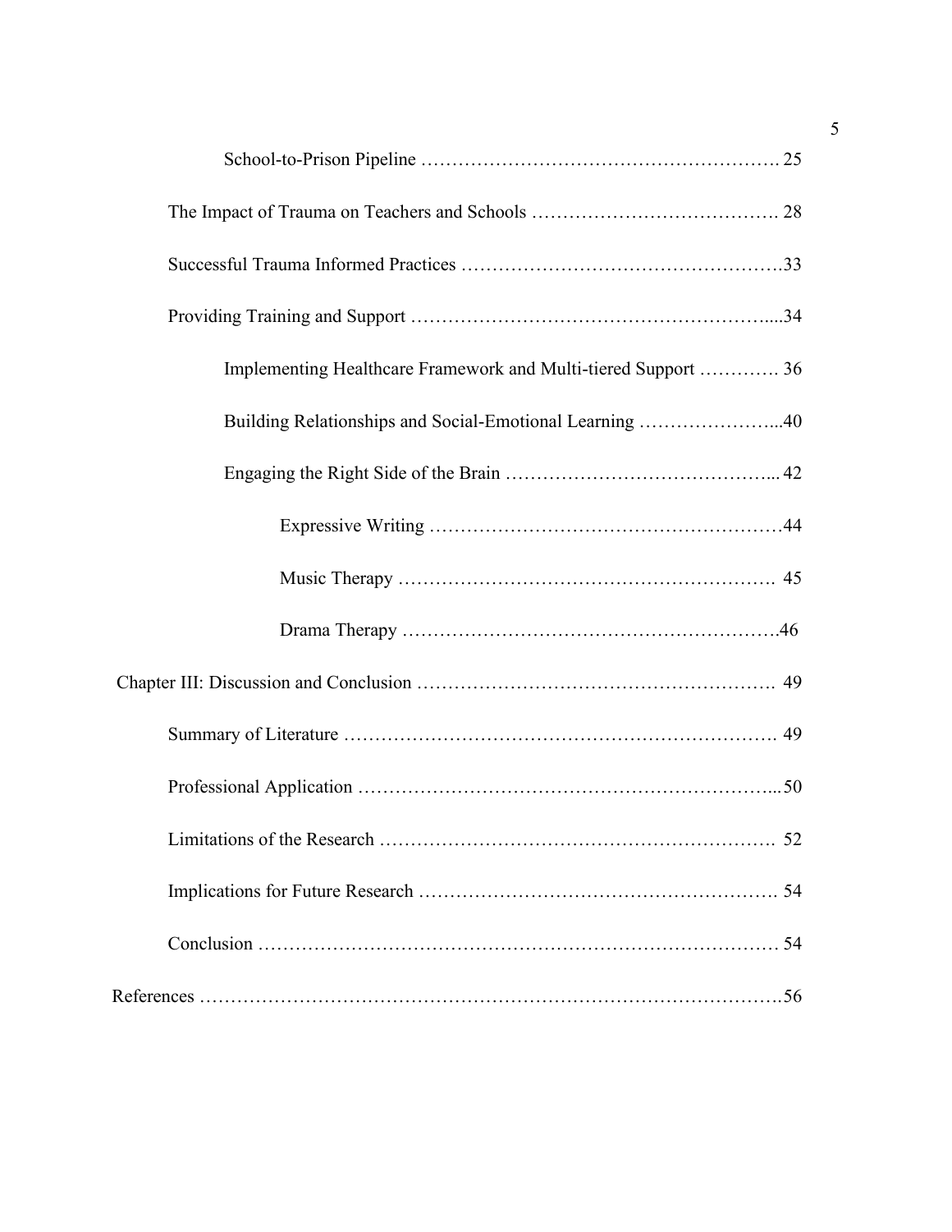School-to-Prison Pipeline ………………………………………………. 25

The Impact of Trauma on Teachers and Schools …………………………………. 28

Successful Trauma Informed Practices …………………………………………….33

Providing Training and Support …………………………………………………....34

Implementing Healthcare Framework and Multi-tiered Support …………. 36

Building Relationships and Social-Emotional Learning …………………...40

Engaging the Right Side of the Brain ……………………………………... 42

Expressive Writing …………………………………………………44

Music Therapy ……………………………………………………. 45

Drama Therapy …………………………………………………….46

Chapter III: Discussion and Conclusion ………………………………………………. 49

Summary of Literature …………………………………………………………. 49

Professional Application ……………………………………………………….... 50

Limitations of the Research ……………………………………………………. 52

Implications for Future Research ………………………………………………. 54

Conclusion ………………………………………………………………………… 54

References ……………………………………………………………………………….56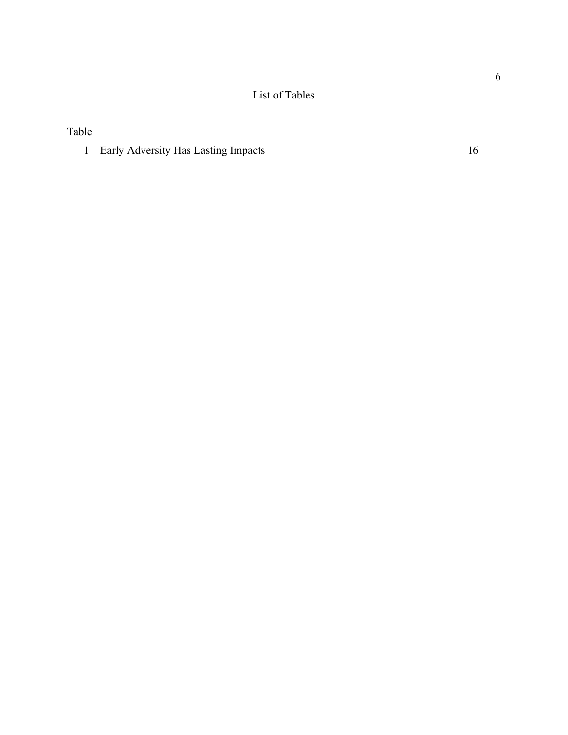# List of Tables

Table

1 Early Adversity Has Lasting Impacts 16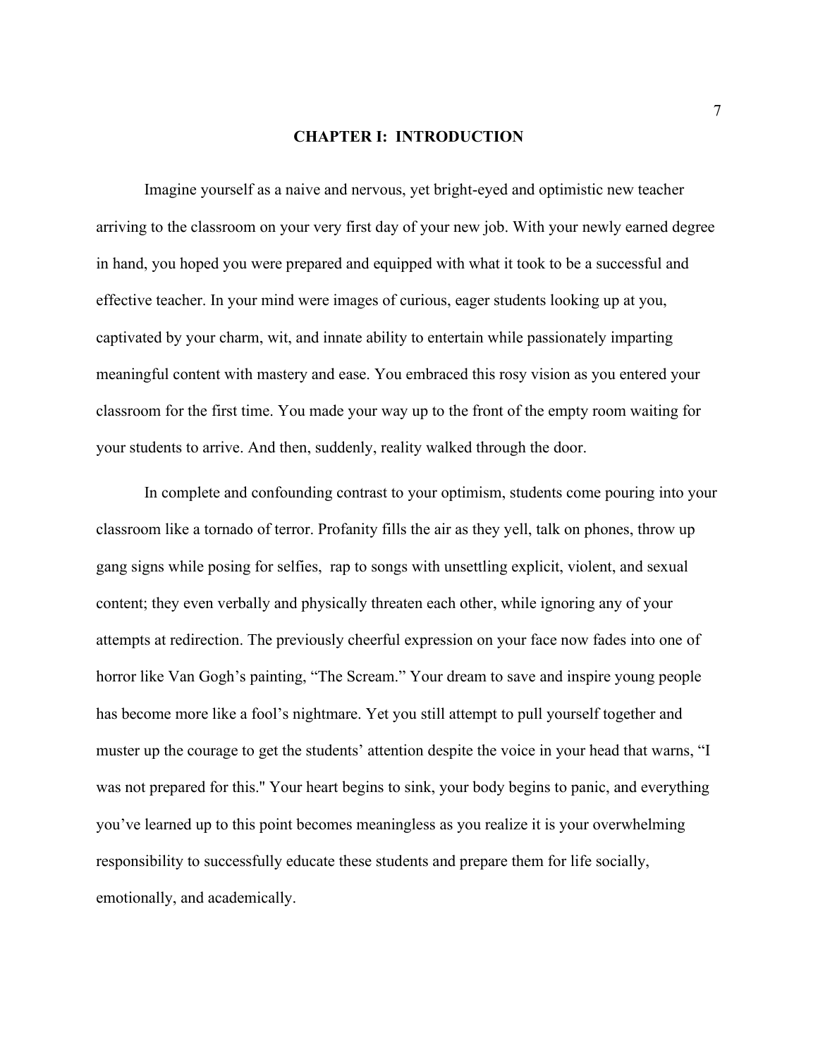# CHAPTER I: INTRODUCTION

Imagine yourself as a naive and nervous, yet bright-eyed and optimistic new teacher arriving to the classroom on your very first day of your new job. With your newly earned degree in hand, you hoped you were prepared and equipped with what it took to be a successful and effective teacher. In your mind were images of curious, eager students looking up at you, captivated by your charm, wit, and innate ability to entertain while passionately imparting meaningful content with mastery and ease. You embraced this rosy vision as you entered your classroom for the first time. You made your way up to the front of the empty room waiting for your students to arrive. And then, suddenly, reality walked through the door.

In complete and confounding contrast to your optimism, students come pouring into your classroom like a tornado of terror. Profanity fills the air as they yell, talk on phones, throw up gang signs while posing for selfies, rap to songs with unsettling explicit, violent, and sexual content; they even verbally and physically threaten each other, while ignoring any of your attempts at redirection. The previously cheerful expression on your face now fades into one of horror like Van Gogh's painting, "The Scream." Your dream to save and inspire young people has become more like a fool's nightmare. Yet you still attempt to pull yourself together and muster up the courage to get the students' attention despite the voice in your head that warns, "I was not prepared for this." Your heart begins to sink, your body begins to panic, and everything you've learned up to this point becomes meaningless as you realize it is your overwhelming responsibility to successfully educate these students and prepare them for life socially, emotionally, and academically.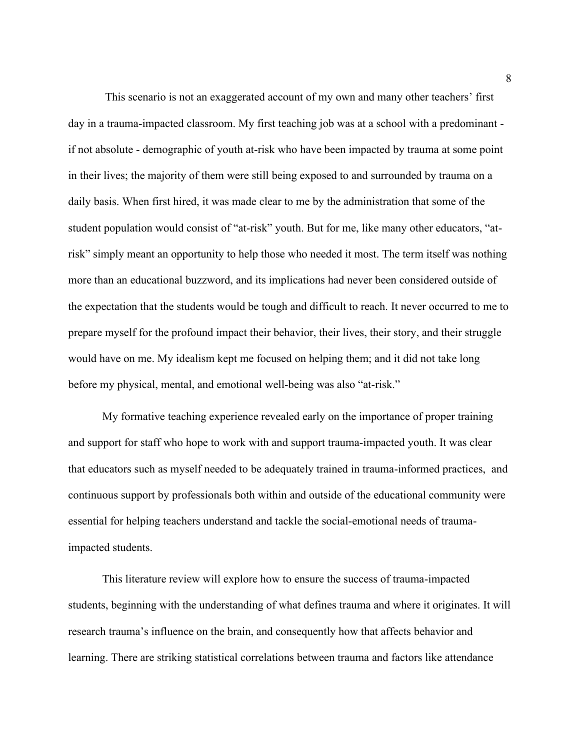This scenario is not an exaggerated account of my own and many other teachers' first day in a trauma-impacted classroom. My first teaching job was at a school with a predominant - if not absolute - demographic of youth at-risk who have been impacted by trauma at some point in their lives; the majority of them were still being exposed to and surrounded by trauma on a daily basis. When first hired, it was made clear to me by the administration that some of the student population would consist of "at-risk" youth. But for me, like many other educators, "at-risk" simply meant an opportunity to help those who needed it most. The term itself was nothing more than an educational buzzword, and its implications had never been considered outside of the expectation that the students would be tough and difficult to reach. It never occurred to me to prepare myself for the profound impact their behavior, their lives, their story, and their struggle would have on me. My idealism kept me focused on helping them; and it did not take long before my physical, mental, and emotional well-being was also "at-risk."

My formative teaching experience revealed early on the importance of proper training and support for staff who hope to work with and support trauma-impacted youth. It was clear that educators such as myself needed to be adequately trained in trauma-informed practices, and continuous support by professionals both within and outside of the educational community were essential for helping teachers understand and tackle the social-emotional needs of trauma-impacted students.

This literature review will explore how to ensure the success of trauma-impacted students, beginning with the understanding of what defines trauma and where it originates. It will research trauma's influence on the brain, and consequently how that affects behavior and learning. There are striking statistical correlations between trauma and factors like attendance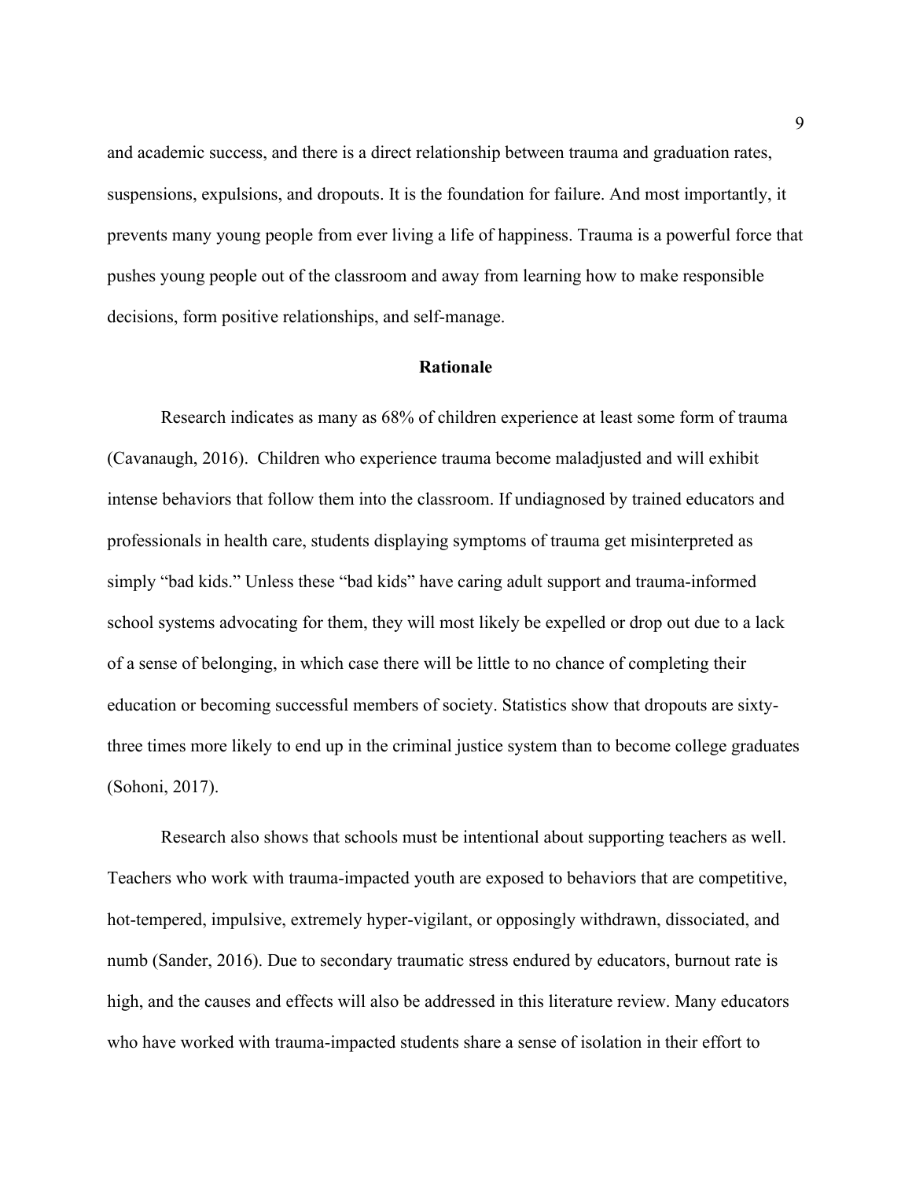and academic success, and there is a direct relationship between trauma and graduation rates, suspensions, expulsions, and dropouts. It is the foundation for failure. And most importantly, it prevents many young people from ever living a life of happiness. Trauma is a powerful force that pushes young people out of the classroom and away from learning how to make responsible decisions, form positive relationships, and self-manage.

## Rationale

Research indicates as many as 68% of children experience at least some form of trauma (Cavanaugh, 2016). Children who experience trauma become maladjusted and will exhibit intense behaviors that follow them into the classroom. If undiagnosed by trained educators and professionals in health care, students displaying symptoms of trauma get misinterpreted as simply "bad kids." Unless these "bad kids" have caring adult support and trauma-informed school systems advocating for them, they will most likely be expelled or drop out due to a lack of a sense of belonging, in which case there will be little to no chance of completing their education or becoming successful members of society. Statistics show that dropouts are sixty-three times more likely to end up in the criminal justice system than to become college graduates (Sohoni, 2017).

Research also shows that schools must be intentional about supporting teachers as well. Teachers who work with trauma-impacted youth are exposed to behaviors that are competitive, hot-tempered, impulsive, extremely hyper-vigilant, or opposingly withdrawn, dissociated, and numb (Sander, 2016). Due to secondary traumatic stress endured by educators, burnout rate is high, and the causes and effects will also be addressed in this literature review. Many educators who have worked with trauma-impacted students share a sense of isolation in their effort to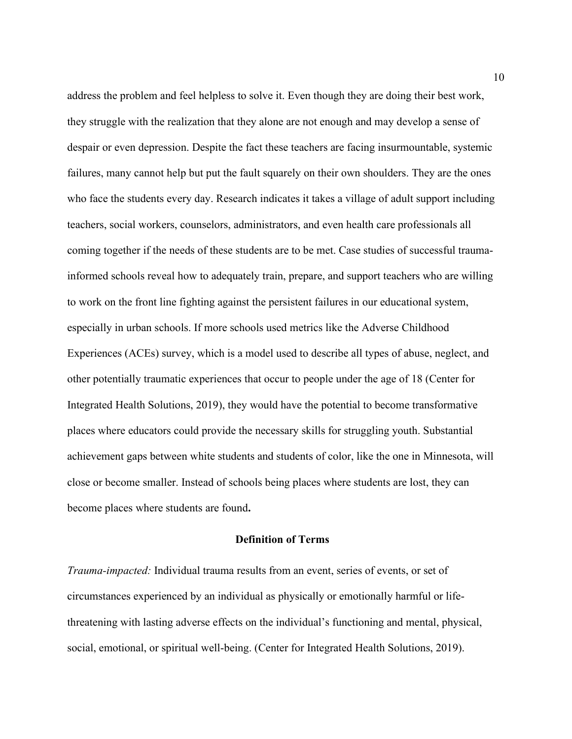address the problem and feel helpless to solve it. Even though they are doing their best work, they struggle with the realization that they alone are not enough and may develop a sense of despair or even depression. Despite the fact these teachers are facing insurmountable, systemic failures, many cannot help but put the fault squarely on their own shoulders. They are the ones who face the students every day. Research indicates it takes a village of adult support including teachers, social workers, counselors, administrators, and even health care professionals all coming together if the needs of these students are to be met. Case studies of successful trauma-informed schools reveal how to adequately train, prepare, and support teachers who are willing to work on the front line fighting against the persistent failures in our educational system, especially in urban schools. If more schools used metrics like the Adverse Childhood Experiences (ACEs) survey, which is a model used to describe all types of abuse, neglect, and other potentially traumatic experiences that occur to people under the age of 18 (Center for Integrated Health Solutions, 2019), they would have the potential to become transformative places where educators could provide the necessary skills for struggling youth. Substantial achievement gaps between white students and students of color, like the one in Minnesota, will close or become smaller. Instead of schools being places where students are lost, they can become places where students are found.

## Definition of Terms

*Trauma-impacted:* Individual trauma results from an event, series of events, or set of circumstances experienced by an individual as physically or emotionally harmful or life-threatening with lasting adverse effects on the individual's functioning and mental, physical, social, emotional, or spiritual well-being. (Center for Integrated Health Solutions, 2019).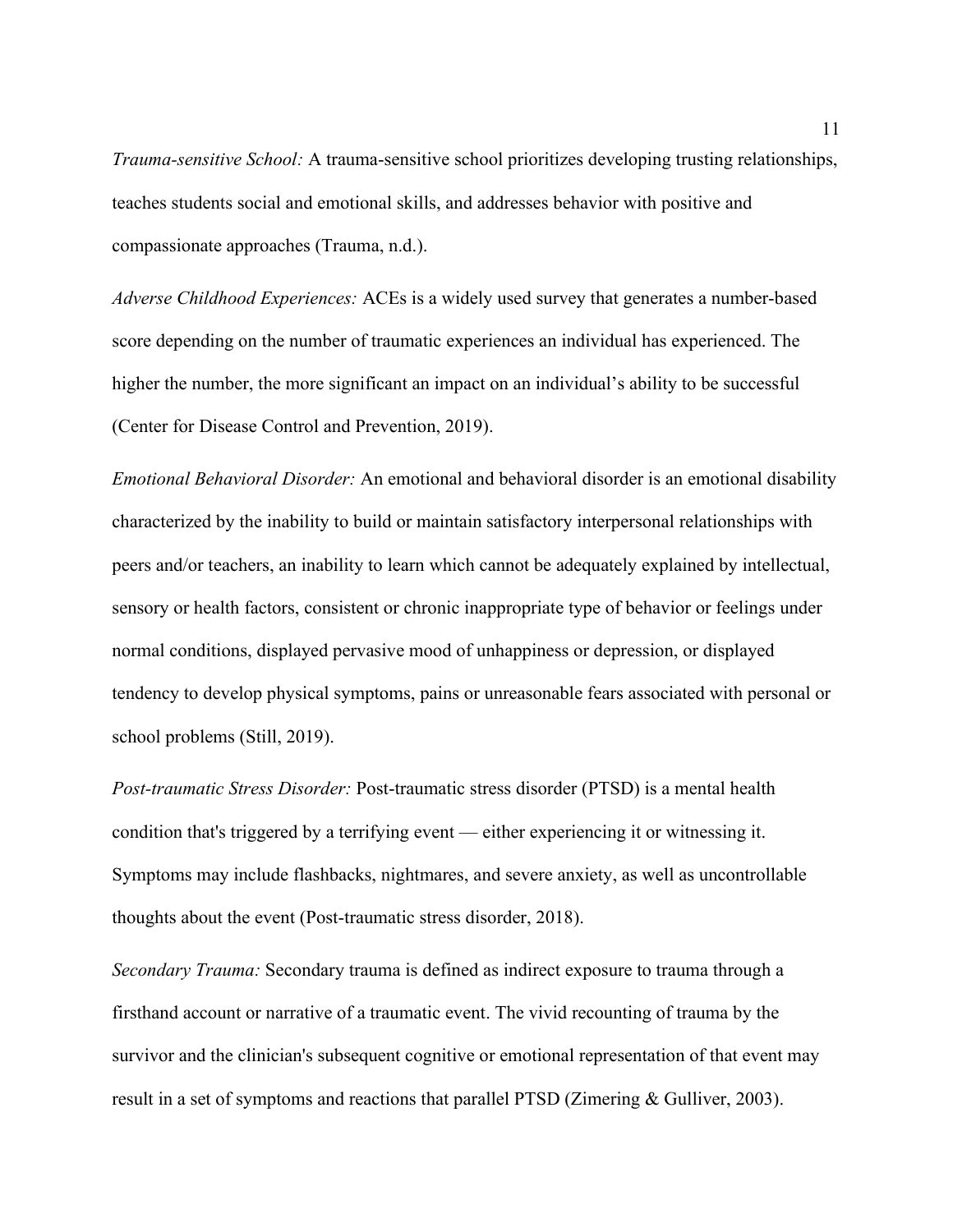*Trauma-sensitive School:* A trauma-sensitive school prioritizes developing trusting relationships, teaches students social and emotional skills, and addresses behavior with positive and compassionate approaches (Trauma, n.d.).

*Adverse Childhood Experiences:* ACEs is a widely used survey that generates a number-based score depending on the number of traumatic experiences an individual has experienced. The higher the number, the more significant an impact on an individual's ability to be successful (Center for Disease Control and Prevention, 2019).

*Emotional Behavioral Disorder:* An emotional and behavioral disorder is an emotional disability characterized by the inability to build or maintain satisfactory interpersonal relationships with peers and/or teachers, an inability to learn which cannot be adequately explained by intellectual, sensory or health factors, consistent or chronic inappropriate type of behavior or feelings under normal conditions, displayed pervasive mood of unhappiness or depression, or displayed tendency to develop physical symptoms, pains or unreasonable fears associated with personal or school problems (Still, 2019).

*Post-traumatic Stress Disorder:* Post-traumatic stress disorder (PTSD) is a mental health condition that's triggered by a terrifying event — either experiencing it or witnessing it. Symptoms may include flashbacks, nightmares, and severe anxiety, as well as uncontrollable thoughts about the event (Post-traumatic stress disorder, 2018).

*Secondary Trauma:* Secondary trauma is defined as indirect exposure to trauma through a firsthand account or narrative of a traumatic event. The vivid recounting of trauma by the survivor and the clinician's subsequent cognitive or emotional representation of that event may result in a set of symptoms and reactions that parallel PTSD (Zimering & Gulliver, 2003).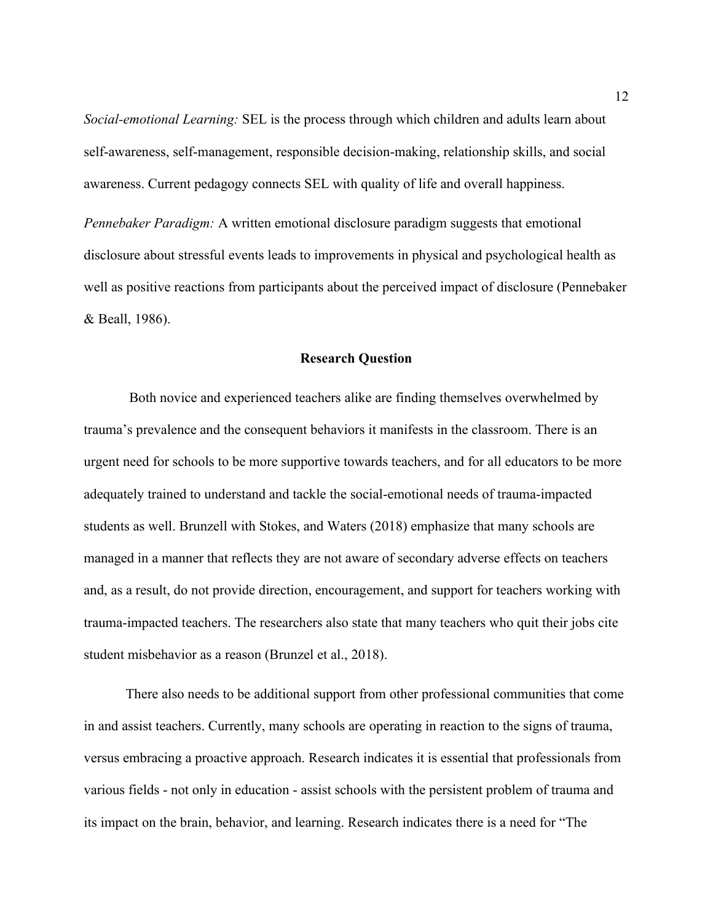*Social-emotional Learning:* SEL is the process through which children and adults learn about self-awareness, self-management, responsible decision-making, relationship skills, and social awareness. Current pedagogy connects SEL with quality of life and overall happiness.

*Pennebaker Paradigm:* A written emotional disclosure paradigm suggests that emotional disclosure about stressful events leads to improvements in physical and psychological health as well as positive reactions from participants about the perceived impact of disclosure (Pennebaker & Beall, 1986).

## Research Question

Both novice and experienced teachers alike are finding themselves overwhelmed by trauma's prevalence and the consequent behaviors it manifests in the classroom. There is an urgent need for schools to be more supportive towards teachers, and for all educators to be more adequately trained to understand and tackle the social-emotional needs of trauma-impacted students as well. Brunzell with Stokes, and Waters (2018) emphasize that many schools are managed in a manner that reflects they are not aware of secondary adverse effects on teachers and, as a result, do not provide direction, encouragement, and support for teachers working with trauma-impacted teachers. The researchers also state that many teachers who quit their jobs cite student misbehavior as a reason (Brunzel et al., 2018).

There also needs to be additional support from other professional communities that come in and assist teachers. Currently, many schools are operating in reaction to the signs of trauma, versus embracing a proactive approach. Research indicates it is essential that professionals from various fields - not only in education - assist schools with the persistent problem of trauma and its impact on the brain, behavior, and learning. Research indicates there is a need for "The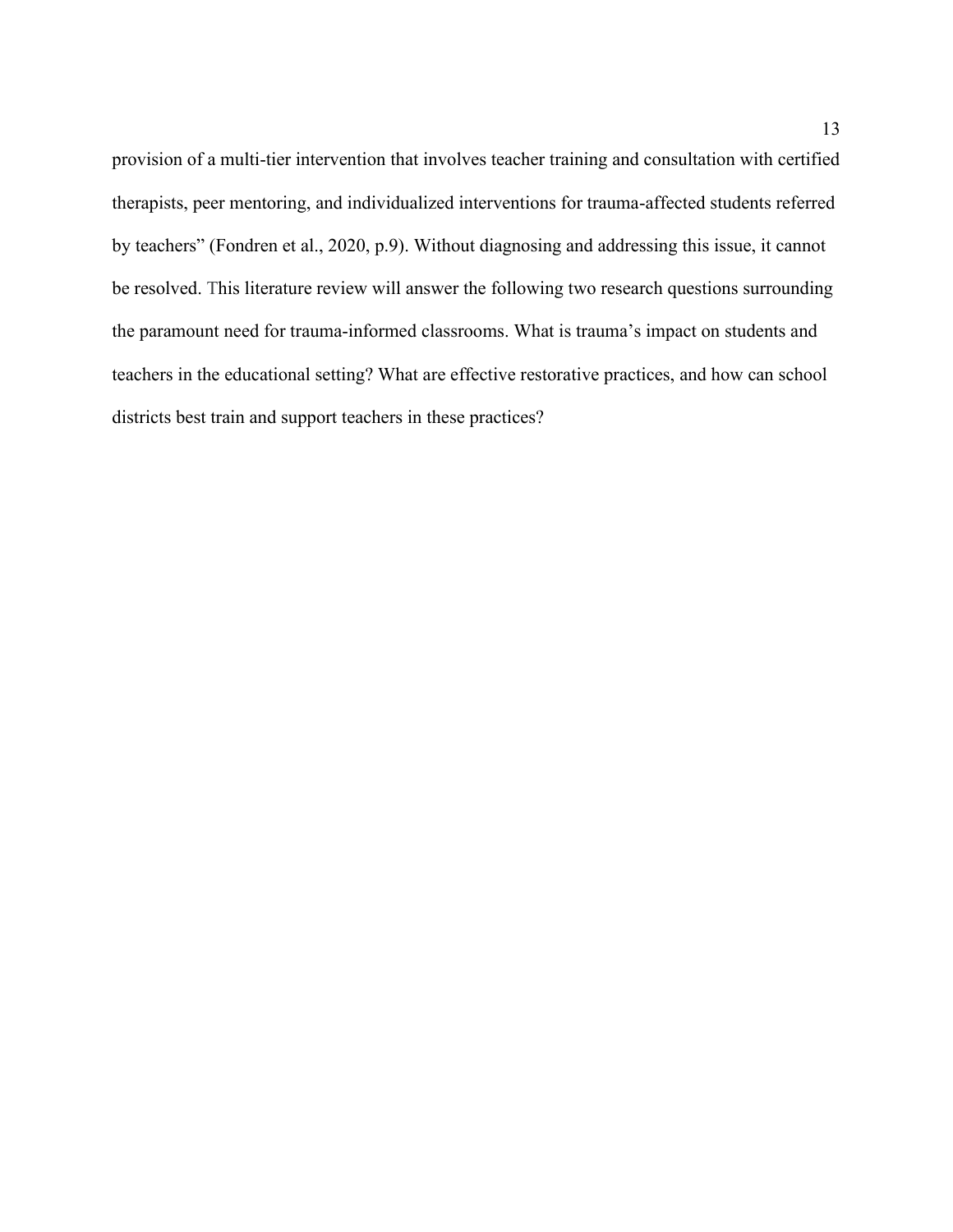provision of a multi-tier intervention that involves teacher training and consultation with certified therapists, peer mentoring, and individualized interventions for trauma-affected students referred by teachers" (Fondren et al., 2020, p.9). Without diagnosing and addressing this issue, it cannot be resolved. This literature review will answer the following two research questions surrounding the paramount need for trauma-informed classrooms. What is trauma's impact on students and teachers in the educational setting? What are effective restorative practices, and how can school districts best train and support teachers in these practices?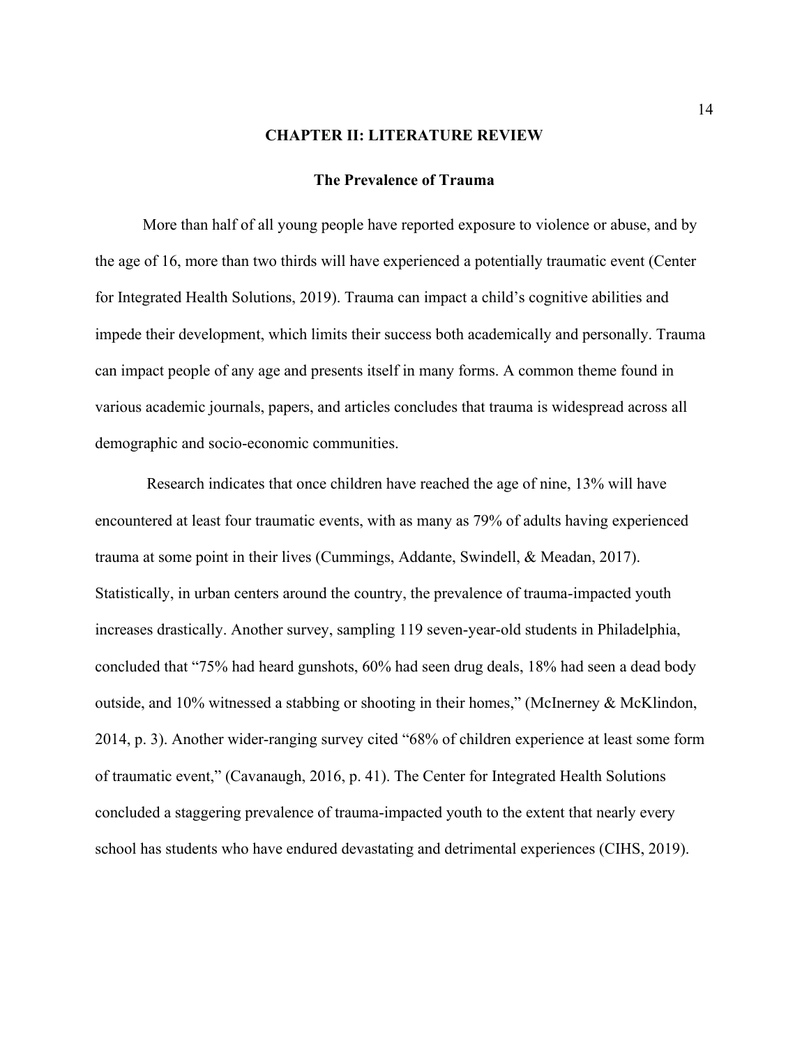# CHAPTER II: LITERATURE REVIEW

## The Prevalence of Trauma

More than half of all young people have reported exposure to violence or abuse, and by the age of 16, more than two thirds will have experienced a potentially traumatic event (Center for Integrated Health Solutions, 2019). Trauma can impact a child's cognitive abilities and impede their development, which limits their success both academically and personally. Trauma can impact people of any age and presents itself in many forms. A common theme found in various academic journals, papers, and articles concludes that trauma is widespread across all demographic and socio-economic communities.

Research indicates that once children have reached the age of nine, 13% will have encountered at least four traumatic events, with as many as 79% of adults having experienced trauma at some point in their lives (Cummings, Addante, Swindell, & Meadan, 2017). Statistically, in urban centers around the country, the prevalence of trauma-impacted youth increases drastically. Another survey, sampling 119 seven-year-old students in Philadelphia, concluded that "75% had heard gunshots, 60% had seen drug deals, 18% had seen a dead body outside, and 10% witnessed a stabbing or shooting in their homes," (McInerney & McKlindon, 2014, p. 3). Another wider-ranging survey cited "68% of children experience at least some form of traumatic event," (Cavanaugh, 2016, p. 41). The Center for Integrated Health Solutions concluded a staggering prevalence of trauma-impacted youth to the extent that nearly every school has students who have endured devastating and detrimental experiences (CIHS, 2019).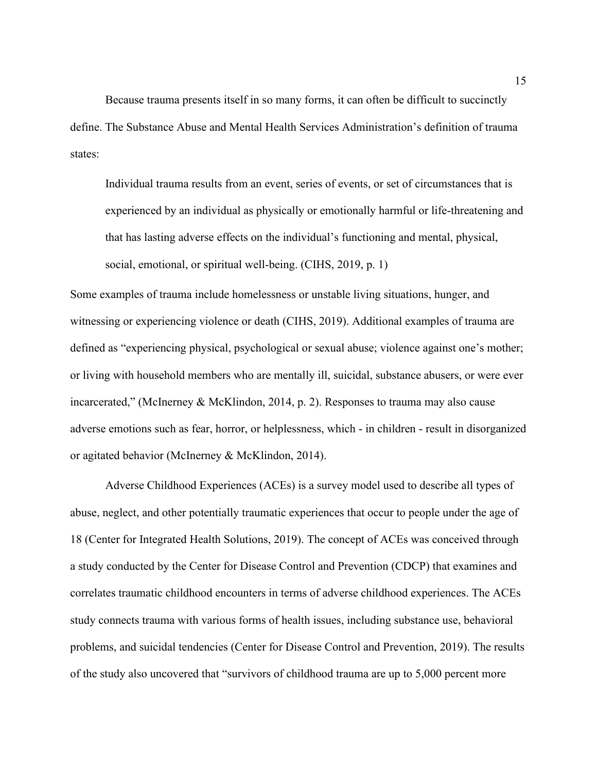Because trauma presents itself in so many forms, it can often be difficult to succinctly define. The Substance Abuse and Mental Health Services Administration's definition of trauma states:

> Individual trauma results from an event, series of events, or set of circumstances that is experienced by an individual as physically or emotionally harmful or life-threatening and that has lasting adverse effects on the individual's functioning and mental, physical, social, emotional, or spiritual well-being. (CIHS, 2019, p. 1)

Some examples of trauma include homelessness or unstable living situations, hunger, and witnessing or experiencing violence or death (CIHS, 2019). Additional examples of trauma are defined as "experiencing physical, psychological or sexual abuse; violence against one's mother; or living with household members who are mentally ill, suicidal, substance abusers, or were ever incarcerated," (McInerney & McKlindon, 2014, p. 2). Responses to trauma may also cause adverse emotions such as fear, horror, or helplessness, which - in children - result in disorganized or agitated behavior (McInerney & McKlindon, 2014).

Adverse Childhood Experiences (ACEs) is a survey model used to describe all types of abuse, neglect, and other potentially traumatic experiences that occur to people under the age of 18 (Center for Integrated Health Solutions, 2019). The concept of ACEs was conceived through a study conducted by the Center for Disease Control and Prevention (CDCP) that examines and correlates traumatic childhood encounters in terms of adverse childhood experiences. The ACEs study connects trauma with various forms of health issues, including substance use, behavioral problems, and suicidal tendencies (Center for Disease Control and Prevention, 2019). The results of the study also uncovered that "survivors of childhood trauma are up to 5,000 percent more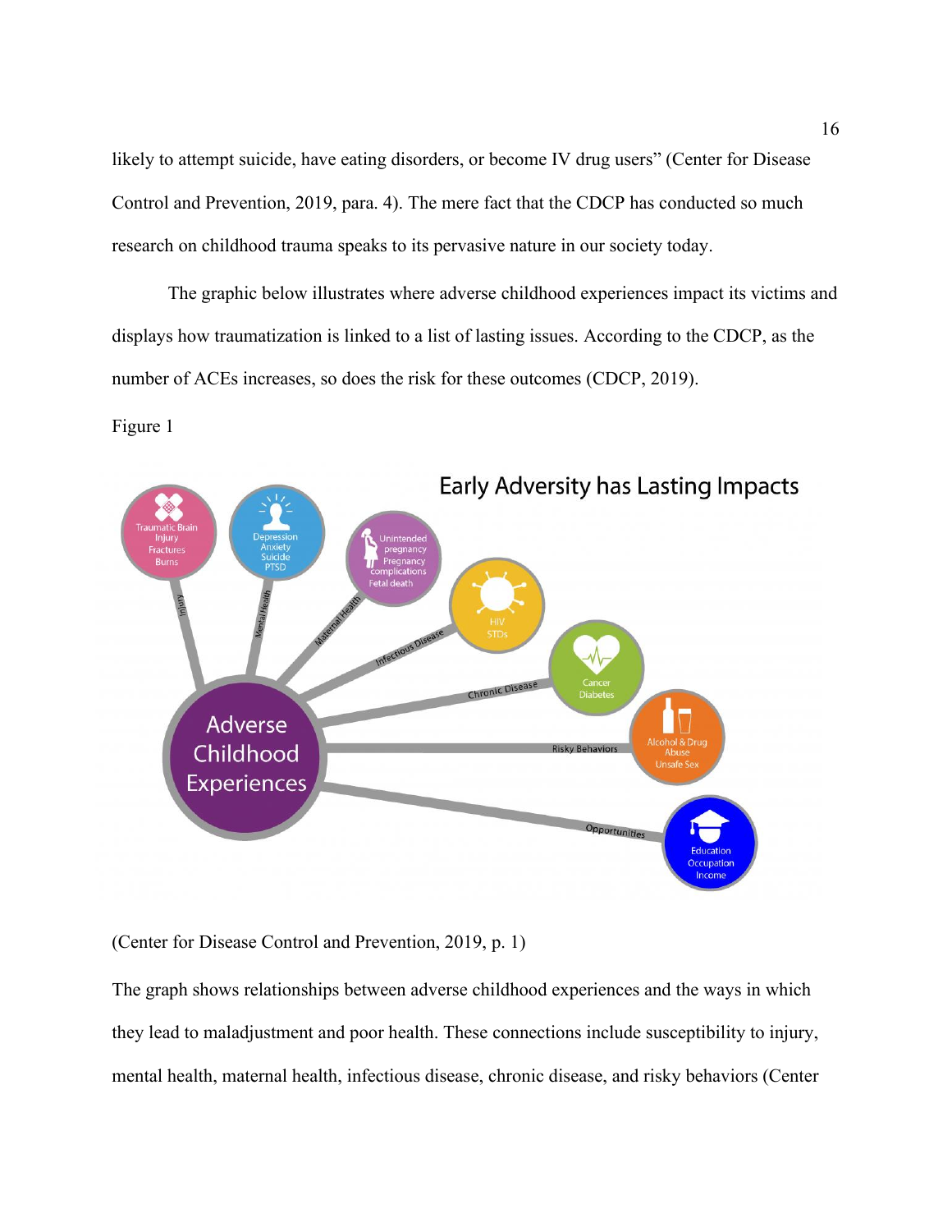likely to attempt suicide, have eating disorders, or become IV drug users" (Center for Disease Control and Prevention, 2019, para. 4). The mere fact that the CDCP has conducted so much research on childhood trauma speaks to its pervasive nature in our society today.

The graphic below illustrates where adverse childhood experiences impact its victims and displays how traumatization is linked to a list of lasting issues. According to the CDCP, as the number of ACEs increases, so does the risk for these outcomes (CDCP, 2019).

Figure 1

Early Adversity has Lasting Impacts

Adverse Childhood Experiences

- Injury: Traumatic Brain Injury, Fractures, Burns
- Mental Health: Depression, Anxiety, Suicide, PTSD
- Maternal Health: Unintended pregnancy, Pregnancy complications, Fetal death
- Infectious Disease: HIV, STDs
- Chronic Disease: Cancer, Diabetes
- Risky Behaviors: Alcohol & Drug Abuse, Unsafe Sex
- Opportunities: Education, Occupation, Income

(Center for Disease Control and Prevention, 2019, p. 1)

The graph shows relationships between adverse childhood experiences and the ways in which they lead to maladjustment and poor health. These connections include susceptibility to injury, mental health, maternal health, infectious disease, chronic disease, and risky behaviors (Center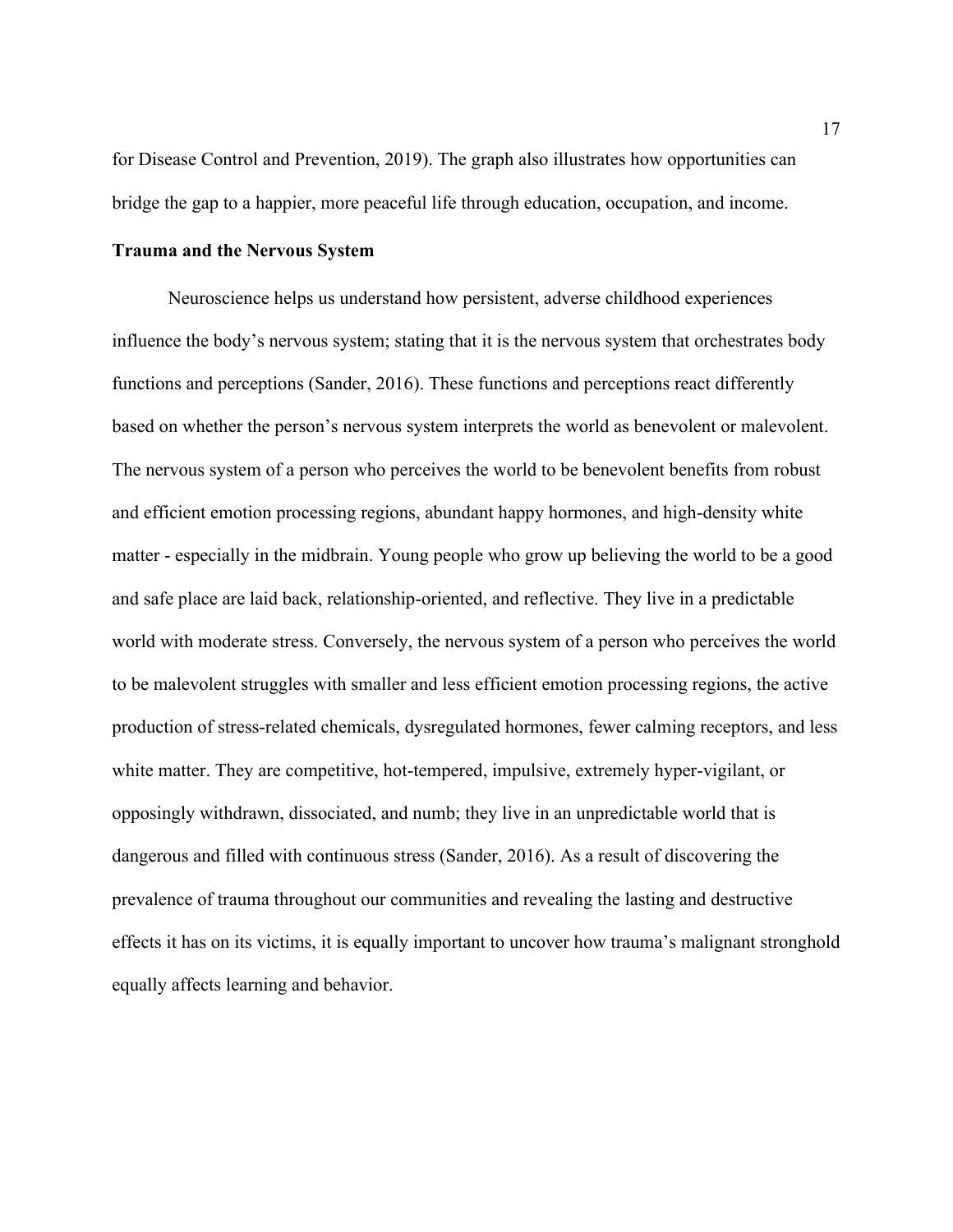for Disease Control and Prevention, 2019). The graph also illustrates how opportunities can bridge the gap to a happier, more peaceful life through education, occupation, and income.

**Trauma and the Nervous System**

Neuroscience helps us understand how persistent, adverse childhood experiences influence the body's nervous system; stating that it is the nervous system that orchestrates body functions and perceptions (Sander, 2016). These functions and perceptions react differently based on whether the person's nervous system interprets the world as benevolent or malevolent. The nervous system of a person who perceives the world to be benevolent benefits from robust and efficient emotion processing regions, abundant happy hormones, and high-density white matter - especially in the midbrain. Young people who grow up believing the world to be a good and safe place are laid back, relationship-oriented, and reflective. They live in a predictable world with moderate stress. Conversely, the nervous system of a person who perceives the world to be malevolent struggles with smaller and less efficient emotion processing regions, the active production of stress-related chemicals, dysregulated hormones, fewer calming receptors, and less white matter. They are competitive, hot-tempered, impulsive, extremely hyper-vigilant, or opposingly withdrawn, dissociated, and numb; they live in an unpredictable world that is dangerous and filled with continuous stress (Sander, 2016). As a result of discovering the prevalence of trauma throughout our communities and revealing the lasting and destructive effects it has on its victims, it is equally important to uncover how trauma's malignant stronghold equally affects learning and behavior.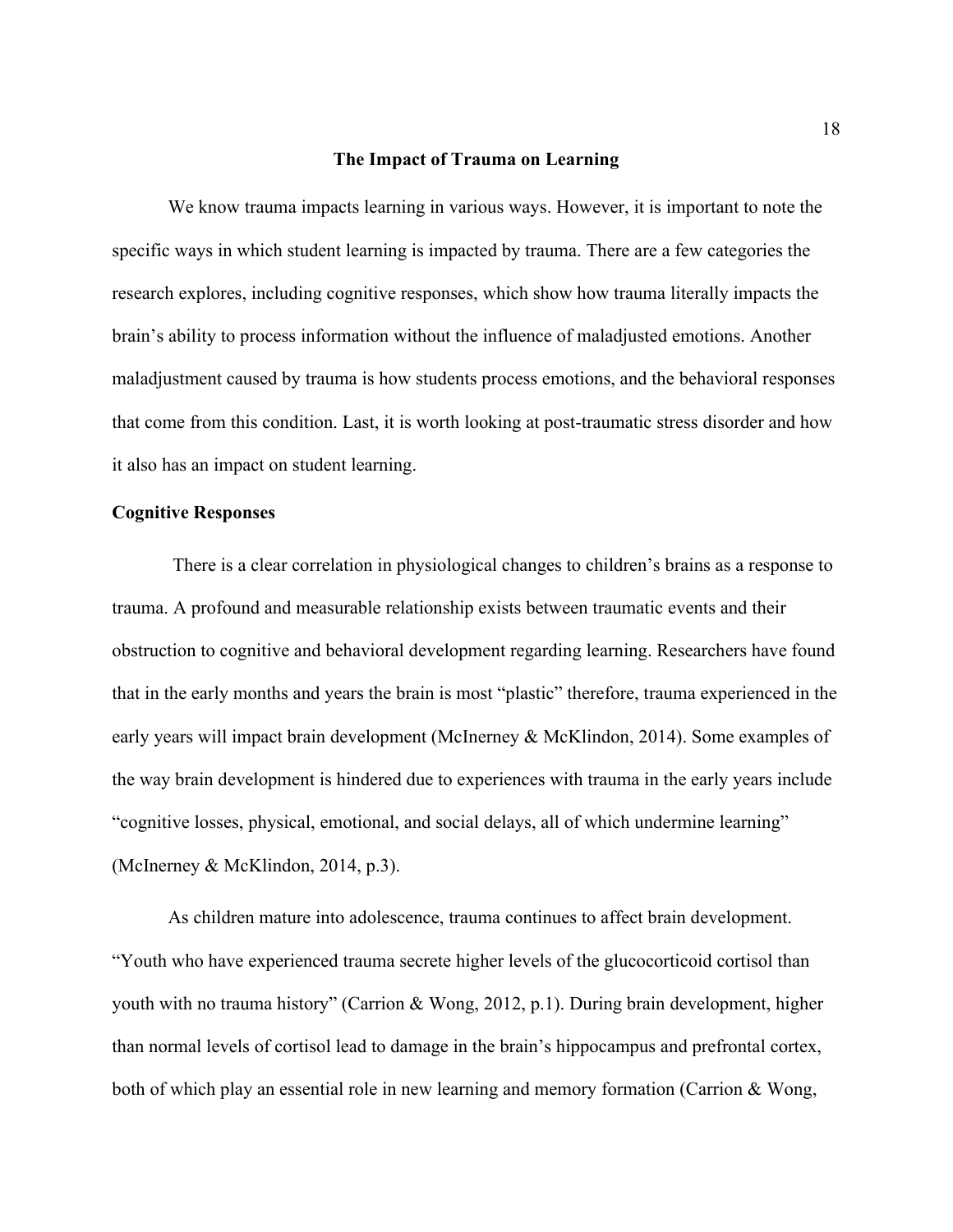## The Impact of Trauma on Learning

We know trauma impacts learning in various ways. However, it is important to note the specific ways in which student learning is impacted by trauma. There are a few categories the research explores, including cognitive responses, which show how trauma literally impacts the brain's ability to process information without the influence of maladjusted emotions. Another maladjustment caused by trauma is how students process emotions, and the behavioral responses that come from this condition. Last, it is worth looking at post-traumatic stress disorder and how it also has an impact on student learning.

### Cognitive Responses

There is a clear correlation in physiological changes to children's brains as a response to trauma. A profound and measurable relationship exists between traumatic events and their obstruction to cognitive and behavioral development regarding learning. Researchers have found that in the early months and years the brain is most "plastic" therefore, trauma experienced in the early years will impact brain development (McInerney & McKlindon, 2014). Some examples of the way brain development is hindered due to experiences with trauma in the early years include "cognitive losses, physical, emotional, and social delays, all of which undermine learning" (McInerney & McKlindon, 2014, p.3).

As children mature into adolescence, trauma continues to affect brain development. "Youth who have experienced trauma secrete higher levels of the glucocorticoid cortisol than youth with no trauma history" (Carrion & Wong, 2012, p.1). During brain development, higher than normal levels of cortisol lead to damage in the brain's hippocampus and prefrontal cortex, both of which play an essential role in new learning and memory formation (Carrion & Wong,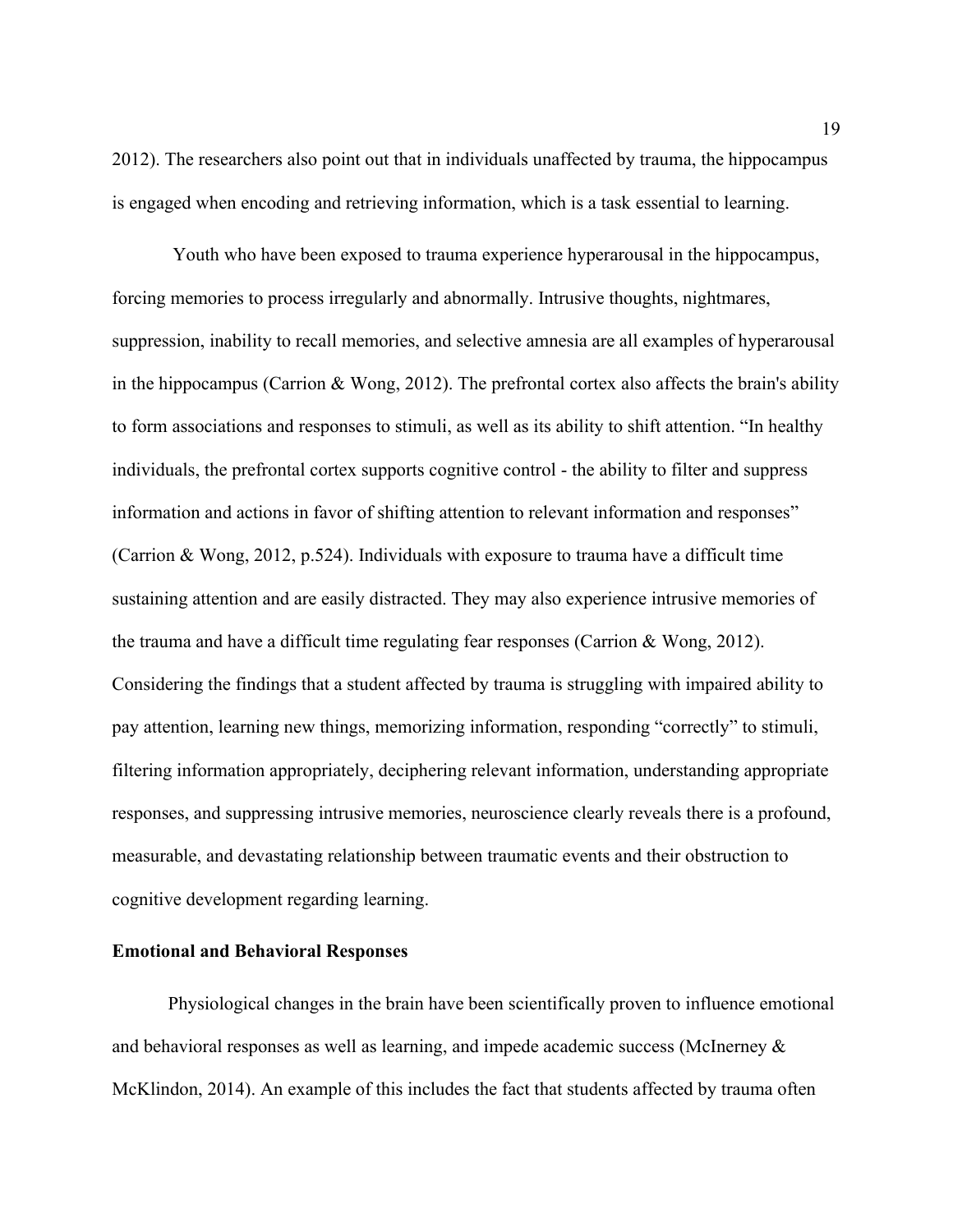2012). The researchers also point out that in individuals unaffected by trauma, the hippocampus is engaged when encoding and retrieving information, which is a task essential to learning.

Youth who have been exposed to trauma experience hyperarousal in the hippocampus, forcing memories to process irregularly and abnormally. Intrusive thoughts, nightmares, suppression, inability to recall memories, and selective amnesia are all examples of hyperarousal in the hippocampus (Carrion & Wong, 2012). The prefrontal cortex also affects the brain's ability to form associations and responses to stimuli, as well as its ability to shift attention. "In healthy individuals, the prefrontal cortex supports cognitive control - the ability to filter and suppress information and actions in favor of shifting attention to relevant information and responses" (Carrion & Wong, 2012, p.524). Individuals with exposure to trauma have a difficult time sustaining attention and are easily distracted. They may also experience intrusive memories of the trauma and have a difficult time regulating fear responses (Carrion & Wong, 2012). Considering the findings that a student affected by trauma is struggling with impaired ability to pay attention, learning new things, memorizing information, responding "correctly" to stimuli, filtering information appropriately, deciphering relevant information, understanding appropriate responses, and suppressing intrusive memories, neuroscience clearly reveals there is a profound, measurable, and devastating relationship between traumatic events and their obstruction to cognitive development regarding learning.

**Emotional and Behavioral Responses**

Physiological changes in the brain have been scientifically proven to influence emotional and behavioral responses as well as learning, and impede academic success (McInerney & McKlindon, 2014). An example of this includes the fact that students affected by trauma often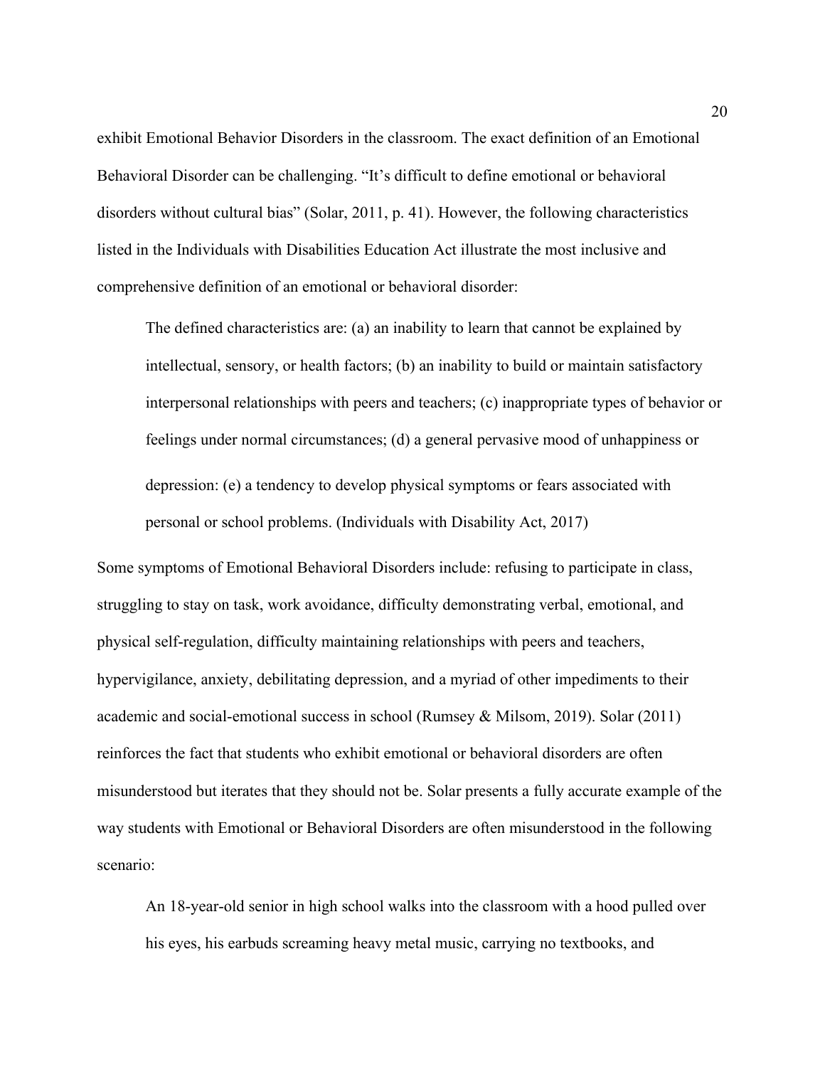exhibit Emotional Behavior Disorders in the classroom. The exact definition of an Emotional Behavioral Disorder can be challenging. "It's difficult to define emotional or behavioral disorders without cultural bias" (Solar, 2011, p. 41). However, the following characteristics listed in the Individuals with Disabilities Education Act illustrate the most inclusive and comprehensive definition of an emotional or behavioral disorder:

> The defined characteristics are: (a) an inability to learn that cannot be explained by intellectual, sensory, or health factors; (b) an inability to build or maintain satisfactory interpersonal relationships with peers and teachers; (c) inappropriate types of behavior or feelings under normal circumstances; (d) a general pervasive mood of unhappiness or depression: (e) a tendency to develop physical symptoms or fears associated with personal or school problems. (Individuals with Disability Act, 2017)

Some symptoms of Emotional Behavioral Disorders include: refusing to participate in class, struggling to stay on task, work avoidance, difficulty demonstrating verbal, emotional, and physical self-regulation, difficulty maintaining relationships with peers and teachers, hypervigilance, anxiety, debilitating depression, and a myriad of other impediments to their academic and social-emotional success in school (Rumsey & Milsom, 2019). Solar (2011) reinforces the fact that students who exhibit emotional or behavioral disorders are often misunderstood but iterates that they should not be. Solar presents a fully accurate example of the way students with Emotional or Behavioral Disorders are often misunderstood in the following scenario:

> An 18-year-old senior in high school walks into the classroom with a hood pulled over his eyes, his earbuds screaming heavy metal music, carrying no textbooks, and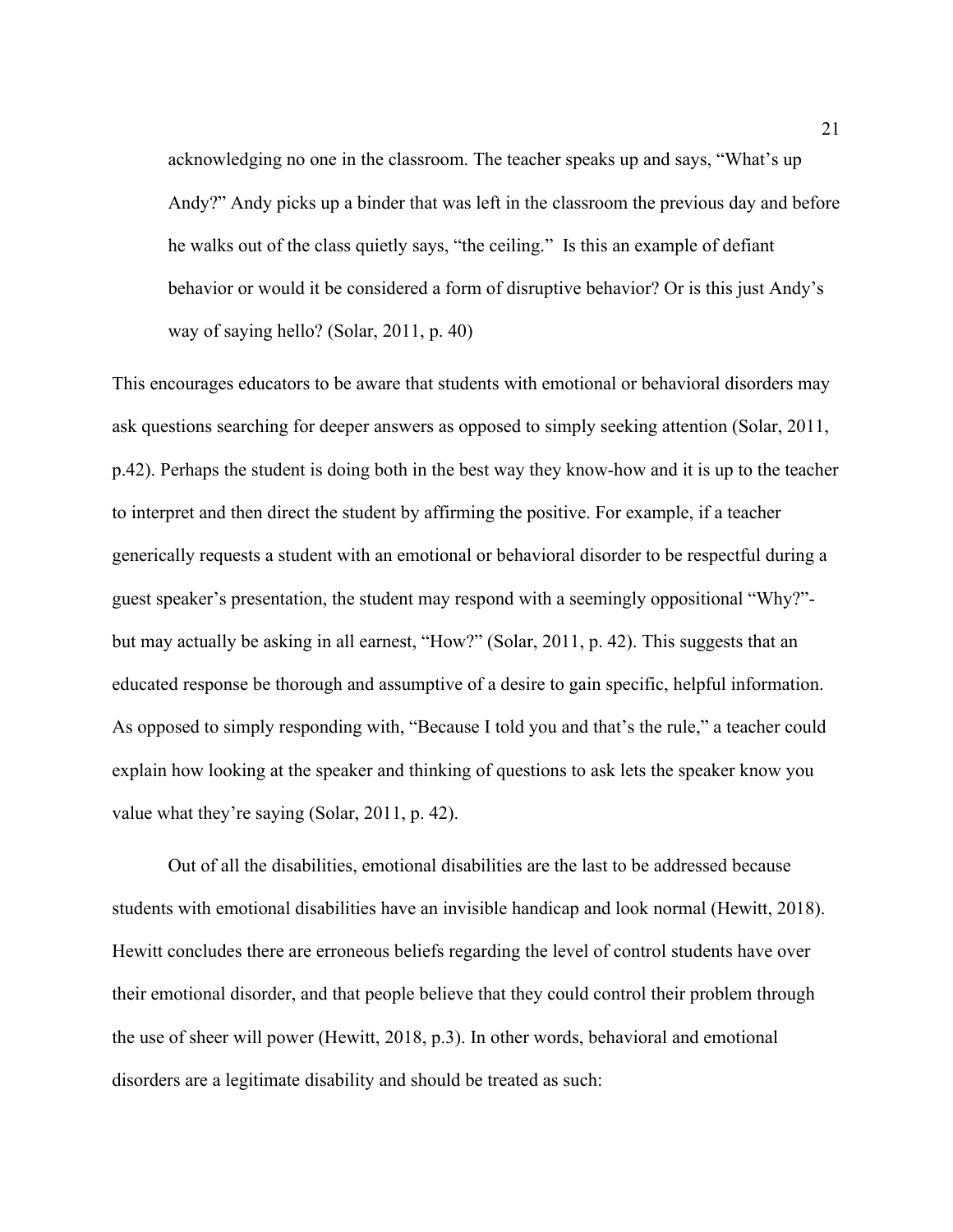> acknowledging no one in the classroom. The teacher speaks up and says, "What's up Andy?" Andy picks up a binder that was left in the classroom the previous day and before he walks out of the class quietly says, "the ceiling." Is this an example of defiant behavior or would it be considered a form of disruptive behavior? Or is this just Andy's way of saying hello? (Solar, 2011, p. 40)

This encourages educators to be aware that students with emotional or behavioral disorders may ask questions searching for deeper answers as opposed to simply seeking attention (Solar, 2011, p.42). Perhaps the student is doing both in the best way they know-how and it is up to the teacher to interpret and then direct the student by affirming the positive. For example, if a teacher generically requests a student with an emotional or behavioral disorder to be respectful during a guest speaker's presentation, the student may respond with a seemingly oppositional "Why?"- but may actually be asking in all earnest, "How?" (Solar, 2011, p. 42). This suggests that an educated response be thorough and assumptive of a desire to gain specific, helpful information. As opposed to simply responding with, "Because I told you and that's the rule," a teacher could explain how looking at the speaker and thinking of questions to ask lets the speaker know you value what they're saying (Solar, 2011, p. 42).

Out of all the disabilities, emotional disabilities are the last to be addressed because students with emotional disabilities have an invisible handicap and look normal (Hewitt, 2018). Hewitt concludes there are erroneous beliefs regarding the level of control students have over their emotional disorder, and that people believe that they could control their problem through the use of sheer will power (Hewitt, 2018, p.3). In other words, behavioral and emotional disorders are a legitimate disability and should be treated as such: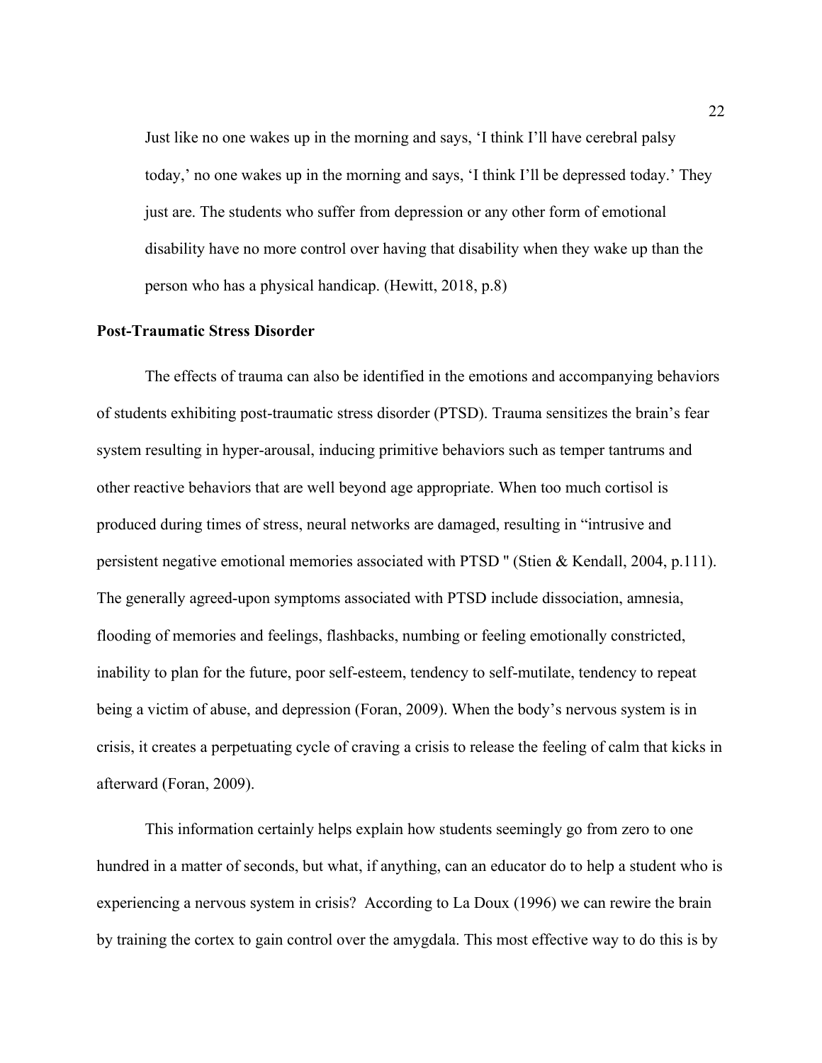> Just like no one wakes up in the morning and says, 'I think I'll have cerebral palsy today,' no one wakes up in the morning and says, 'I think I'll be depressed today.' They just are. The students who suffer from depression or any other form of emotional disability have no more control over having that disability when they wake up than the person who has a physical handicap. (Hewitt, 2018, p.8)

**Post-Traumatic Stress Disorder**

The effects of trauma can also be identified in the emotions and accompanying behaviors of students exhibiting post-traumatic stress disorder (PTSD). Trauma sensitizes the brain's fear system resulting in hyper-arousal, inducing primitive behaviors such as temper tantrums and other reactive behaviors that are well beyond age appropriate. When too much cortisol is produced during times of stress, neural networks are damaged, resulting in "intrusive and persistent negative emotional memories associated with PTSD " (Stien & Kendall, 2004, p.111). The generally agreed-upon symptoms associated with PTSD include dissociation, amnesia, flooding of memories and feelings, flashbacks, numbing or feeling emotionally constricted, inability to plan for the future, poor self-esteem, tendency to self-mutilate, tendency to repeat being a victim of abuse, and depression (Foran, 2009). When the body's nervous system is in crisis, it creates a perpetuating cycle of craving a crisis to release the feeling of calm that kicks in afterward (Foran, 2009).

This information certainly helps explain how students seemingly go from zero to one hundred in a matter of seconds, but what, if anything, can an educator do to help a student who is experiencing a nervous system in crisis? According to La Doux (1996) we can rewire the brain by training the cortex to gain control over the amygdala. This most effective way to do this is by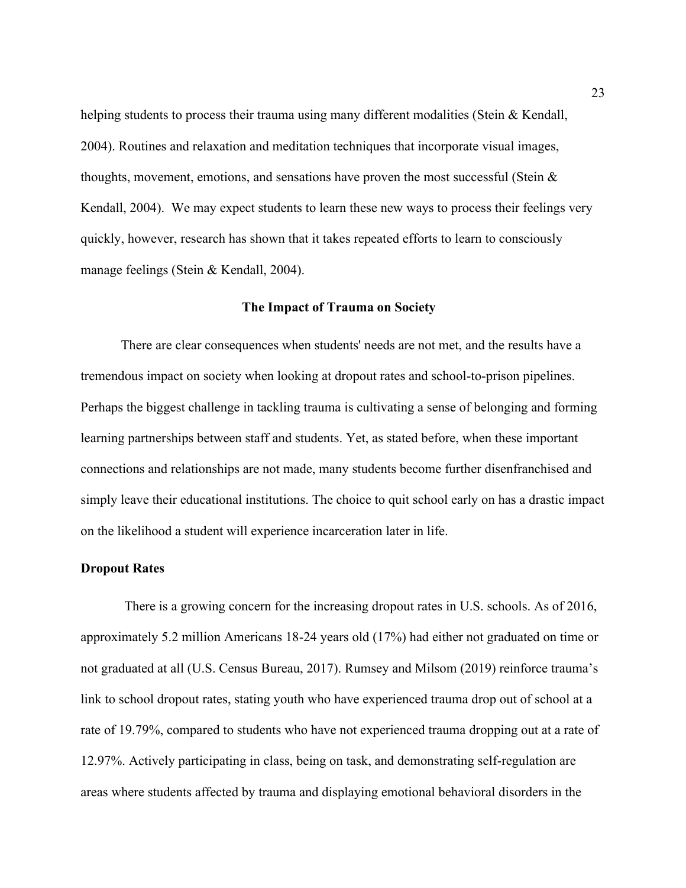helping students to process their trauma using many different modalities (Stein & Kendall, 2004). Routines and relaxation and meditation techniques that incorporate visual images, thoughts, movement, emotions, and sensations have proven the most successful (Stein & Kendall, 2004). We may expect students to learn these new ways to process their feelings very quickly, however, research has shown that it takes repeated efforts to learn to consciously manage feelings (Stein & Kendall, 2004).

## The Impact of Trauma on Society

There are clear consequences when students' needs are not met, and the results have a tremendous impact on society when looking at dropout rates and school-to-prison pipelines. Perhaps the biggest challenge in tackling trauma is cultivating a sense of belonging and forming learning partnerships between staff and students. Yet, as stated before, when these important connections and relationships are not made, many students become further disenfranchised and simply leave their educational institutions. The choice to quit school early on has a drastic impact on the likelihood a student will experience incarceration later in life.

### Dropout Rates

There is a growing concern for the increasing dropout rates in U.S. schools. As of 2016, approximately 5.2 million Americans 18-24 years old (17%) had either not graduated on time or not graduated at all (U.S. Census Bureau, 2017). Rumsey and Milsom (2019) reinforce trauma's link to school dropout rates, stating youth who have experienced trauma drop out of school at a rate of 19.79%, compared to students who have not experienced trauma dropping out at a rate of 12.97%. Actively participating in class, being on task, and demonstrating self-regulation are areas where students affected by trauma and displaying emotional behavioral disorders in the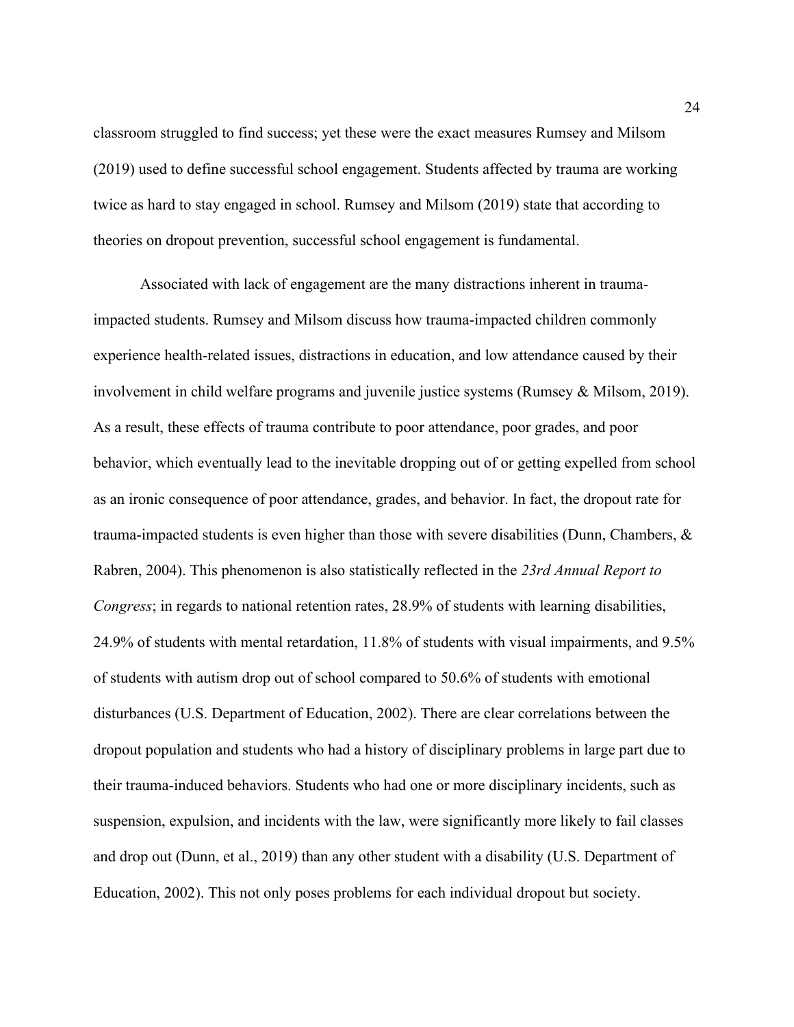classroom struggled to find success; yet these were the exact measures Rumsey and Milsom (2019) used to define successful school engagement. Students affected by trauma are working twice as hard to stay engaged in school. Rumsey and Milsom (2019) state that according to theories on dropout prevention, successful school engagement is fundamental.

Associated with lack of engagement are the many distractions inherent in trauma-impacted students. Rumsey and Milsom discuss how trauma-impacted children commonly experience health-related issues, distractions in education, and low attendance caused by their involvement in child welfare programs and juvenile justice systems (Rumsey & Milsom, 2019). As a result, these effects of trauma contribute to poor attendance, poor grades, and poor behavior, which eventually lead to the inevitable dropping out of or getting expelled from school as an ironic consequence of poor attendance, grades, and behavior. In fact, the dropout rate for trauma-impacted students is even higher than those with severe disabilities (Dunn, Chambers, & Rabren, 2004). This phenomenon is also statistically reflected in the *23rd Annual Report to Congress*; in regards to national retention rates, 28.9% of students with learning disabilities, 24.9% of students with mental retardation, 11.8% of students with visual impairments, and 9.5% of students with autism drop out of school compared to 50.6% of students with emotional disturbances (U.S. Department of Education, 2002). There are clear correlations between the dropout population and students who had a history of disciplinary problems in large part due to their trauma-induced behaviors. Students who had one or more disciplinary incidents, such as suspension, expulsion, and incidents with the law, were significantly more likely to fail classes and drop out (Dunn, et al., 2019) than any other student with a disability (U.S. Department of Education, 2002). This not only poses problems for each individual dropout but society.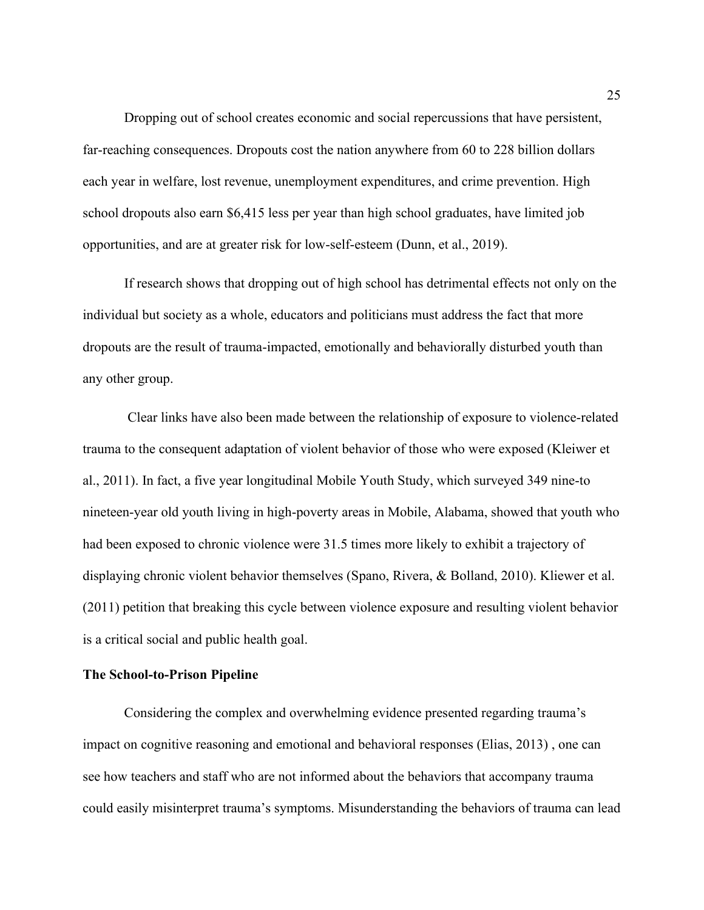Dropping out of school creates economic and social repercussions that have persistent, far-reaching consequences. Dropouts cost the nation anywhere from 60 to 228 billion dollars each year in welfare, lost revenue, unemployment expenditures, and crime prevention. High school dropouts also earn $6,415 less per year than high school graduates, have limited job opportunities, and are at greater risk for low-self-esteem (Dunn, et al., 2019).

If research shows that dropping out of high school has detrimental effects not only on the individual but society as a whole, educators and politicians must address the fact that more dropouts are the result of trauma-impacted, emotionally and behaviorally disturbed youth than any other group.

Clear links have also been made between the relationship of exposure to violence-related trauma to the consequent adaptation of violent behavior of those who were exposed (Kleiwer et al., 2011). In fact, a five year longitudinal Mobile Youth Study, which surveyed 349 nine-to nineteen-year old youth living in high-poverty areas in Mobile, Alabama, showed that youth who had been exposed to chronic violence were 31.5 times more likely to exhibit a trajectory of displaying chronic violent behavior themselves (Spano, Rivera, & Bolland, 2010). Kliewer et al. (2011) petition that breaking this cycle between violence exposure and resulting violent behavior is a critical social and public health goal.

**The School-to-Prison Pipeline**

Considering the complex and overwhelming evidence presented regarding trauma's impact on cognitive reasoning and emotional and behavioral responses (Elias, 2013) , one can see how teachers and staff who are not informed about the behaviors that accompany trauma could easily misinterpret trauma's symptoms. Misunderstanding the behaviors of trauma can lead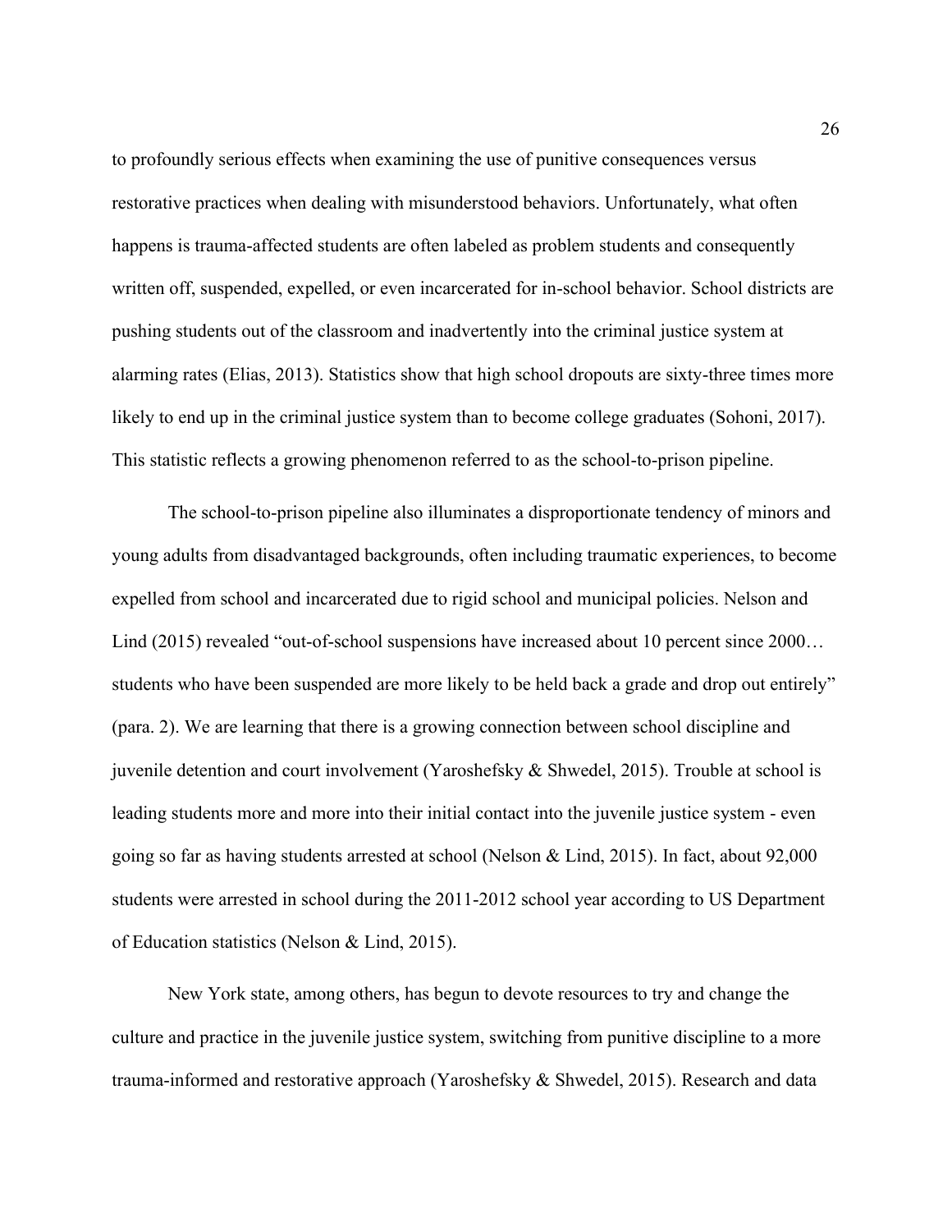to profoundly serious effects when examining the use of punitive consequences versus restorative practices when dealing with misunderstood behaviors. Unfortunately, what often happens is trauma-affected students are often labeled as problem students and consequently written off, suspended, expelled, or even incarcerated for in-school behavior. School districts are pushing students out of the classroom and inadvertently into the criminal justice system at alarming rates (Elias, 2013). Statistics show that high school dropouts are sixty-three times more likely to end up in the criminal justice system than to become college graduates (Sohoni, 2017). This statistic reflects a growing phenomenon referred to as the school-to-prison pipeline.

The school-to-prison pipeline also illuminates a disproportionate tendency of minors and young adults from disadvantaged backgrounds, often including traumatic experiences, to become expelled from school and incarcerated due to rigid school and municipal policies. Nelson and Lind (2015) revealed "out-of-school suspensions have increased about 10 percent since 2000… students who have been suspended are more likely to be held back a grade and drop out entirely" (para. 2). We are learning that there is a growing connection between school discipline and juvenile detention and court involvement (Yaroshefsky & Shwedel, 2015). Trouble at school is leading students more and more into their initial contact into the juvenile justice system - even going so far as having students arrested at school (Nelson & Lind, 2015). In fact, about 92,000 students were arrested in school during the 2011-2012 school year according to US Department of Education statistics (Nelson & Lind, 2015).

New York state, among others, has begun to devote resources to try and change the culture and practice in the juvenile justice system, switching from punitive discipline to a more trauma-informed and restorative approach (Yaroshefsky & Shwedel, 2015). Research and data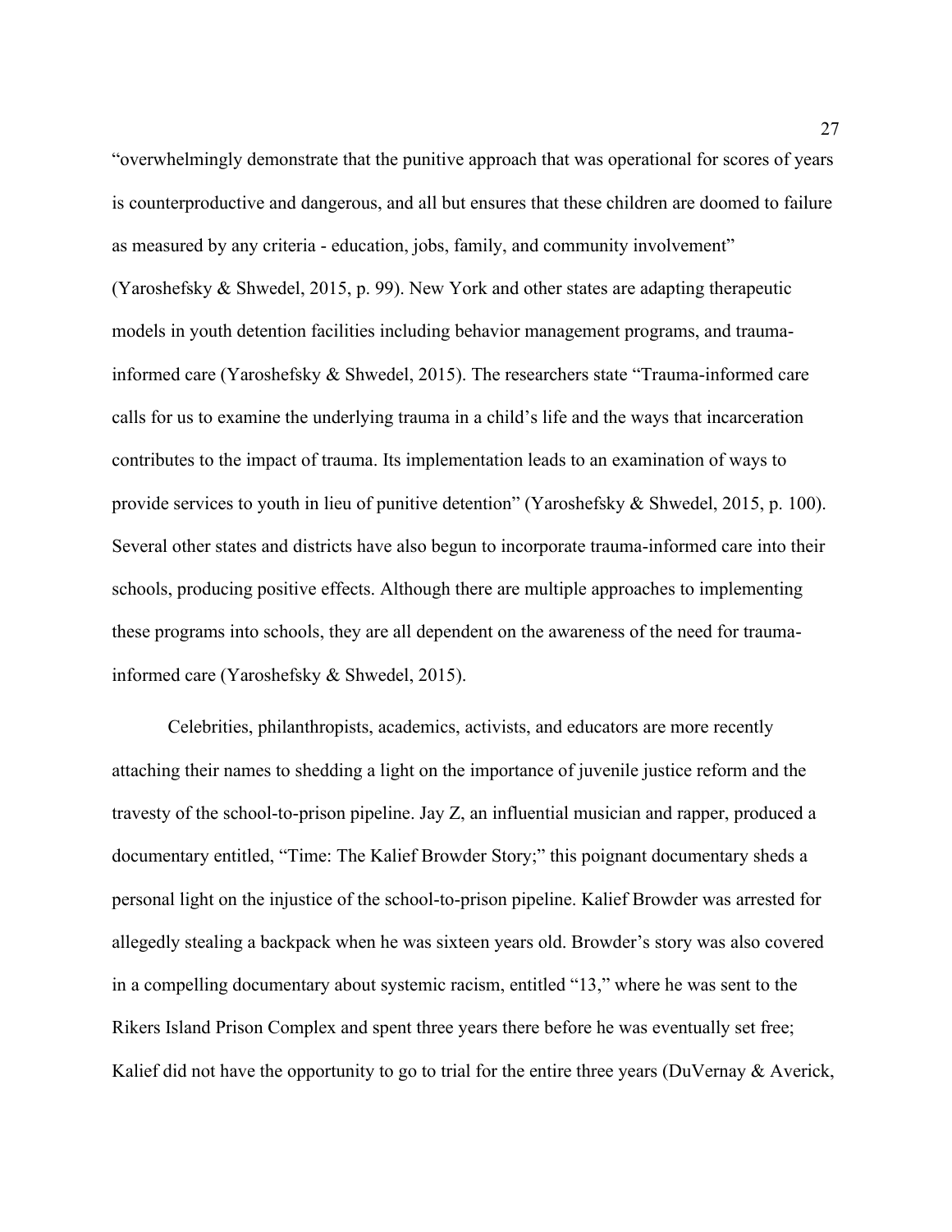"overwhelmingly demonstrate that the punitive approach that was operational for scores of years is counterproductive and dangerous, and all but ensures that these children are doomed to failure as measured by any criteria - education, jobs, family, and community involvement" (Yaroshefsky & Shwedel, 2015, p. 99). New York and other states are adapting therapeutic models in youth detention facilities including behavior management programs, and trauma-informed care (Yaroshefsky & Shwedel, 2015). The researchers state "Trauma-informed care calls for us to examine the underlying trauma in a child's life and the ways that incarceration contributes to the impact of trauma. Its implementation leads to an examination of ways to provide services to youth in lieu of punitive detention" (Yaroshefsky & Shwedel, 2015, p. 100). Several other states and districts have also begun to incorporate trauma-informed care into their schools, producing positive effects. Although there are multiple approaches to implementing these programs into schools, they are all dependent on the awareness of the need for trauma-informed care (Yaroshefsky & Shwedel, 2015).

Celebrities, philanthropists, academics, activists, and educators are more recently attaching their names to shedding a light on the importance of juvenile justice reform and the travesty of the school-to-prison pipeline. Jay Z, an influential musician and rapper, produced a documentary entitled, "Time: The Kalief Browder Story;" this poignant documentary sheds a personal light on the injustice of the school-to-prison pipeline. Kalief Browder was arrested for allegedly stealing a backpack when he was sixteen years old. Browder's story was also covered in a compelling documentary about systemic racism, entitled "13," where he was sent to the Rikers Island Prison Complex and spent three years there before he was eventually set free; Kalief did not have the opportunity to go to trial for the entire three years (DuVernay & Averick,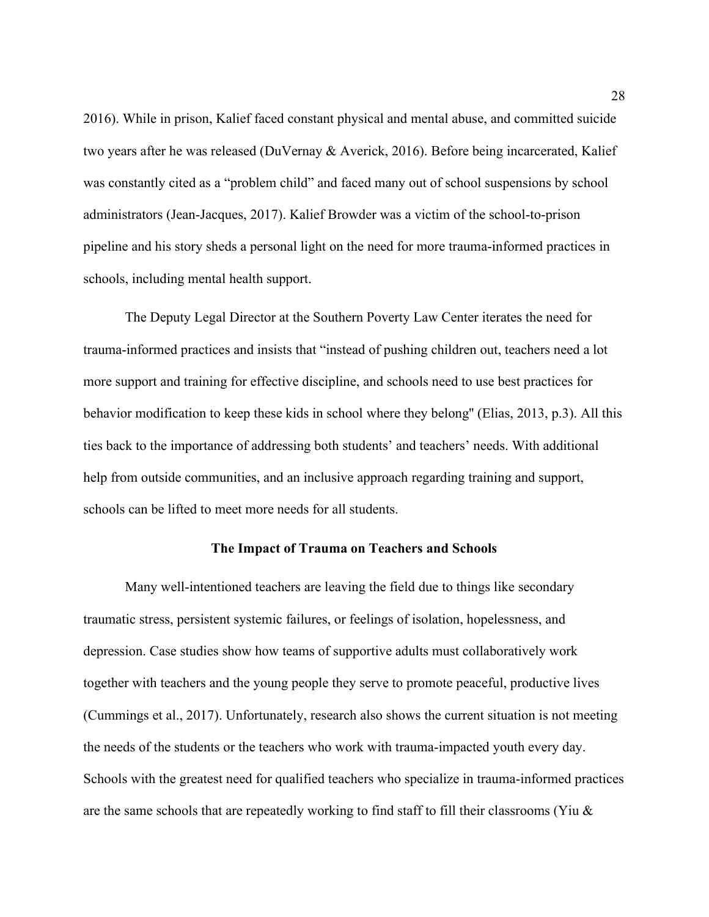2016). While in prison, Kalief faced constant physical and mental abuse, and committed suicide two years after he was released (DuVernay & Averick, 2016). Before being incarcerated, Kalief was constantly cited as a "problem child" and faced many out of school suspensions by school administrators (Jean-Jacques, 2017). Kalief Browder was a victim of the school-to-prison pipeline and his story sheds a personal light on the need for more trauma-informed practices in schools, including mental health support.

The Deputy Legal Director at the Southern Poverty Law Center iterates the need for trauma-informed practices and insists that "instead of pushing children out, teachers need a lot more support and training for effective discipline, and schools need to use best practices for behavior modification to keep these kids in school where they belong" (Elias, 2013, p.3). All this ties back to the importance of addressing both students' and teachers' needs. With additional help from outside communities, and an inclusive approach regarding training and support, schools can be lifted to meet more needs for all students.

## The Impact of Trauma on Teachers and Schools

Many well-intentioned teachers are leaving the field due to things like secondary traumatic stress, persistent systemic failures, or feelings of isolation, hopelessness, and depression. Case studies show how teams of supportive adults must collaboratively work together with teachers and the young people they serve to promote peaceful, productive lives (Cummings et al., 2017). Unfortunately, research also shows the current situation is not meeting the needs of the students or the teachers who work with trauma-impacted youth every day. Schools with the greatest need for qualified teachers who specialize in trauma-informed practices are the same schools that are repeatedly working to find staff to fill their classrooms (Yiu &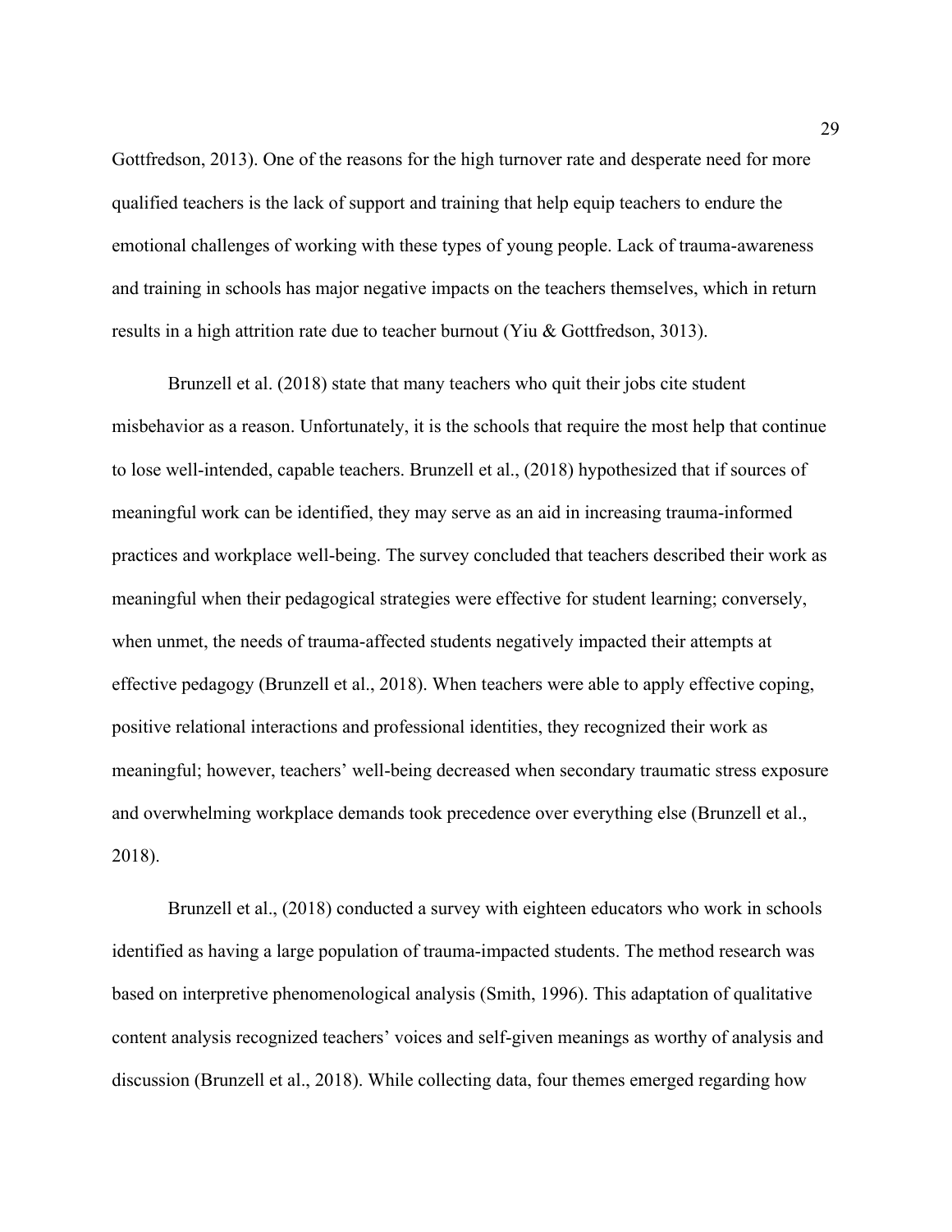Gottfredson, 2013). One of the reasons for the high turnover rate and desperate need for more qualified teachers is the lack of support and training that help equip teachers to endure the emotional challenges of working with these types of young people. Lack of trauma-awareness and training in schools has major negative impacts on the teachers themselves, which in return results in a high attrition rate due to teacher burnout (Yiu & Gottfredson, 3013).

Brunzell et al. (2018) state that many teachers who quit their jobs cite student misbehavior as a reason. Unfortunately, it is the schools that require the most help that continue to lose well-intended, capable teachers. Brunzell et al., (2018) hypothesized that if sources of meaningful work can be identified, they may serve as an aid in increasing trauma-informed practices and workplace well-being. The survey concluded that teachers described their work as meaningful when their pedagogical strategies were effective for student learning; conversely, when unmet, the needs of trauma-affected students negatively impacted their attempts at effective pedagogy (Brunzell et al., 2018). When teachers were able to apply effective coping, positive relational interactions and professional identities, they recognized their work as meaningful; however, teachers' well-being decreased when secondary traumatic stress exposure and overwhelming workplace demands took precedence over everything else (Brunzell et al., 2018).

Brunzell et al., (2018) conducted a survey with eighteen educators who work in schools identified as having a large population of trauma-impacted students. The method research was based on interpretive phenomenological analysis (Smith, 1996). This adaptation of qualitative content analysis recognized teachers' voices and self-given meanings as worthy of analysis and discussion (Brunzell et al., 2018). While collecting data, four themes emerged regarding how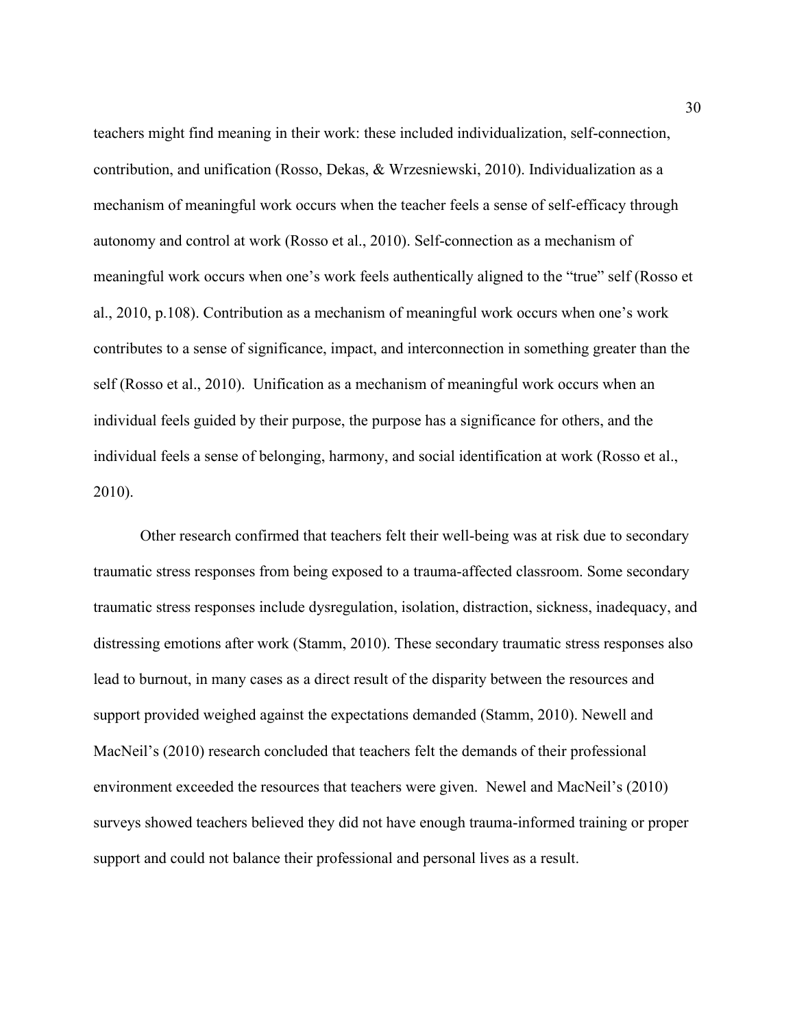teachers might find meaning in their work: these included individualization, self-connection, contribution, and unification (Rosso, Dekas, & Wrzesniewski, 2010). Individualization as a mechanism of meaningful work occurs when the teacher feels a sense of self-efficacy through autonomy and control at work (Rosso et al., 2010). Self-connection as a mechanism of meaningful work occurs when one's work feels authentically aligned to the "true" self (Rosso et al., 2010, p.108). Contribution as a mechanism of meaningful work occurs when one's work contributes to a sense of significance, impact, and interconnection in something greater than the self (Rosso et al., 2010). Unification as a mechanism of meaningful work occurs when an individual feels guided by their purpose, the purpose has a significance for others, and the individual feels a sense of belonging, harmony, and social identification at work (Rosso et al., 2010).

Other research confirmed that teachers felt their well-being was at risk due to secondary traumatic stress responses from being exposed to a trauma-affected classroom. Some secondary traumatic stress responses include dysregulation, isolation, distraction, sickness, inadequacy, and distressing emotions after work (Stamm, 2010). These secondary traumatic stress responses also lead to burnout, in many cases as a direct result of the disparity between the resources and support provided weighed against the expectations demanded (Stamm, 2010). Newell and MacNeil's (2010) research concluded that teachers felt the demands of their professional environment exceeded the resources that teachers were given. Newel and MacNeil's (2010) surveys showed teachers believed they did not have enough trauma-informed training or proper support and could not balance their professional and personal lives as a result.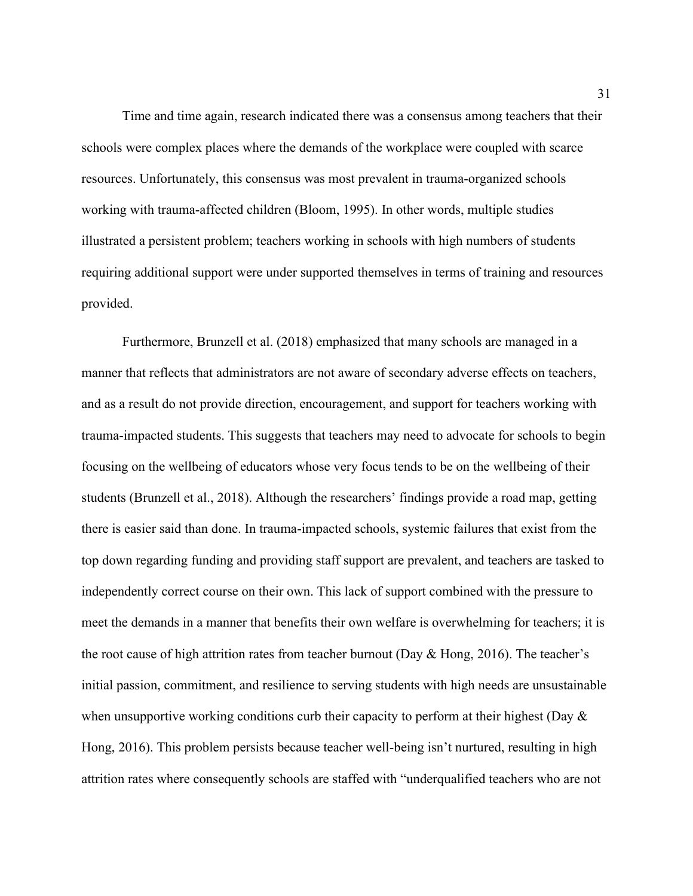Time and time again, research indicated there was a consensus among teachers that their schools were complex places where the demands of the workplace were coupled with scarce resources. Unfortunately, this consensus was most prevalent in trauma-organized schools working with trauma-affected children (Bloom, 1995). In other words, multiple studies illustrated a persistent problem; teachers working in schools with high numbers of students requiring additional support were under supported themselves in terms of training and resources provided.

Furthermore, Brunzell et al. (2018) emphasized that many schools are managed in a manner that reflects that administrators are not aware of secondary adverse effects on teachers, and as a result do not provide direction, encouragement, and support for teachers working with trauma-impacted students. This suggests that teachers may need to advocate for schools to begin focusing on the wellbeing of educators whose very focus tends to be on the wellbeing of their students (Brunzell et al., 2018). Although the researchers' findings provide a road map, getting there is easier said than done. In trauma-impacted schools, systemic failures that exist from the top down regarding funding and providing staff support are prevalent, and teachers are tasked to independently correct course on their own. This lack of support combined with the pressure to meet the demands in a manner that benefits their own welfare is overwhelming for teachers; it is the root cause of high attrition rates from teacher burnout (Day & Hong, 2016). The teacher's initial passion, commitment, and resilience to serving students with high needs are unsustainable when unsupportive working conditions curb their capacity to perform at their highest (Day & Hong, 2016). This problem persists because teacher well-being isn't nurtured, resulting in high attrition rates where consequently schools are staffed with "underqualified teachers who are not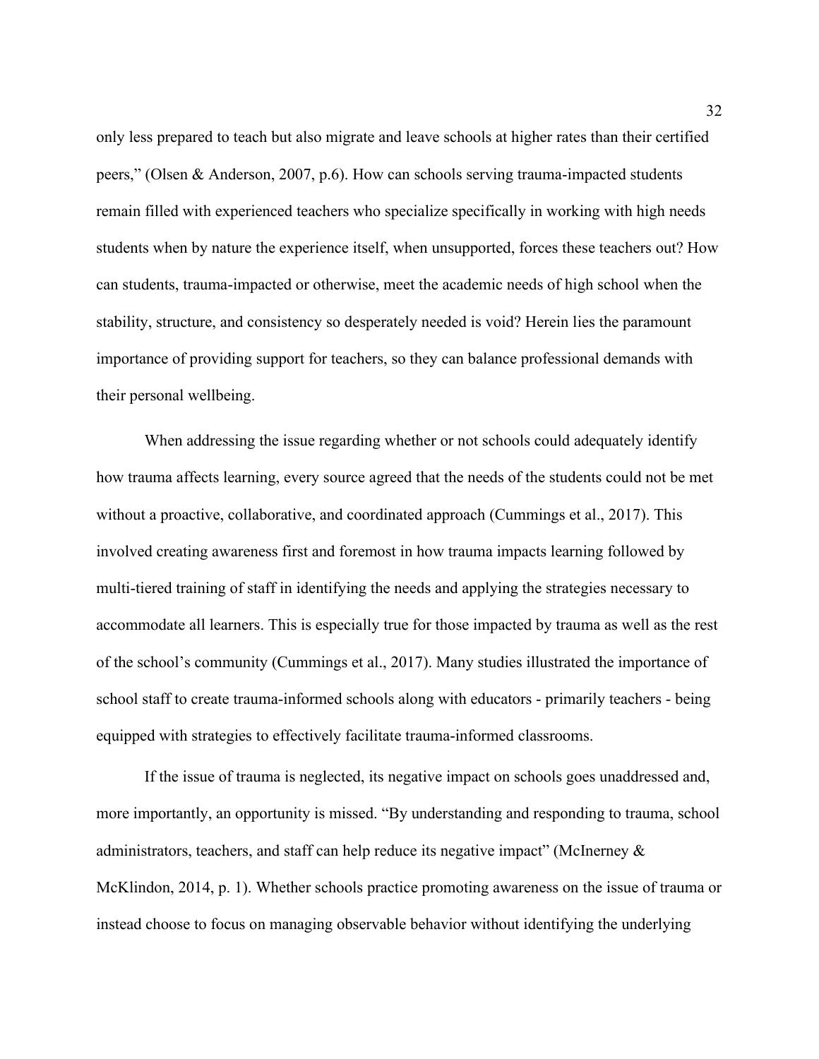only less prepared to teach but also migrate and leave schools at higher rates than their certified peers," (Olsen & Anderson, 2007, p.6). How can schools serving trauma-impacted students remain filled with experienced teachers who specialize specifically in working with high needs students when by nature the experience itself, when unsupported, forces these teachers out? How can students, trauma-impacted or otherwise, meet the academic needs of high school when the stability, structure, and consistency so desperately needed is void? Herein lies the paramount importance of providing support for teachers, so they can balance professional demands with their personal wellbeing.

When addressing the issue regarding whether or not schools could adequately identify how trauma affects learning, every source agreed that the needs of the students could not be met without a proactive, collaborative, and coordinated approach (Cummings et al., 2017). This involved creating awareness first and foremost in how trauma impacts learning followed by multi-tiered training of staff in identifying the needs and applying the strategies necessary to accommodate all learners. This is especially true for those impacted by trauma as well as the rest of the school's community (Cummings et al., 2017). Many studies illustrated the importance of school staff to create trauma-informed schools along with educators - primarily teachers - being equipped with strategies to effectively facilitate trauma-informed classrooms.

If the issue of trauma is neglected, its negative impact on schools goes unaddressed and, more importantly, an opportunity is missed. "By understanding and responding to trauma, school administrators, teachers, and staff can help reduce its negative impact" (McInerney & McKlindon, 2014, p. 1). Whether schools practice promoting awareness on the issue of trauma or instead choose to focus on managing observable behavior without identifying the underlying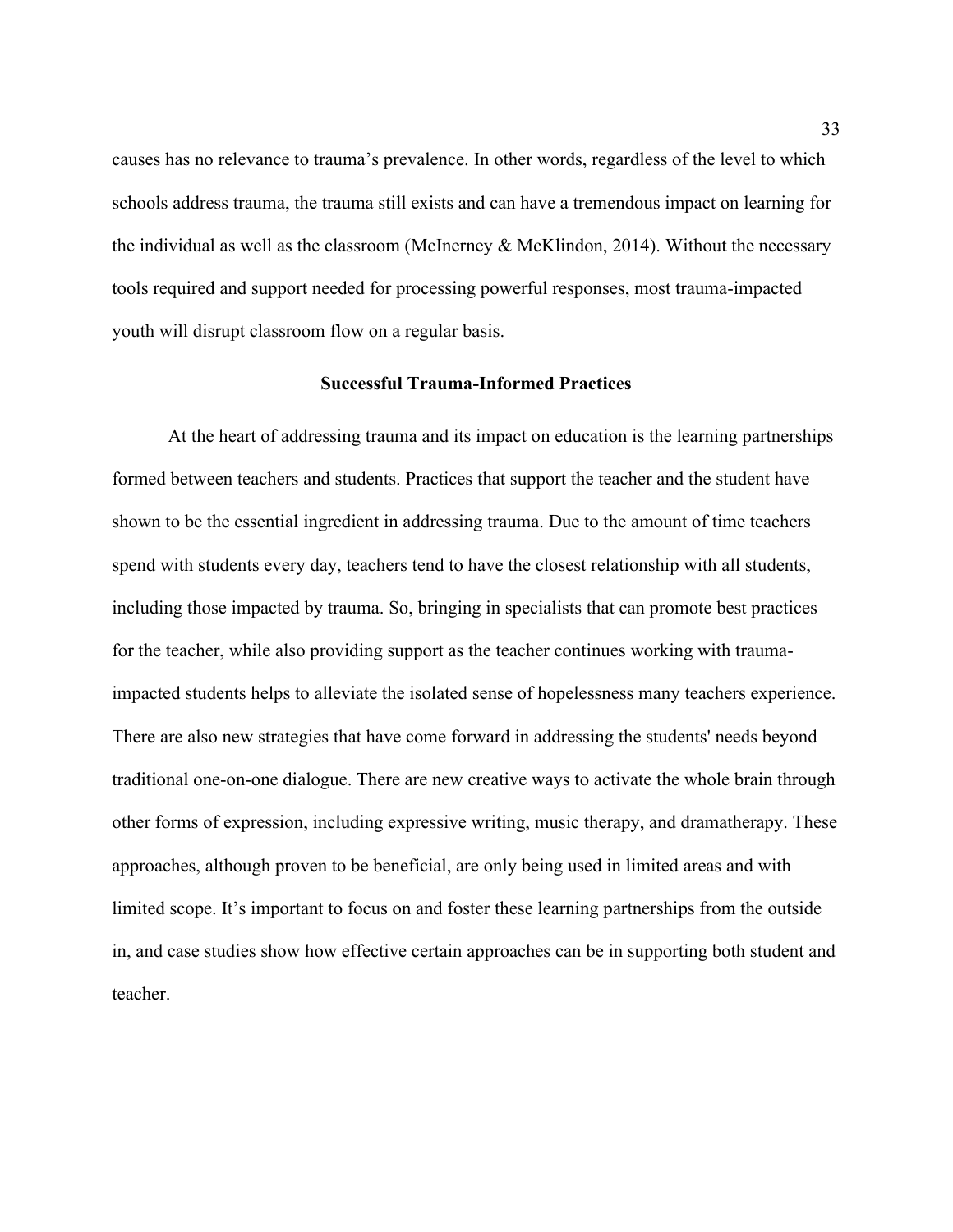causes has no relevance to trauma's prevalence. In other words, regardless of the level to which schools address trauma, the trauma still exists and can have a tremendous impact on learning for the individual as well as the classroom (McInerney & McKlindon, 2014). Without the necessary tools required and support needed for processing powerful responses, most trauma-impacted youth will disrupt classroom flow on a regular basis.

## Successful Trauma-Informed Practices

At the heart of addressing trauma and its impact on education is the learning partnerships formed between teachers and students. Practices that support the teacher and the student have shown to be the essential ingredient in addressing trauma. Due to the amount of time teachers spend with students every day, teachers tend to have the closest relationship with all students, including those impacted by trauma. So, bringing in specialists that can promote best practices for the teacher, while also providing support as the teacher continues working with trauma-impacted students helps to alleviate the isolated sense of hopelessness many teachers experience. There are also new strategies that have come forward in addressing the students' needs beyond traditional one-on-one dialogue. There are new creative ways to activate the whole brain through other forms of expression, including expressive writing, music therapy, and dramatherapy. These approaches, although proven to be beneficial, are only being used in limited areas and with limited scope. It's important to focus on and foster these learning partnerships from the outside in, and case studies show how effective certain approaches can be in supporting both student and teacher.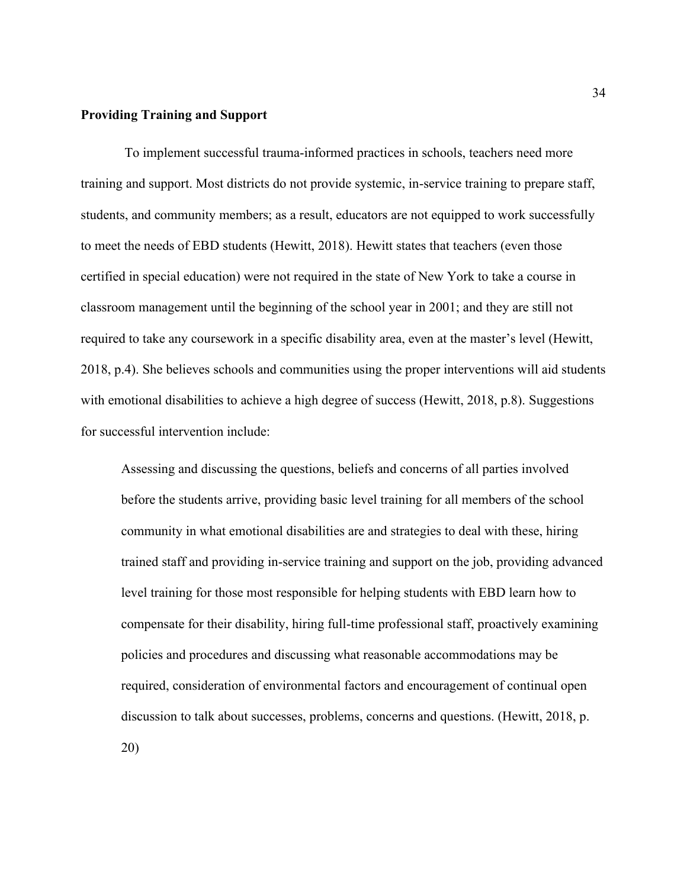**Providing Training and Support**

To implement successful trauma-informed practices in schools, teachers need more training and support. Most districts do not provide systemic, in-service training to prepare staff, students, and community members; as a result, educators are not equipped to work successfully to meet the needs of EBD students (Hewitt, 2018). Hewitt states that teachers (even those certified in special education) were not required in the state of New York to take a course in classroom management until the beginning of the school year in 2001; and they are still not required to take any coursework in a specific disability area, even at the master's level (Hewitt, 2018, p.4). She believes schools and communities using the proper interventions will aid students with emotional disabilities to achieve a high degree of success (Hewitt, 2018, p.8). Suggestions for successful intervention include:

> Assessing and discussing the questions, beliefs and concerns of all parties involved before the students arrive, providing basic level training for all members of the school community in what emotional disabilities are and strategies to deal with these, hiring trained staff and providing in-service training and support on the job, providing advanced level training for those most responsible for helping students with EBD learn how to compensate for their disability, hiring full-time professional staff, proactively examining policies and procedures and discussing what reasonable accommodations may be required, consideration of environmental factors and encouragement of continual open discussion to talk about successes, problems, concerns and questions. (Hewitt, 2018, p. 20)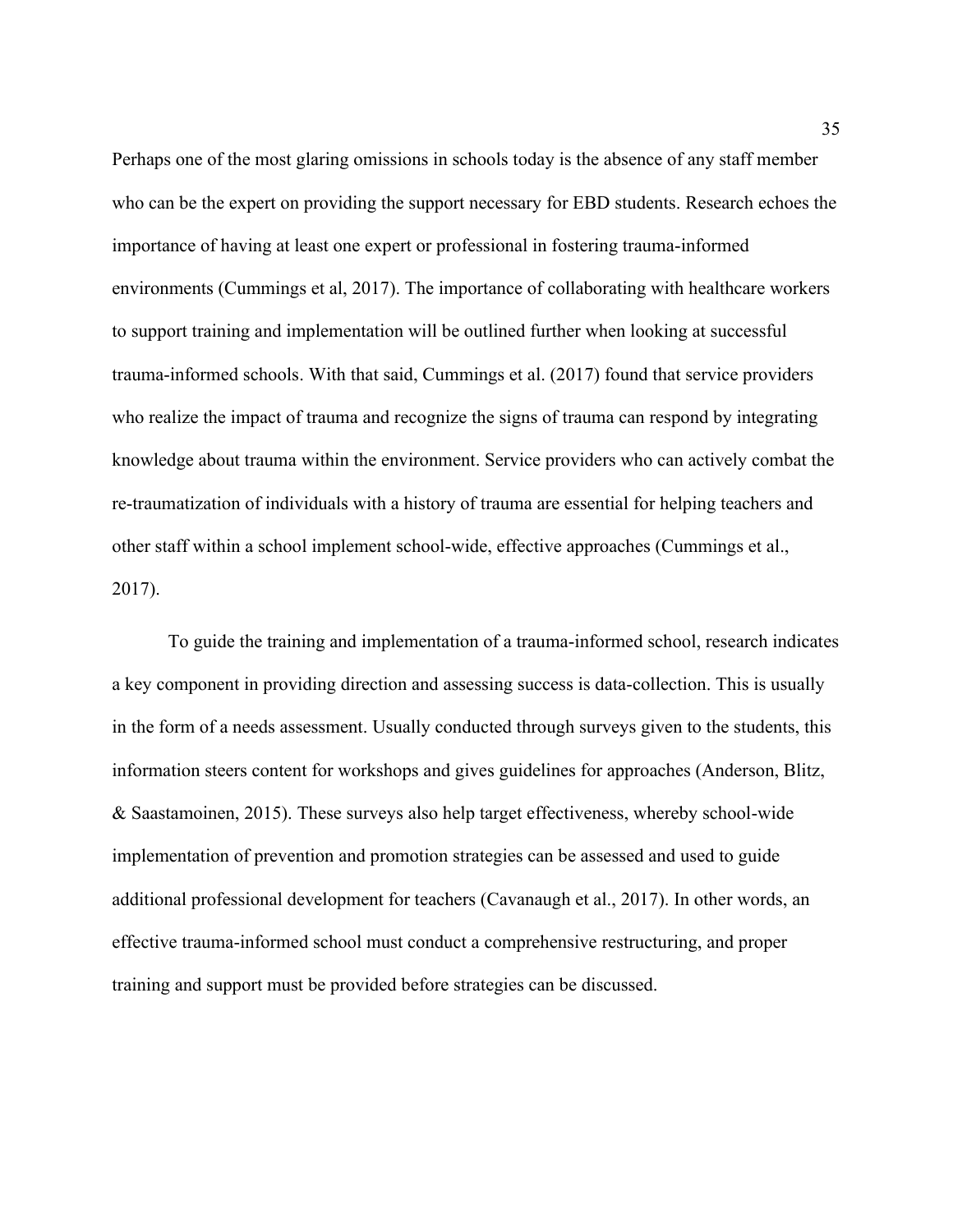Perhaps one of the most glaring omissions in schools today is the absence of any staff member who can be the expert on providing the support necessary for EBD students. Research echoes the importance of having at least one expert or professional in fostering trauma-informed environments (Cummings et al, 2017). The importance of collaborating with healthcare workers to support training and implementation will be outlined further when looking at successful trauma-informed schools. With that said, Cummings et al. (2017) found that service providers who realize the impact of trauma and recognize the signs of trauma can respond by integrating knowledge about trauma within the environment. Service providers who can actively combat the re-traumatization of individuals with a history of trauma are essential for helping teachers and other staff within a school implement school-wide, effective approaches (Cummings et al., 2017).

To guide the training and implementation of a trauma-informed school, research indicates a key component in providing direction and assessing success is data-collection. This is usually in the form of a needs assessment. Usually conducted through surveys given to the students, this information steers content for workshops and gives guidelines for approaches (Anderson, Blitz, & Saastamoinen, 2015). These surveys also help target effectiveness, whereby school-wide implementation of prevention and promotion strategies can be assessed and used to guide additional professional development for teachers (Cavanaugh et al., 2017). In other words, an effective trauma-informed school must conduct a comprehensive restructuring, and proper training and support must be provided before strategies can be discussed.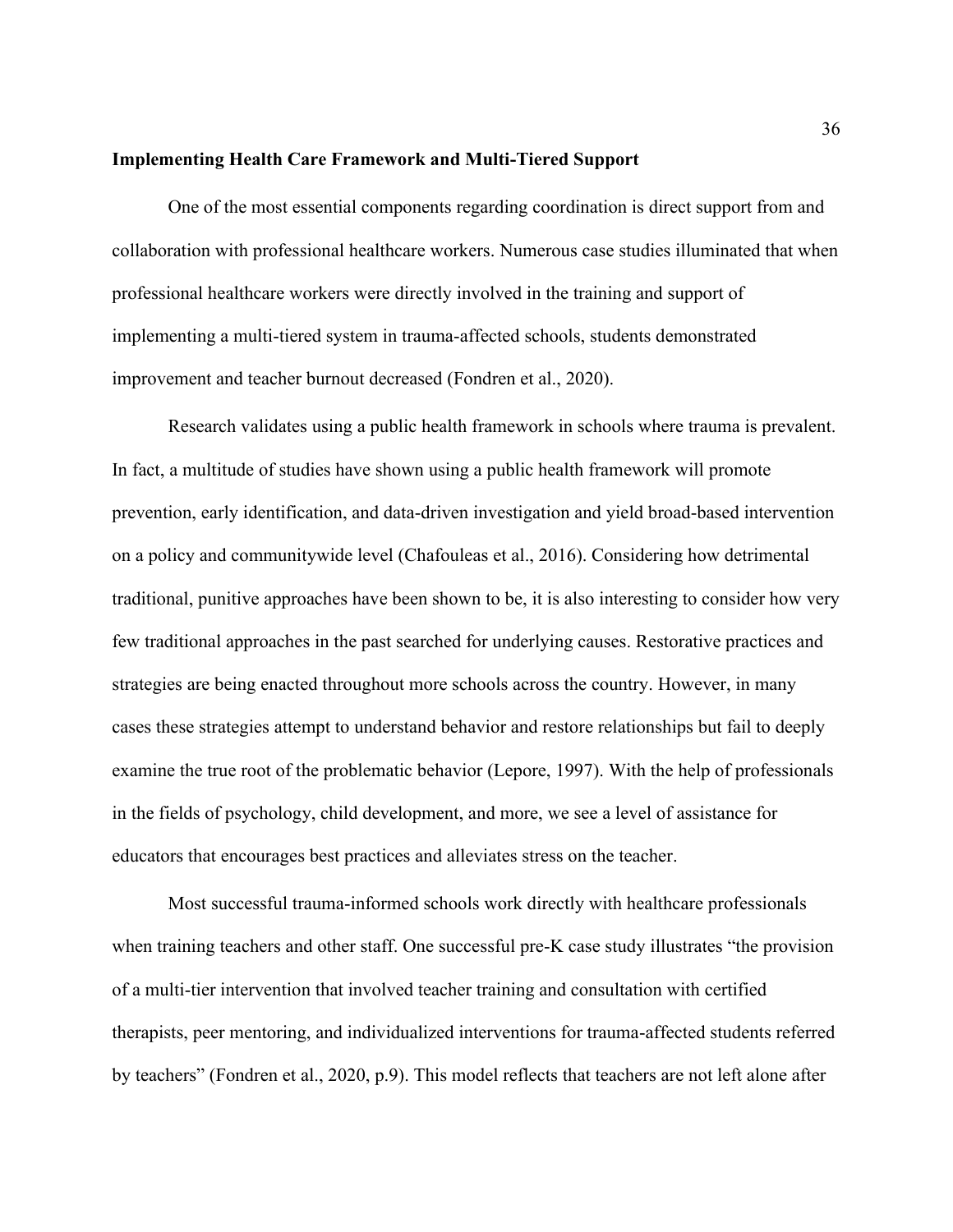**Implementing Health Care Framework and Multi-Tiered Support**

One of the most essential components regarding coordination is direct support from and collaboration with professional healthcare workers. Numerous case studies illuminated that when professional healthcare workers were directly involved in the training and support of implementing a multi-tiered system in trauma-affected schools, students demonstrated improvement and teacher burnout decreased (Fondren et al., 2020).

Research validates using a public health framework in schools where trauma is prevalent. In fact, a multitude of studies have shown using a public health framework will promote prevention, early identification, and data-driven investigation and yield broad-based intervention on a policy and communitywide level (Chafouleas et al., 2016). Considering how detrimental traditional, punitive approaches have been shown to be, it is also interesting to consider how very few traditional approaches in the past searched for underlying causes. Restorative practices and strategies are being enacted throughout more schools across the country. However, in many cases these strategies attempt to understand behavior and restore relationships but fail to deeply examine the true root of the problematic behavior (Lepore, 1997). With the help of professionals in the fields of psychology, child development, and more, we see a level of assistance for educators that encourages best practices and alleviates stress on the teacher.

Most successful trauma-informed schools work directly with healthcare professionals when training teachers and other staff. One successful pre-K case study illustrates "the provision of a multi-tier intervention that involved teacher training and consultation with certified therapists, peer mentoring, and individualized interventions for trauma-affected students referred by teachers" (Fondren et al., 2020, p.9). This model reflects that teachers are not left alone after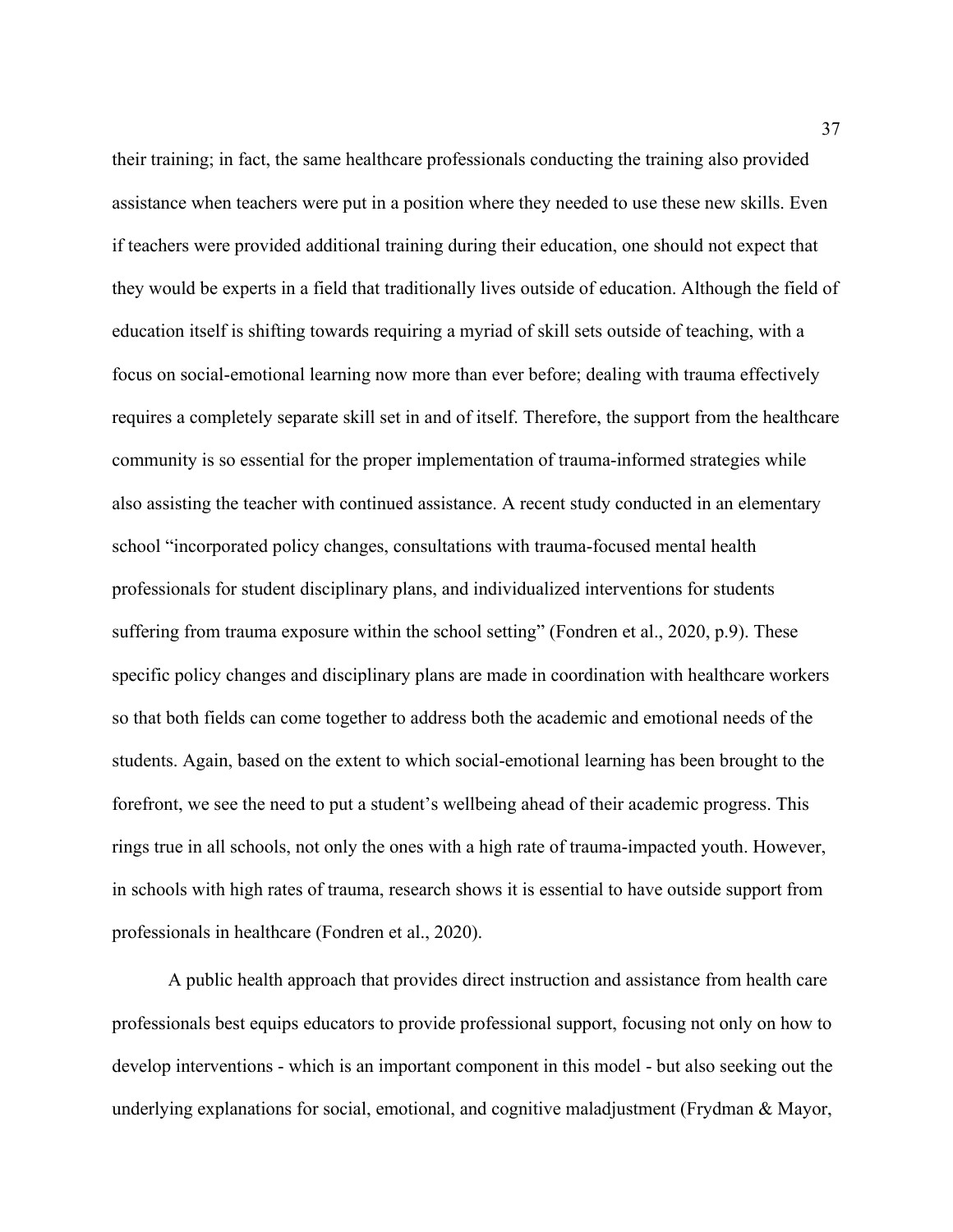their training; in fact, the same healthcare professionals conducting the training also provided assistance when teachers were put in a position where they needed to use these new skills. Even if teachers were provided additional training during their education, one should not expect that they would be experts in a field that traditionally lives outside of education. Although the field of education itself is shifting towards requiring a myriad of skill sets outside of teaching, with a focus on social-emotional learning now more than ever before; dealing with trauma effectively requires a completely separate skill set in and of itself. Therefore, the support from the healthcare community is so essential for the proper implementation of trauma-informed strategies while also assisting the teacher with continued assistance. A recent study conducted in an elementary school "incorporated policy changes, consultations with trauma-focused mental health professionals for student disciplinary plans, and individualized interventions for students suffering from trauma exposure within the school setting" (Fondren et al., 2020, p.9). These specific policy changes and disciplinary plans are made in coordination with healthcare workers so that both fields can come together to address both the academic and emotional needs of the students. Again, based on the extent to which social-emotional learning has been brought to the forefront, we see the need to put a student's wellbeing ahead of their academic progress. This rings true in all schools, not only the ones with a high rate of trauma-impacted youth. However, in schools with high rates of trauma, research shows it is essential to have outside support from professionals in healthcare (Fondren et al., 2020).

A public health approach that provides direct instruction and assistance from health care professionals best equips educators to provide professional support, focusing not only on how to develop interventions - which is an important component in this model - but also seeking out the underlying explanations for social, emotional, and cognitive maladjustment (Frydman & Mayor,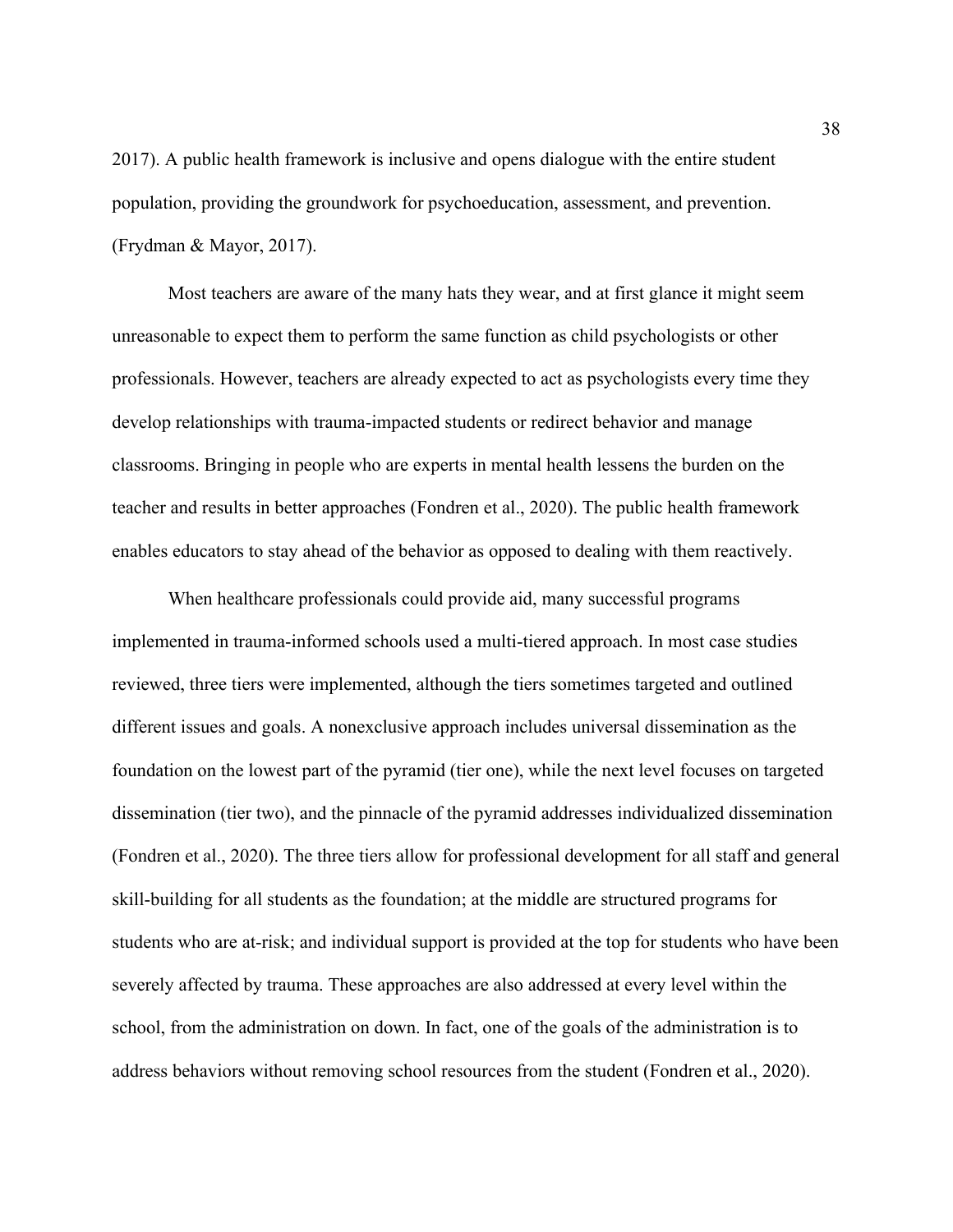2017). A public health framework is inclusive and opens dialogue with the entire student population, providing the groundwork for psychoeducation, assessment, and prevention. (Frydman & Mayor, 2017).

Most teachers are aware of the many hats they wear, and at first glance it might seem unreasonable to expect them to perform the same function as child psychologists or other professionals. However, teachers are already expected to act as psychologists every time they develop relationships with trauma-impacted students or redirect behavior and manage classrooms. Bringing in people who are experts in mental health lessens the burden on the teacher and results in better approaches (Fondren et al., 2020). The public health framework enables educators to stay ahead of the behavior as opposed to dealing with them reactively.

When healthcare professionals could provide aid, many successful programs implemented in trauma-informed schools used a multi-tiered approach. In most case studies reviewed, three tiers were implemented, although the tiers sometimes targeted and outlined different issues and goals. A nonexclusive approach includes universal dissemination as the foundation on the lowest part of the pyramid (tier one), while the next level focuses on targeted dissemination (tier two), and the pinnacle of the pyramid addresses individualized dissemination (Fondren et al., 2020). The three tiers allow for professional development for all staff and general skill-building for all students as the foundation; at the middle are structured programs for students who are at-risk; and individual support is provided at the top for students who have been severely affected by trauma. These approaches are also addressed at every level within the school, from the administration on down. In fact, one of the goals of the administration is to address behaviors without removing school resources from the student (Fondren et al., 2020).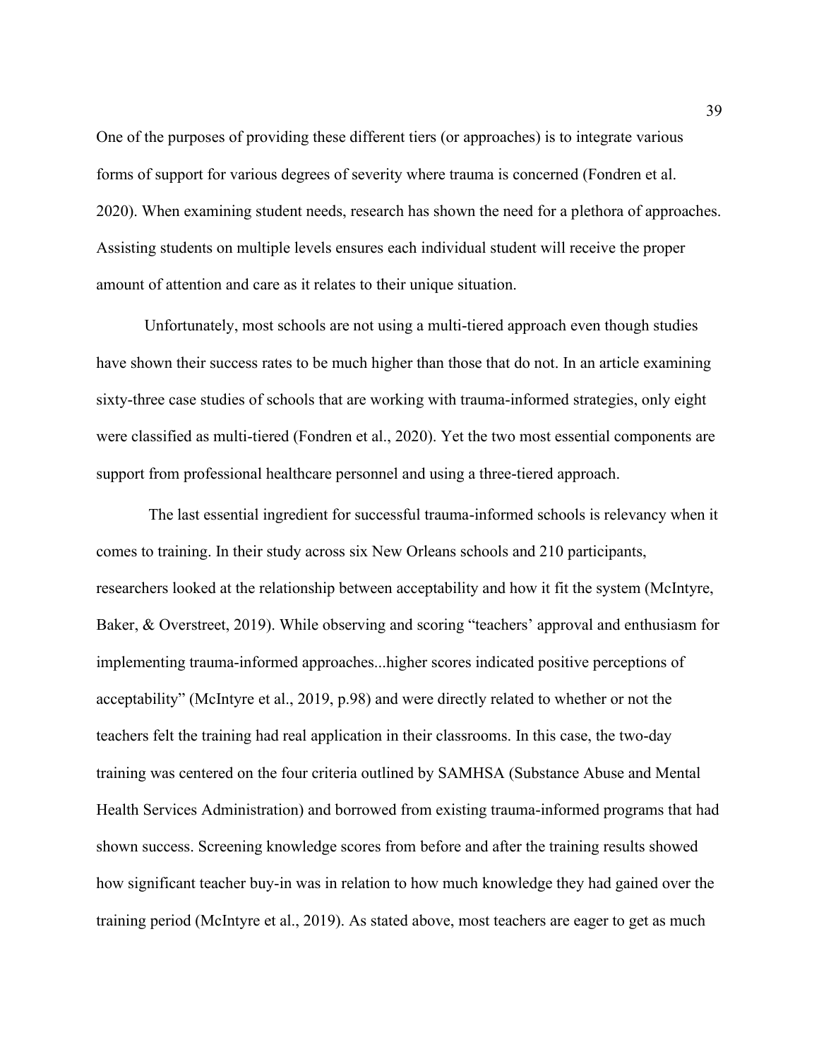One of the purposes of providing these different tiers (or approaches) is to integrate various forms of support for various degrees of severity where trauma is concerned (Fondren et al. 2020). When examining student needs, research has shown the need for a plethora of approaches. Assisting students on multiple levels ensures each individual student will receive the proper amount of attention and care as it relates to their unique situation.

Unfortunately, most schools are not using a multi-tiered approach even though studies have shown their success rates to be much higher than those that do not. In an article examining sixty-three case studies of schools that are working with trauma-informed strategies, only eight were classified as multi-tiered (Fondren et al., 2020). Yet the two most essential components are support from professional healthcare personnel and using a three-tiered approach.

The last essential ingredient for successful trauma-informed schools is relevancy when it comes to training. In their study across six New Orleans schools and 210 participants, researchers looked at the relationship between acceptability and how it fit the system (McIntyre, Baker, & Overstreet, 2019). While observing and scoring "teachers' approval and enthusiasm for implementing trauma-informed approaches...higher scores indicated positive perceptions of acceptability" (McIntyre et al., 2019, p.98) and were directly related to whether or not the teachers felt the training had real application in their classrooms. In this case, the two-day training was centered on the four criteria outlined by SAMHSA (Substance Abuse and Mental Health Services Administration) and borrowed from existing trauma-informed programs that had shown success. Screening knowledge scores from before and after the training results showed how significant teacher buy-in was in relation to how much knowledge they had gained over the training period (McIntyre et al., 2019). As stated above, most teachers are eager to get as much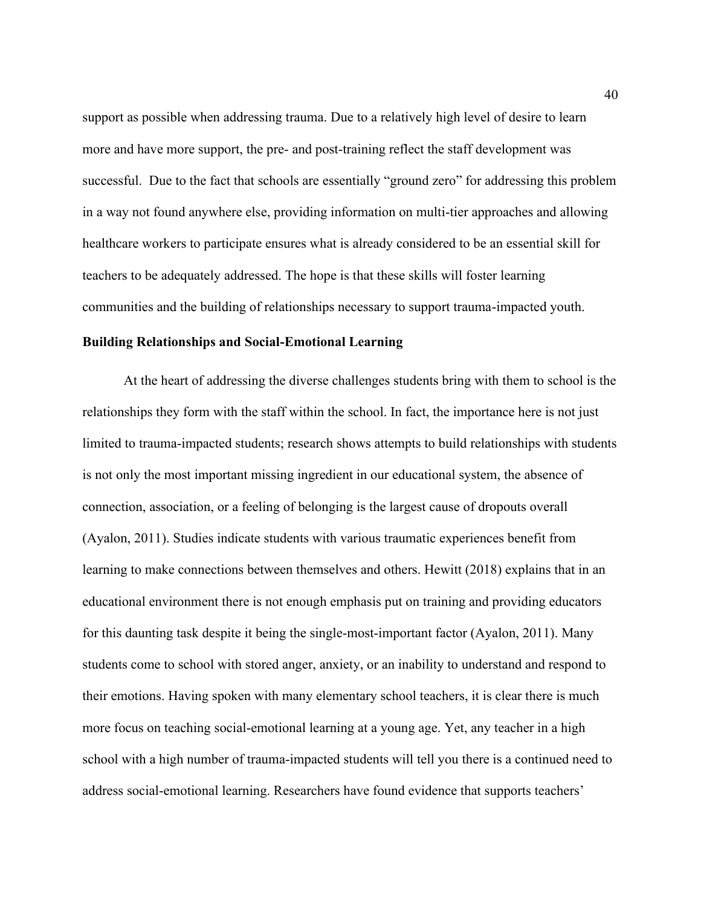support as possible when addressing trauma. Due to a relatively high level of desire to learn more and have more support, the pre- and post-training reflect the staff development was successful. Due to the fact that schools are essentially "ground zero" for addressing this problem in a way not found anywhere else, providing information on multi-tier approaches and allowing healthcare workers to participate ensures what is already considered to be an essential skill for teachers to be adequately addressed. The hope is that these skills will foster learning communities and the building of relationships necessary to support trauma-impacted youth.

**Building Relationships and Social-Emotional Learning**

At the heart of addressing the diverse challenges students bring with them to school is the relationships they form with the staff within the school. In fact, the importance here is not just limited to trauma-impacted students; research shows attempts to build relationships with students is not only the most important missing ingredient in our educational system, the absence of connection, association, or a feeling of belonging is the largest cause of dropouts overall (Ayalon, 2011). Studies indicate students with various traumatic experiences benefit from learning to make connections between themselves and others. Hewitt (2018) explains that in an educational environment there is not enough emphasis put on training and providing educators for this daunting task despite it being the single-most-important factor (Ayalon, 2011). Many students come to school with stored anger, anxiety, or an inability to understand and respond to their emotions. Having spoken with many elementary school teachers, it is clear there is much more focus on teaching social-emotional learning at a young age. Yet, any teacher in a high school with a high number of trauma-impacted students will tell you there is a continued need to address social-emotional learning. Researchers have found evidence that supports teachers'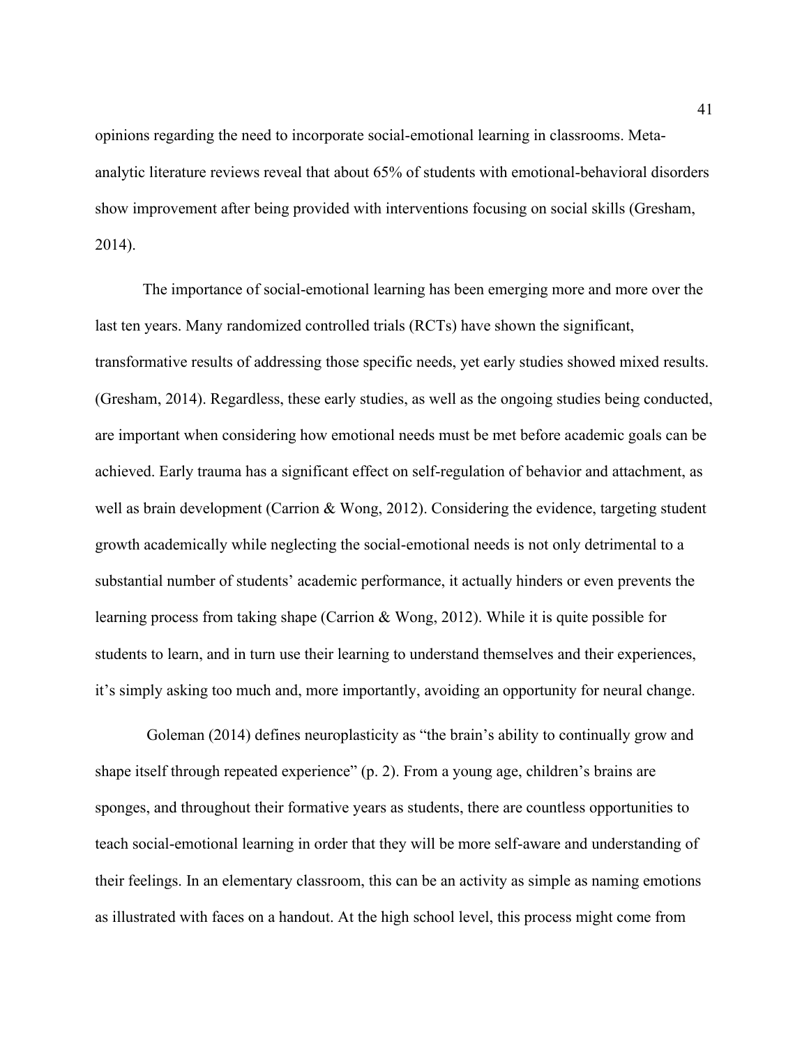opinions regarding the need to incorporate social-emotional learning in classrooms. Meta-analytic literature reviews reveal that about 65% of students with emotional-behavioral disorders show improvement after being provided with interventions focusing on social skills (Gresham, 2014).

The importance of social-emotional learning has been emerging more and more over the last ten years. Many randomized controlled trials (RCTs) have shown the significant, transformative results of addressing those specific needs, yet early studies showed mixed results. (Gresham, 2014). Regardless, these early studies, as well as the ongoing studies being conducted, are important when considering how emotional needs must be met before academic goals can be achieved. Early trauma has a significant effect on self-regulation of behavior and attachment, as well as brain development (Carrion & Wong, 2012). Considering the evidence, targeting student growth academically while neglecting the social-emotional needs is not only detrimental to a substantial number of students' academic performance, it actually hinders or even prevents the learning process from taking shape (Carrion & Wong, 2012). While it is quite possible for students to learn, and in turn use their learning to understand themselves and their experiences, it's simply asking too much and, more importantly, avoiding an opportunity for neural change.

Goleman (2014) defines neuroplasticity as "the brain's ability to continually grow and shape itself through repeated experience" (p. 2). From a young age, children's brains are sponges, and throughout their formative years as students, there are countless opportunities to teach social-emotional learning in order that they will be more self-aware and understanding of their feelings. In an elementary classroom, this can be an activity as simple as naming emotions as illustrated with faces on a handout. At the high school level, this process might come from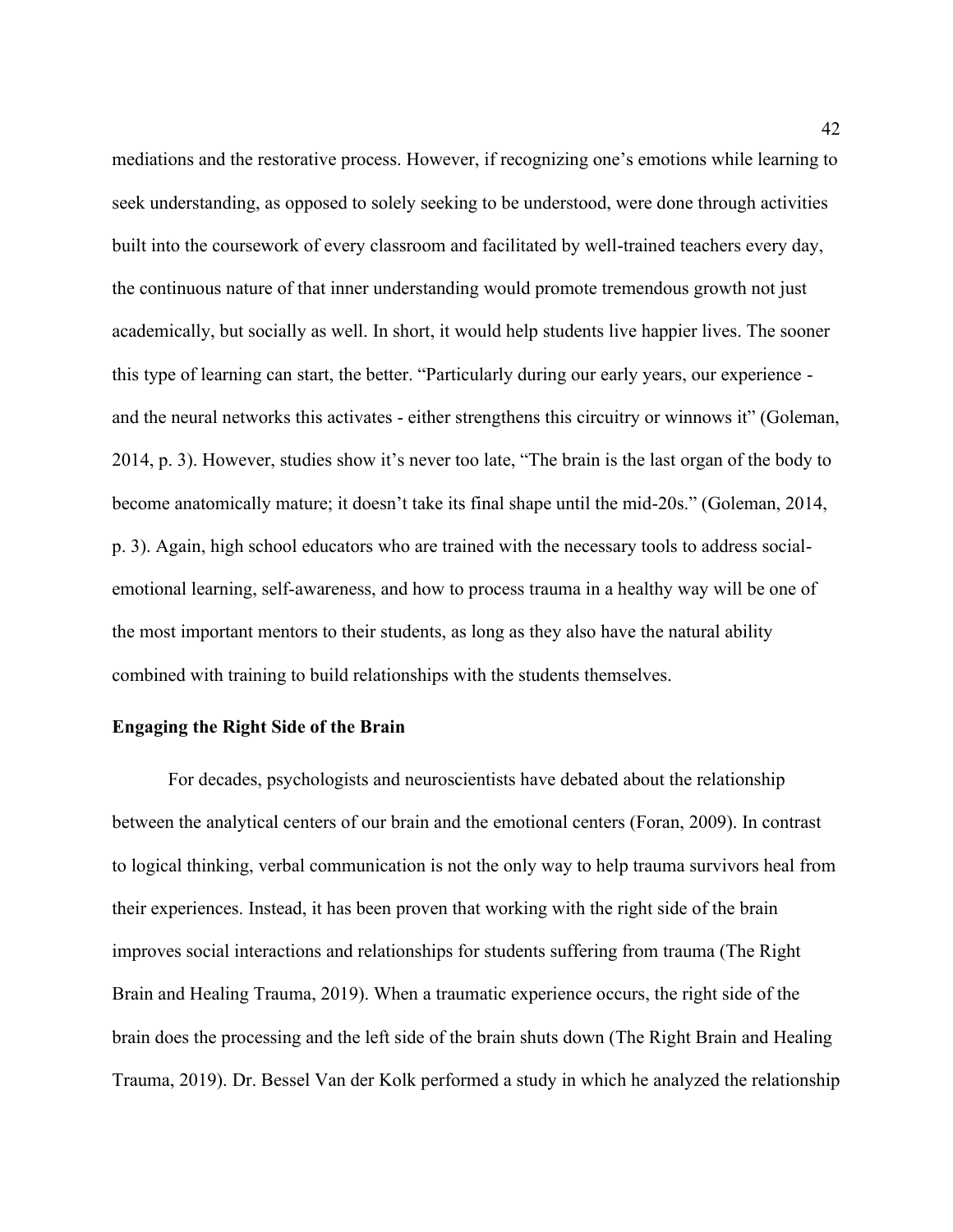mediations and the restorative process. However, if recognizing one's emotions while learning to seek understanding, as opposed to solely seeking to be understood, were done through activities built into the coursework of every classroom and facilitated by well-trained teachers every day, the continuous nature of that inner understanding would promote tremendous growth not just academically, but socially as well. In short, it would help students live happier lives. The sooner this type of learning can start, the better. "Particularly during our early years, our experience - and the neural networks this activates - either strengthens this circuitry or winnows it" (Goleman, 2014, p. 3). However, studies show it's never too late, "The brain is the last organ of the body to become anatomically mature; it doesn't take its final shape until the mid-20s." (Goleman, 2014, p. 3). Again, high school educators who are trained with the necessary tools to address social-emotional learning, self-awareness, and how to process trauma in a healthy way will be one of the most important mentors to their students, as long as they also have the natural ability combined with training to build relationships with the students themselves.

**Engaging the Right Side of the Brain**

For decades, psychologists and neuroscientists have debated about the relationship between the analytical centers of our brain and the emotional centers (Foran, 2009). In contrast to logical thinking, verbal communication is not the only way to help trauma survivors heal from their experiences. Instead, it has been proven that working with the right side of the brain improves social interactions and relationships for students suffering from trauma (The Right Brain and Healing Trauma, 2019). When a traumatic experience occurs, the right side of the brain does the processing and the left side of the brain shuts down (The Right Brain and Healing Trauma, 2019). Dr. Bessel Van der Kolk performed a study in which he analyzed the relationship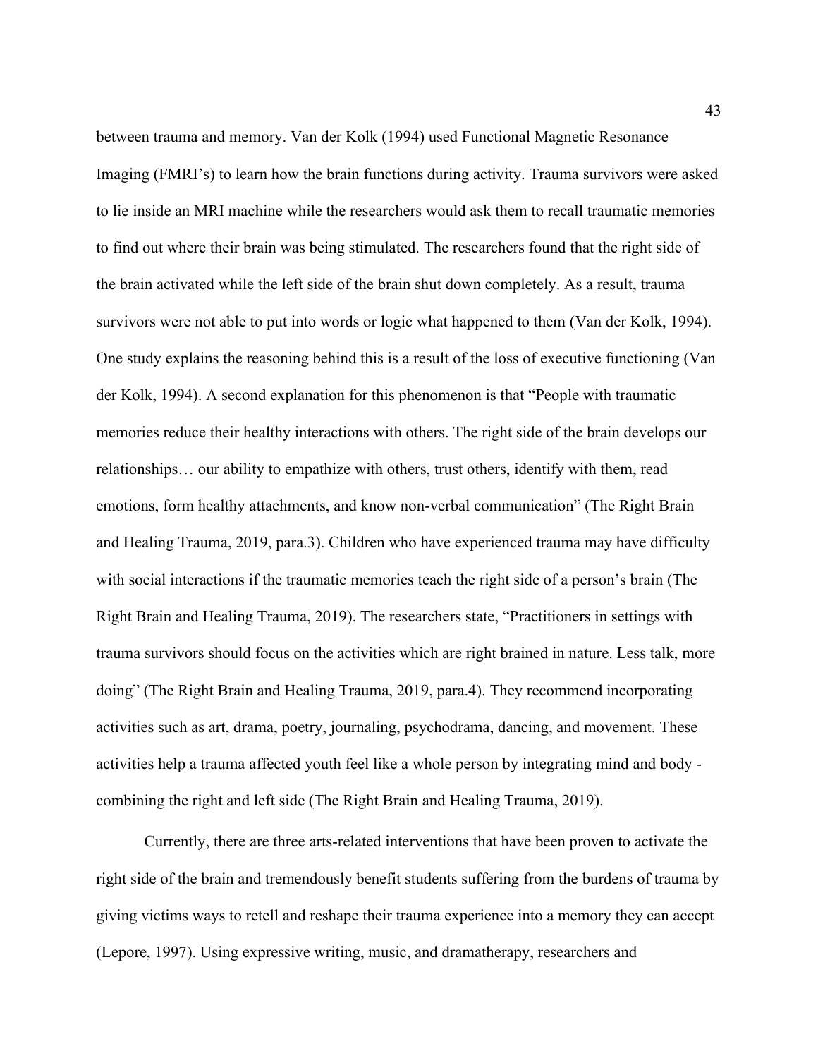between trauma and memory. Van der Kolk (1994) used Functional Magnetic Resonance Imaging (FMRI's) to learn how the brain functions during activity. Trauma survivors were asked to lie inside an MRI machine while the researchers would ask them to recall traumatic memories to find out where their brain was being stimulated. The researchers found that the right side of the brain activated while the left side of the brain shut down completely. As a result, trauma survivors were not able to put into words or logic what happened to them (Van der Kolk, 1994). One study explains the reasoning behind this is a result of the loss of executive functioning (Van der Kolk, 1994). A second explanation for this phenomenon is that "People with traumatic memories reduce their healthy interactions with others. The right side of the brain develops our relationships… our ability to empathize with others, trust others, identify with them, read emotions, form healthy attachments, and know non-verbal communication" (The Right Brain and Healing Trauma, 2019, para.3). Children who have experienced trauma may have difficulty with social interactions if the traumatic memories teach the right side of a person's brain (The Right Brain and Healing Trauma, 2019). The researchers state, "Practitioners in settings with trauma survivors should focus on the activities which are right brained in nature. Less talk, more doing" (The Right Brain and Healing Trauma, 2019, para.4). They recommend incorporating activities such as art, drama, poetry, journaling, psychodrama, dancing, and movement. These activities help a trauma affected youth feel like a whole person by integrating mind and body - combining the right and left side (The Right Brain and Healing Trauma, 2019).

Currently, there are three arts-related interventions that have been proven to activate the right side of the brain and tremendously benefit students suffering from the burdens of trauma by giving victims ways to retell and reshape their trauma experience into a memory they can accept (Lepore, 1997). Using expressive writing, music, and dramatherapy, researchers and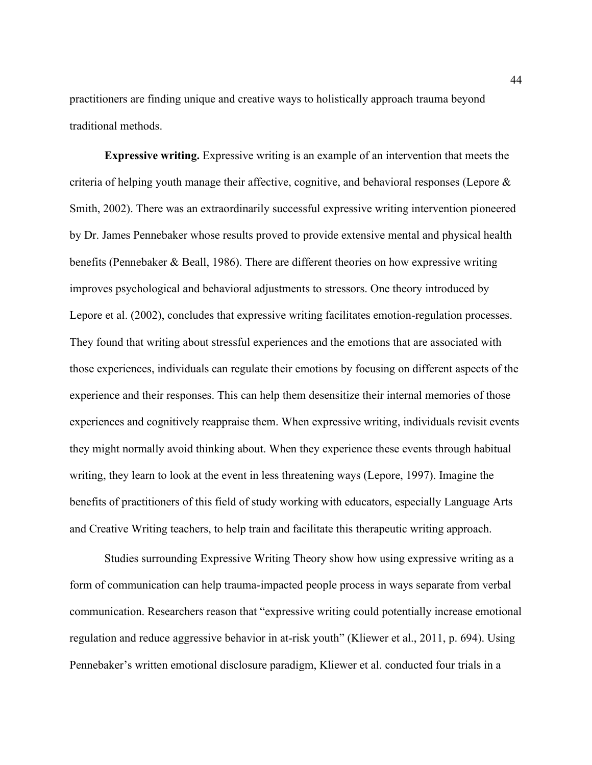practitioners are finding unique and creative ways to holistically approach trauma beyond traditional methods.

**Expressive writing.** Expressive writing is an example of an intervention that meets the criteria of helping youth manage their affective, cognitive, and behavioral responses (Lepore & Smith, 2002). There was an extraordinarily successful expressive writing intervention pioneered by Dr. James Pennebaker whose results proved to provide extensive mental and physical health benefits (Pennebaker & Beall, 1986). There are different theories on how expressive writing improves psychological and behavioral adjustments to stressors. One theory introduced by Lepore et al. (2002), concludes that expressive writing facilitates emotion-regulation processes. They found that writing about stressful experiences and the emotions that are associated with those experiences, individuals can regulate their emotions by focusing on different aspects of the experience and their responses. This can help them desensitize their internal memories of those experiences and cognitively reappraise them. When expressive writing, individuals revisit events they might normally avoid thinking about. When they experience these events through habitual writing, they learn to look at the event in less threatening ways (Lepore, 1997). Imagine the benefits of practitioners of this field of study working with educators, especially Language Arts and Creative Writing teachers, to help train and facilitate this therapeutic writing approach.

Studies surrounding Expressive Writing Theory show how using expressive writing as a form of communication can help trauma-impacted people process in ways separate from verbal communication. Researchers reason that "expressive writing could potentially increase emotional regulation and reduce aggressive behavior in at-risk youth" (Kliewer et al., 2011, p. 694). Using Pennebaker's written emotional disclosure paradigm, Kliewer et al. conducted four trials in a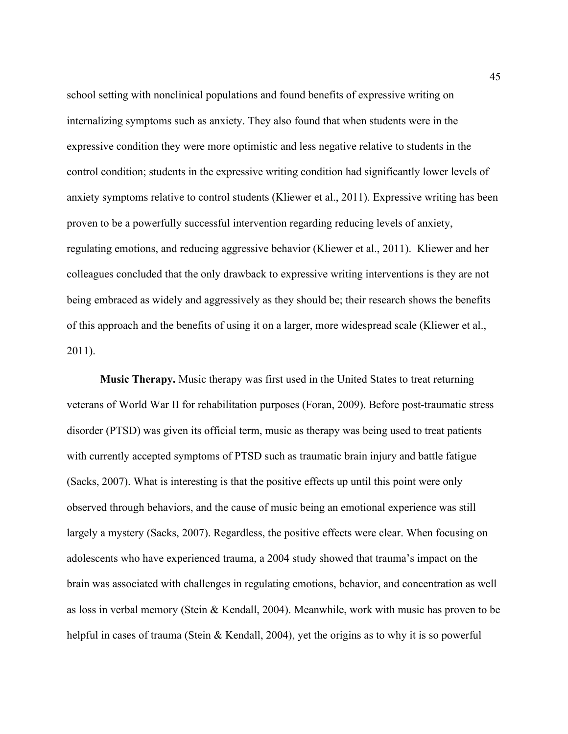school setting with nonclinical populations and found benefits of expressive writing on internalizing symptoms such as anxiety. They also found that when students were in the expressive condition they were more optimistic and less negative relative to students in the control condition; students in the expressive writing condition had significantly lower levels of anxiety symptoms relative to control students (Kliewer et al., 2011). Expressive writing has been proven to be a powerfully successful intervention regarding reducing levels of anxiety, regulating emotions, and reducing aggressive behavior (Kliewer et al., 2011). Kliewer and her colleagues concluded that the only drawback to expressive writing interventions is they are not being embraced as widely and aggressively as they should be; their research shows the benefits of this approach and the benefits of using it on a larger, more widespread scale (Kliewer et al., 2011).

**Music Therapy.** Music therapy was first used in the United States to treat returning veterans of World War II for rehabilitation purposes (Foran, 2009). Before post-traumatic stress disorder (PTSD) was given its official term, music as therapy was being used to treat patients with currently accepted symptoms of PTSD such as traumatic brain injury and battle fatigue (Sacks, 2007). What is interesting is that the positive effects up until this point were only observed through behaviors, and the cause of music being an emotional experience was still largely a mystery (Sacks, 2007). Regardless, the positive effects were clear. When focusing on adolescents who have experienced trauma, a 2004 study showed that trauma's impact on the brain was associated with challenges in regulating emotions, behavior, and concentration as well as loss in verbal memory (Stein & Kendall, 2004). Meanwhile, work with music has proven to be helpful in cases of trauma (Stein & Kendall, 2004), yet the origins as to why it is so powerful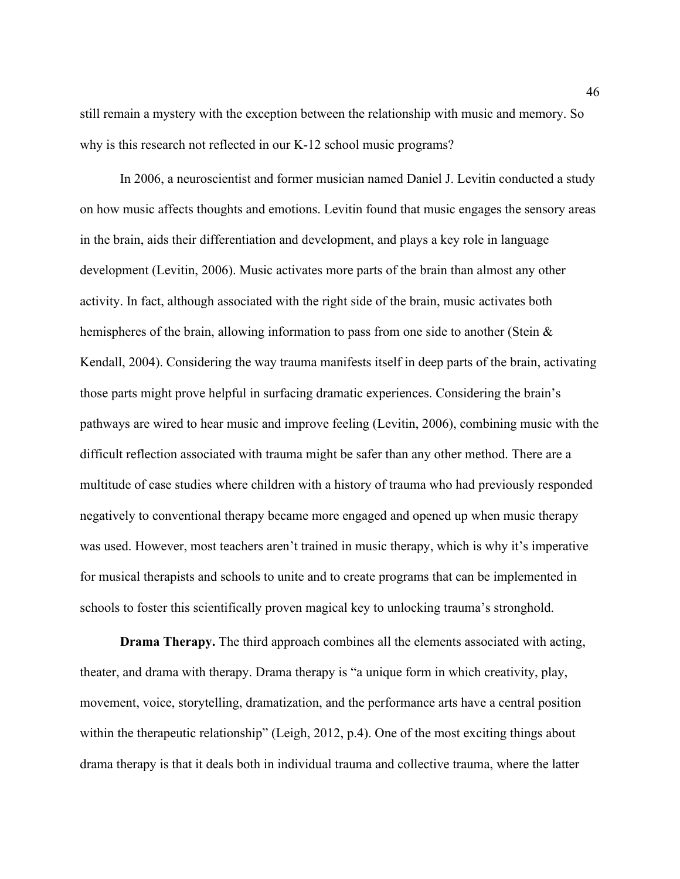still remain a mystery with the exception between the relationship with music and memory. So why is this research not reflected in our K-12 school music programs?

In 2006, a neuroscientist and former musician named Daniel J. Levitin conducted a study on how music affects thoughts and emotions. Levitin found that music engages the sensory areas in the brain, aids their differentiation and development, and plays a key role in language development (Levitin, 2006). Music activates more parts of the brain than almost any other activity. In fact, although associated with the right side of the brain, music activates both hemispheres of the brain, allowing information to pass from one side to another (Stein & Kendall, 2004). Considering the way trauma manifests itself in deep parts of the brain, activating those parts might prove helpful in surfacing dramatic experiences. Considering the brain's pathways are wired to hear music and improve feeling (Levitin, 2006), combining music with the difficult reflection associated with trauma might be safer than any other method. There are a multitude of case studies where children with a history of trauma who had previously responded negatively to conventional therapy became more engaged and opened up when music therapy was used. However, most teachers aren't trained in music therapy, which is why it's imperative for musical therapists and schools to unite and to create programs that can be implemented in schools to foster this scientifically proven magical key to unlocking trauma's stronghold.

**Drama Therapy.** The third approach combines all the elements associated with acting, theater, and drama with therapy. Drama therapy is "a unique form in which creativity, play, movement, voice, storytelling, dramatization, and the performance arts have a central position within the therapeutic relationship" (Leigh, 2012, p.4). One of the most exciting things about drama therapy is that it deals both in individual trauma and collective trauma, where the latter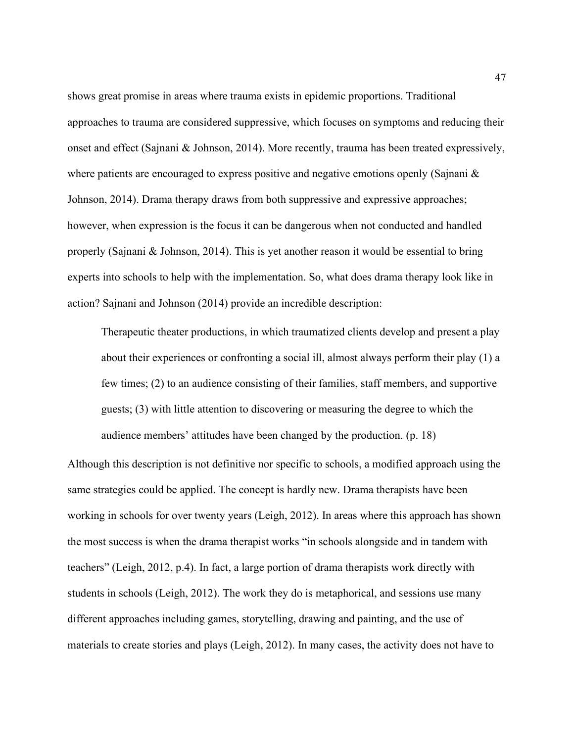shows great promise in areas where trauma exists in epidemic proportions. Traditional approaches to trauma are considered suppressive, which focuses on symptoms and reducing their onset and effect (Sajnani & Johnson, 2014). More recently, trauma has been treated expressively, where patients are encouraged to express positive and negative emotions openly (Sajnani & Johnson, 2014). Drama therapy draws from both suppressive and expressive approaches; however, when expression is the focus it can be dangerous when not conducted and handled properly (Sajnani & Johnson, 2014). This is yet another reason it would be essential to bring experts into schools to help with the implementation. So, what does drama therapy look like in action? Sajnani and Johnson (2014) provide an incredible description:

> Therapeutic theater productions, in which traumatized clients develop and present a play about their experiences or confronting a social ill, almost always perform their play (1) a few times; (2) to an audience consisting of their families, staff members, and supportive guests; (3) with little attention to discovering or measuring the degree to which the audience members' attitudes have been changed by the production. (p. 18)

Although this description is not definitive nor specific to schools, a modified approach using the same strategies could be applied. The concept is hardly new. Drama therapists have been working in schools for over twenty years (Leigh, 2012). In areas where this approach has shown the most success is when the drama therapist works "in schools alongside and in tandem with teachers" (Leigh, 2012, p.4). In fact, a large portion of drama therapists work directly with students in schools (Leigh, 2012). The work they do is metaphorical, and sessions use many different approaches including games, storytelling, drawing and painting, and the use of materials to create stories and plays (Leigh, 2012). In many cases, the activity does not have to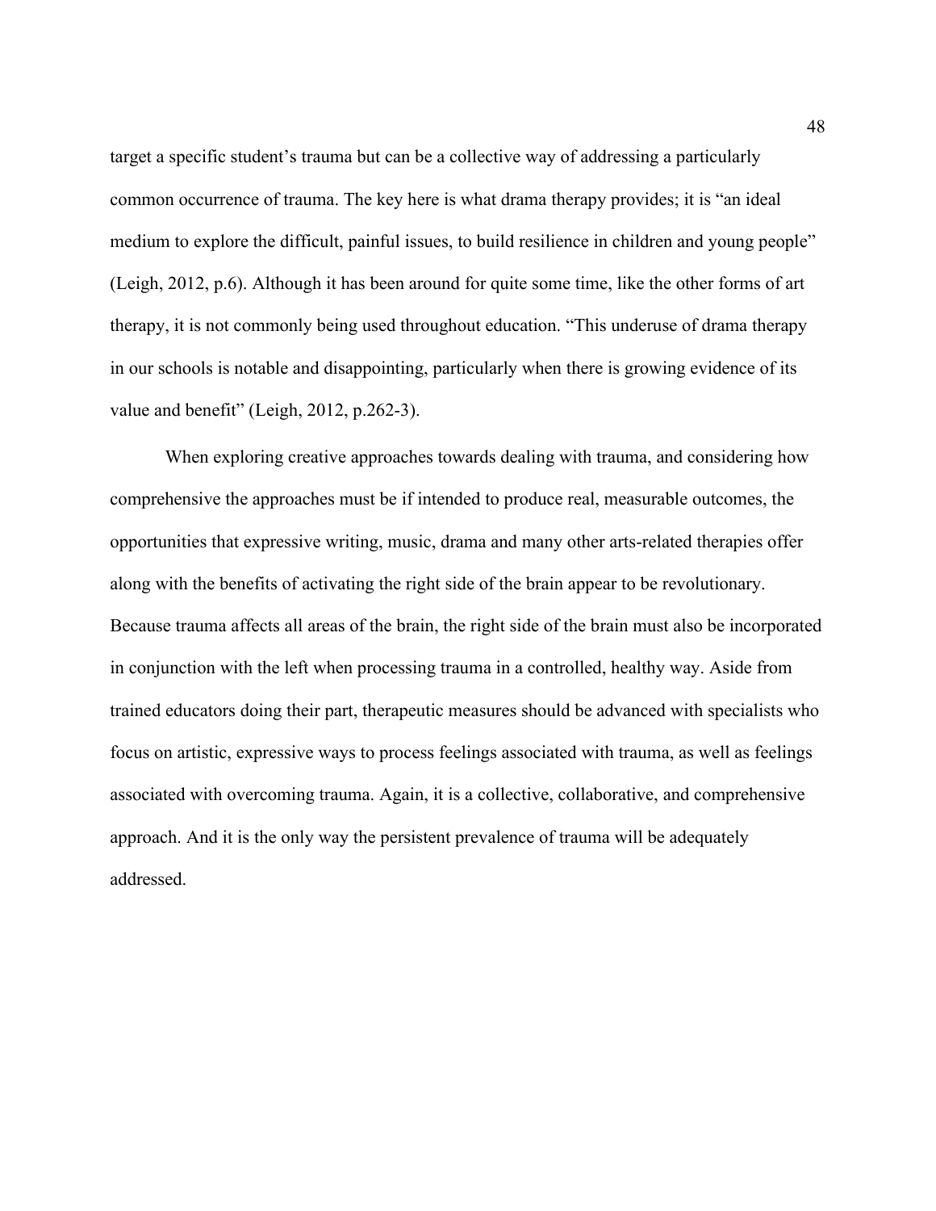target a specific student's trauma but can be a collective way of addressing a particularly common occurrence of trauma. The key here is what drama therapy provides; it is "an ideal medium to explore the difficult, painful issues, to build resilience in children and young people" (Leigh, 2012, p.6). Although it has been around for quite some time, like the other forms of art therapy, it is not commonly being used throughout education. "This underuse of drama therapy in our schools is notable and disappointing, particularly when there is growing evidence of its value and benefit" (Leigh, 2012, p.262-3).

When exploring creative approaches towards dealing with trauma, and considering how comprehensive the approaches must be if intended to produce real, measurable outcomes, the opportunities that expressive writing, music, drama and many other arts-related therapies offer along with the benefits of activating the right side of the brain appear to be revolutionary. Because trauma affects all areas of the brain, the right side of the brain must also be incorporated in conjunction with the left when processing trauma in a controlled, healthy way. Aside from trained educators doing their part, therapeutic measures should be advanced with specialists who focus on artistic, expressive ways to process feelings associated with trauma, as well as feelings associated with overcoming trauma. Again, it is a collective, collaborative, and comprehensive approach. And it is the only way the persistent prevalence of trauma will be adequately addressed.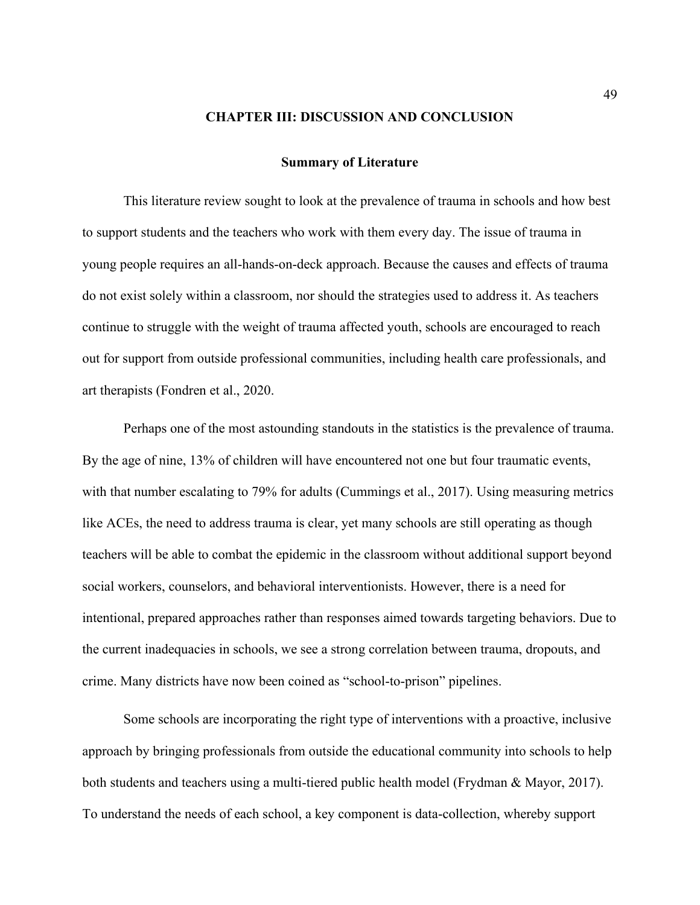# CHAPTER III: DISCUSSION AND CONCLUSION

## Summary of Literature

This literature review sought to look at the prevalence of trauma in schools and how best to support students and the teachers who work with them every day. The issue of trauma in young people requires an all-hands-on-deck approach. Because the causes and effects of trauma do not exist solely within a classroom, nor should the strategies used to address it. As teachers continue to struggle with the weight of trauma affected youth, schools are encouraged to reach out for support from outside professional communities, including health care professionals, and art therapists (Fondren et al., 2020.

Perhaps one of the most astounding standouts in the statistics is the prevalence of trauma. By the age of nine, 13% of children will have encountered not one but four traumatic events, with that number escalating to 79% for adults (Cummings et al., 2017). Using measuring metrics like ACEs, the need to address trauma is clear, yet many schools are still operating as though teachers will be able to combat the epidemic in the classroom without additional support beyond social workers, counselors, and behavioral interventionists. However, there is a need for intentional, prepared approaches rather than responses aimed towards targeting behaviors. Due to the current inadequacies in schools, we see a strong correlation between trauma, dropouts, and crime. Many districts have now been coined as "school-to-prison" pipelines.

Some schools are incorporating the right type of interventions with a proactive, inclusive approach by bringing professionals from outside the educational community into schools to help both students and teachers using a multi-tiered public health model (Frydman & Mayor, 2017). To understand the needs of each school, a key component is data-collection, whereby support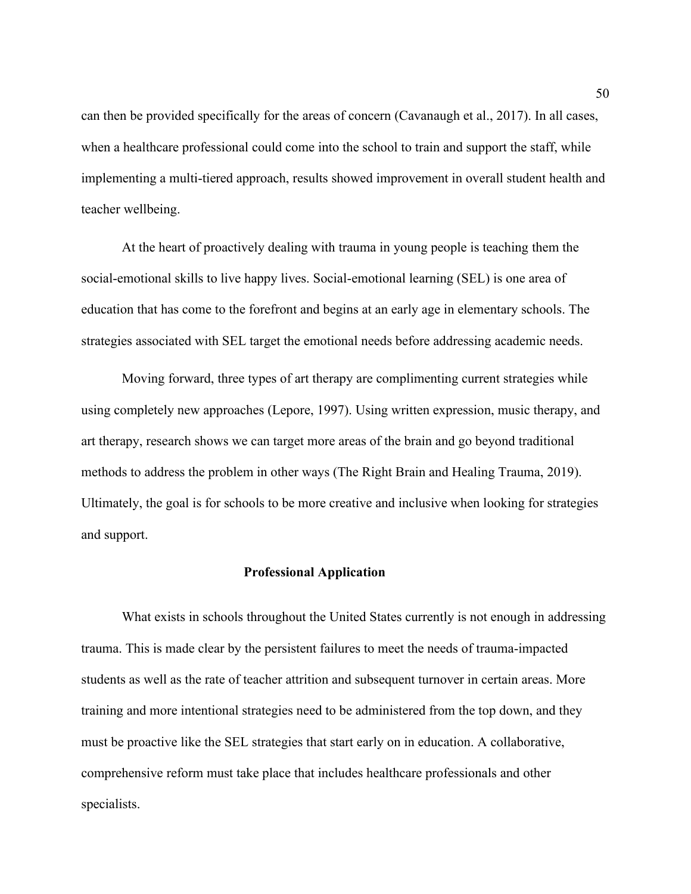can then be provided specifically for the areas of concern (Cavanaugh et al., 2017). In all cases, when a healthcare professional could come into the school to train and support the staff, while implementing a multi-tiered approach, results showed improvement in overall student health and teacher wellbeing.

At the heart of proactively dealing with trauma in young people is teaching them the social-emotional skills to live happy lives. Social-emotional learning (SEL) is one area of education that has come to the forefront and begins at an early age in elementary schools. The strategies associated with SEL target the emotional needs before addressing academic needs.

Moving forward, three types of art therapy are complimenting current strategies while using completely new approaches (Lepore, 1997). Using written expression, music therapy, and art therapy, research shows we can target more areas of the brain and go beyond traditional methods to address the problem in other ways (The Right Brain and Healing Trauma, 2019). Ultimately, the goal is for schools to be more creative and inclusive when looking for strategies and support.

## Professional Application

What exists in schools throughout the United States currently is not enough in addressing trauma. This is made clear by the persistent failures to meet the needs of trauma-impacted students as well as the rate of teacher attrition and subsequent turnover in certain areas. More training and more intentional strategies need to be administered from the top down, and they must be proactive like the SEL strategies that start early on in education. A collaborative, comprehensive reform must take place that includes healthcare professionals and other specialists.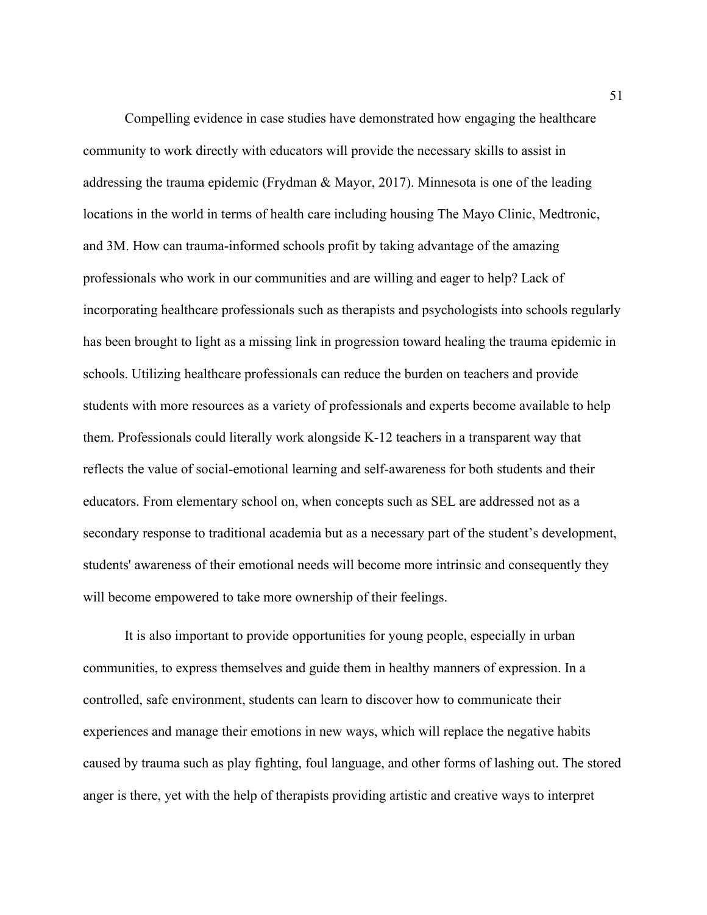Compelling evidence in case studies have demonstrated how engaging the healthcare community to work directly with educators will provide the necessary skills to assist in addressing the trauma epidemic (Frydman & Mayor, 2017). Minnesota is one of the leading locations in the world in terms of health care including housing The Mayo Clinic, Medtronic, and 3M. How can trauma-informed schools profit by taking advantage of the amazing professionals who work in our communities and are willing and eager to help? Lack of incorporating healthcare professionals such as therapists and psychologists into schools regularly has been brought to light as a missing link in progression toward healing the trauma epidemic in schools. Utilizing healthcare professionals can reduce the burden on teachers and provide students with more resources as a variety of professionals and experts become available to help them. Professionals could literally work alongside K-12 teachers in a transparent way that reflects the value of social-emotional learning and self-awareness for both students and their educators. From elementary school on, when concepts such as SEL are addressed not as a secondary response to traditional academia but as a necessary part of the student's development, students' awareness of their emotional needs will become more intrinsic and consequently they will become empowered to take more ownership of their feelings.

It is also important to provide opportunities for young people, especially in urban communities, to express themselves and guide them in healthy manners of expression. In a controlled, safe environment, students can learn to discover how to communicate their experiences and manage their emotions in new ways, which will replace the negative habits caused by trauma such as play fighting, foul language, and other forms of lashing out. The stored anger is there, yet with the help of therapists providing artistic and creative ways to interpret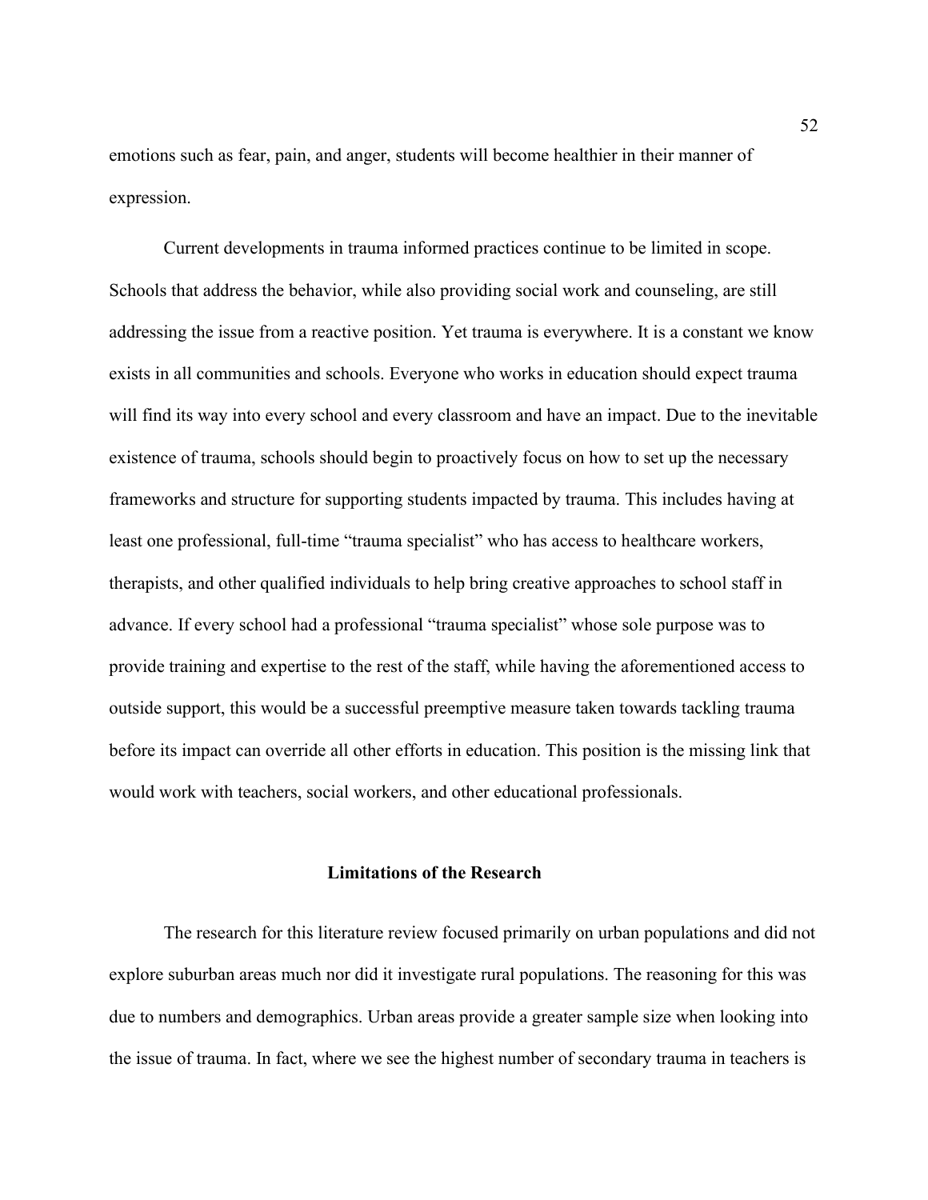emotions such as fear, pain, and anger, students will become healthier in their manner of expression.

Current developments in trauma informed practices continue to be limited in scope. Schools that address the behavior, while also providing social work and counseling, are still addressing the issue from a reactive position. Yet trauma is everywhere. It is a constant we know exists in all communities and schools. Everyone who works in education should expect trauma will find its way into every school and every classroom and have an impact. Due to the inevitable existence of trauma, schools should begin to proactively focus on how to set up the necessary frameworks and structure for supporting students impacted by trauma. This includes having at least one professional, full-time "trauma specialist" who has access to healthcare workers, therapists, and other qualified individuals to help bring creative approaches to school staff in advance. If every school had a professional "trauma specialist" whose sole purpose was to provide training and expertise to the rest of the staff, while having the aforementioned access to outside support, this would be a successful preemptive measure taken towards tackling trauma before its impact can override all other efforts in education. This position is the missing link that would work with teachers, social workers, and other educational professionals.

## Limitations of the Research

The research for this literature review focused primarily on urban populations and did not explore suburban areas much nor did it investigate rural populations. The reasoning for this was due to numbers and demographics. Urban areas provide a greater sample size when looking into the issue of trauma. In fact, where we see the highest number of secondary trauma in teachers is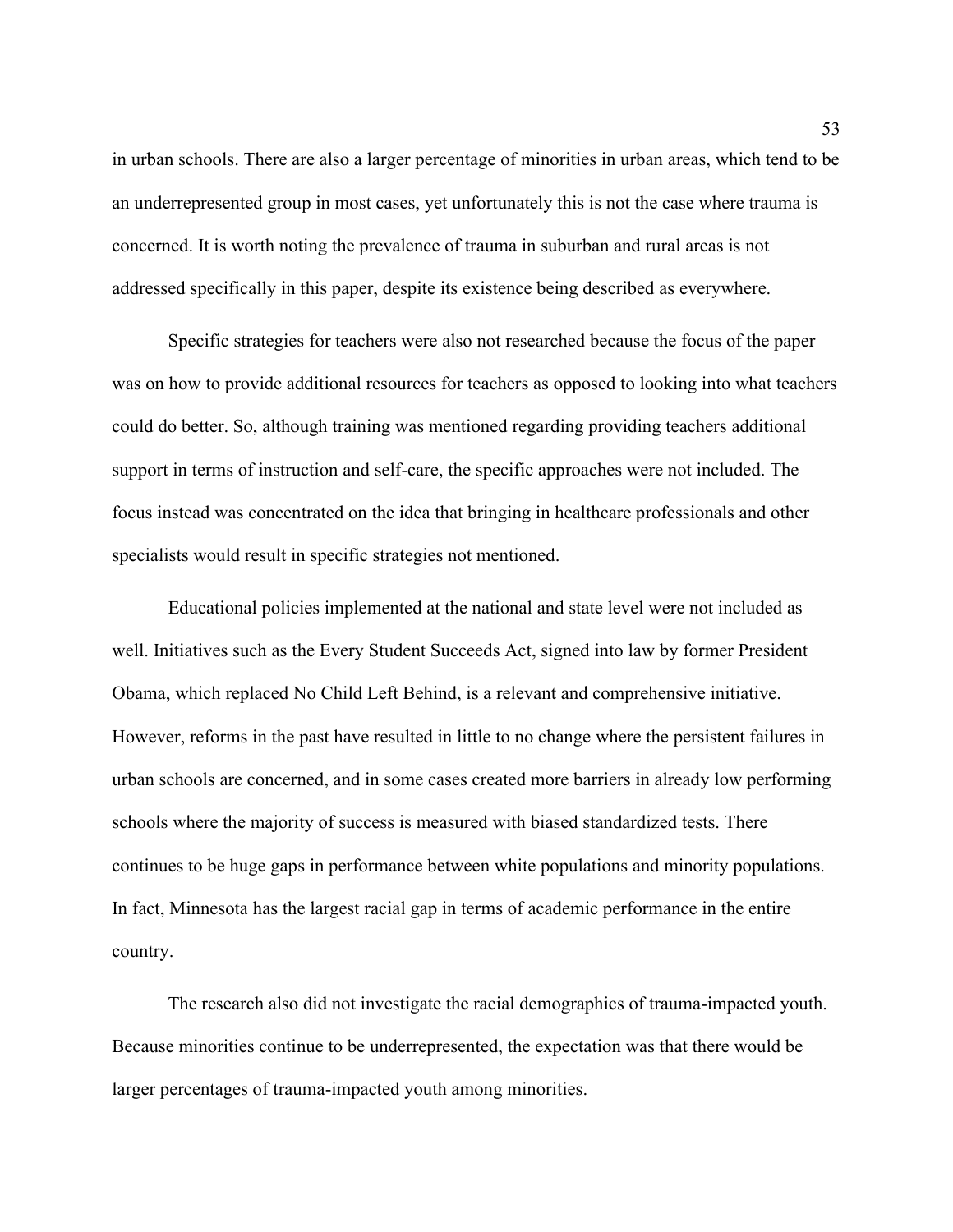in urban schools. There are also a larger percentage of minorities in urban areas, which tend to be an underrepresented group in most cases, yet unfortunately this is not the case where trauma is concerned. It is worth noting the prevalence of trauma in suburban and rural areas is not addressed specifically in this paper, despite its existence being described as everywhere.

Specific strategies for teachers were also not researched because the focus of the paper was on how to provide additional resources for teachers as opposed to looking into what teachers could do better. So, although training was mentioned regarding providing teachers additional support in terms of instruction and self-care, the specific approaches were not included. The focus instead was concentrated on the idea that bringing in healthcare professionals and other specialists would result in specific strategies not mentioned.

Educational policies implemented at the national and state level were not included as well. Initiatives such as the Every Student Succeeds Act, signed into law by former President Obama, which replaced No Child Left Behind, is a relevant and comprehensive initiative. However, reforms in the past have resulted in little to no change where the persistent failures in urban schools are concerned, and in some cases created more barriers in already low performing schools where the majority of success is measured with biased standardized tests. There continues to be huge gaps in performance between white populations and minority populations. In fact, Minnesota has the largest racial gap in terms of academic performance in the entire country.

The research also did not investigate the racial demographics of trauma-impacted youth. Because minorities continue to be underrepresented, the expectation was that there would be larger percentages of trauma-impacted youth among minorities.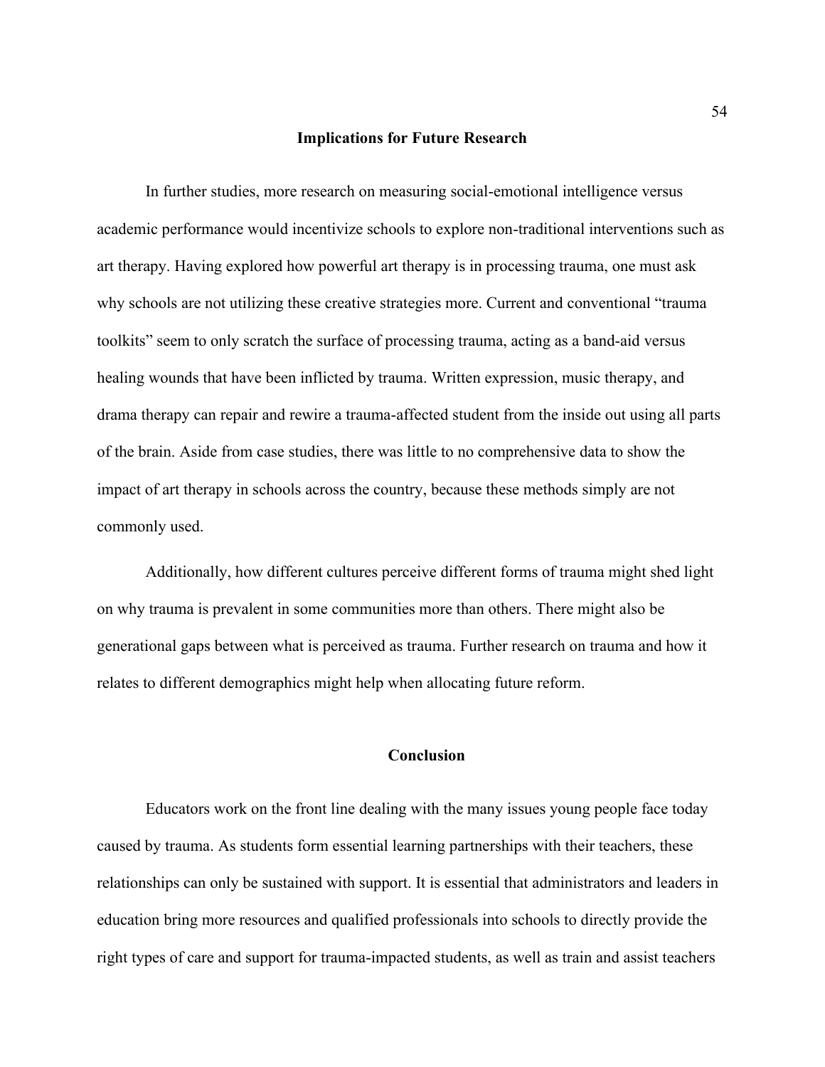## Implications for Future Research

In further studies, more research on measuring social-emotional intelligence versus academic performance would incentivize schools to explore non-traditional interventions such as art therapy. Having explored how powerful art therapy is in processing trauma, one must ask why schools are not utilizing these creative strategies more. Current and conventional "trauma toolkits" seem to only scratch the surface of processing trauma, acting as a band-aid versus healing wounds that have been inflicted by trauma. Written expression, music therapy, and drama therapy can repair and rewire a trauma-affected student from the inside out using all parts of the brain. Aside from case studies, there was little to no comprehensive data to show the impact of art therapy in schools across the country, because these methods simply are not commonly used.

Additionally, how different cultures perceive different forms of trauma might shed light on why trauma is prevalent in some communities more than others. There might also be generational gaps between what is perceived as trauma. Further research on trauma and how it relates to different demographics might help when allocating future reform.

## Conclusion

Educators work on the front line dealing with the many issues young people face today caused by trauma. As students form essential learning partnerships with their teachers, these relationships can only be sustained with support. It is essential that administrators and leaders in education bring more resources and qualified professionals into schools to directly provide the right types of care and support for trauma-impacted students, as well as train and assist teachers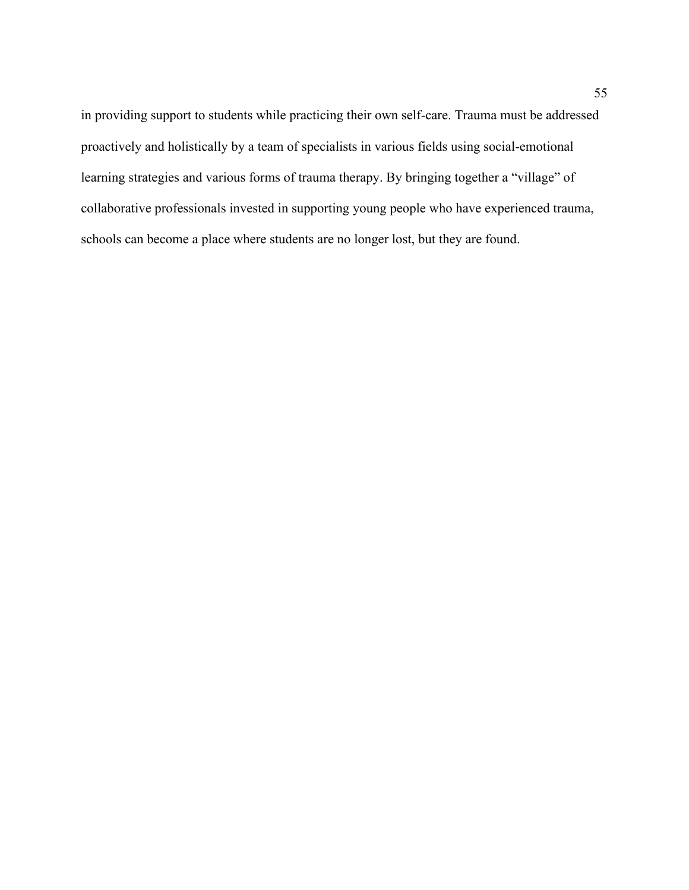in providing support to students while practicing their own self-care. Trauma must be addressed proactively and holistically by a team of specialists in various fields using social-emotional learning strategies and various forms of trauma therapy. By bringing together a "village" of collaborative professionals invested in supporting young people who have experienced trauma, schools can become a place where students are no longer lost, but they are found.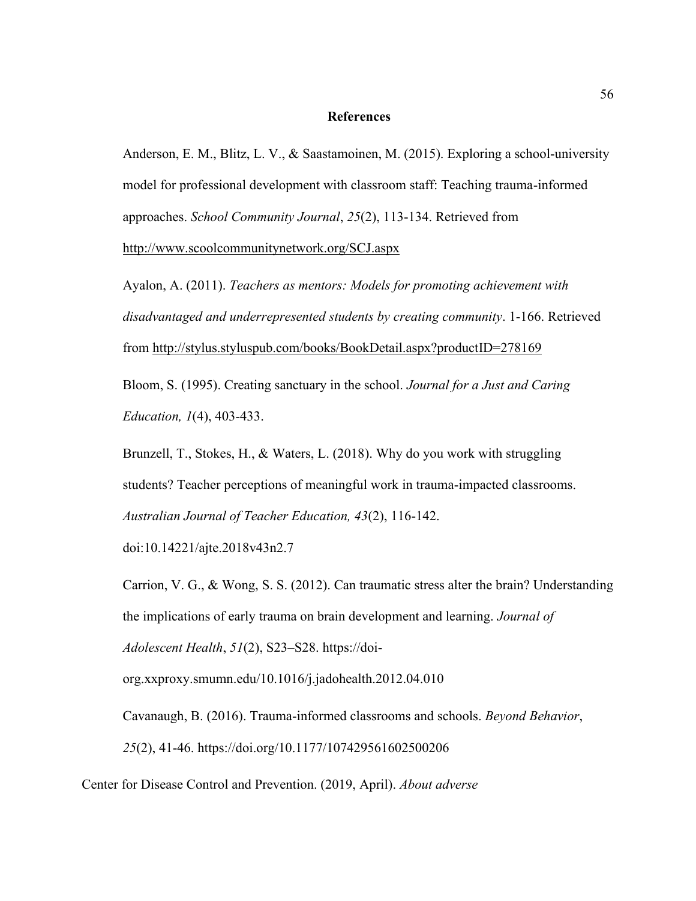# References

Anderson, E. M., Blitz, L. V., & Saastamoinen, M. (2015). Exploring a school-university model for professional development with classroom staff: Teaching trauma-informed approaches. *School Community Journal*, *25*(2), 113-134. Retrieved from http://www.scoolcommunitynetwork.org/SCJ.aspx

Ayalon, A. (2011). *Teachers as mentors: Models for promoting achievement with disadvantaged and underrepresented students by creating community*. 1-166. Retrieved from http://stylus.styluspub.com/books/BookDetail.aspx?productID=278169

Bloom, S. (1995). Creating sanctuary in the school. *Journal for a Just and Caring Education, 1*(4), 403-433.

Brunzell, T., Stokes, H., & Waters, L. (2018). Why do you work with struggling students? Teacher perceptions of meaningful work in trauma-impacted classrooms. *Australian Journal of Teacher Education, 43*(2), 116-142. doi:10.14221/ajte.2018v43n2.7

Carrion, V. G., & Wong, S. S. (2012). Can traumatic stress alter the brain? Understanding the implications of early trauma on brain development and learning. *Journal of Adolescent Health*, *51*(2), S23–S28. https://doi-org.xxproxy.smumn.edu/10.1016/j.jadohealth.2012.04.010

Cavanaugh, B. (2016). Trauma-informed classrooms and schools. *Beyond Behavior*, *25*(2), 41-46. https://doi.org/10.1177/107429561602500206

Center for Disease Control and Prevention. (2019, April). *About adverse*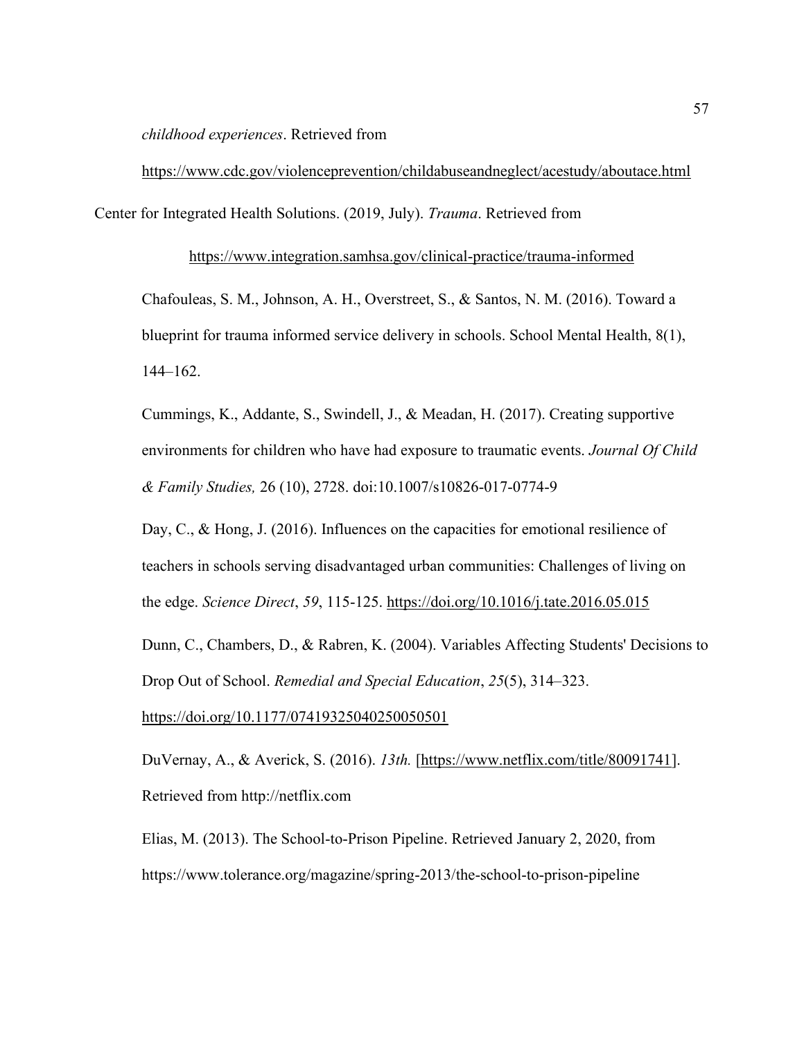*childhood experiences*. Retrieved from https://www.cdc.gov/violenceprevention/childabuseandneglect/acestudy/aboutace.html

Center for Integrated Health Solutions. (2019, July). *Trauma*. Retrieved from https://www.integration.samhsa.gov/clinical-practice/trauma-informed

Chafouleas, S. M., Johnson, A. H., Overstreet, S., & Santos, N. M. (2016). Toward a blueprint for trauma informed service delivery in schools. School Mental Health, 8(1), 144–162.

Cummings, K., Addante, S., Swindell, J., & Meadan, H. (2017). Creating supportive environments for children who have had exposure to traumatic events. *Journal Of Child & Family Studies,* 26 (10), 2728. doi:10.1007/s10826-017-0774-9

Day, C., & Hong, J. (2016). Influences on the capacities for emotional resilience of teachers in schools serving disadvantaged urban communities: Challenges of living on the edge. *Science Direct*, *59*, 115-125. https://doi.org/10.1016/j.tate.2016.05.015

Dunn, C., Chambers, D., & Rabren, K. (2004). Variables Affecting Students' Decisions to Drop Out of School. *Remedial and Special Education*, *25*(5), 314–323. https://doi.org/10.1177/07419325040250050501

DuVernay, A., & Averick, S. (2016). *13th.* [https://www.netflix.com/title/80091741]. Retrieved from http://netflix.com

Elias, M. (2013). The School-to-Prison Pipeline. Retrieved January 2, 2020, from https://www.tolerance.org/magazine/spring-2013/the-school-to-prison-pipeline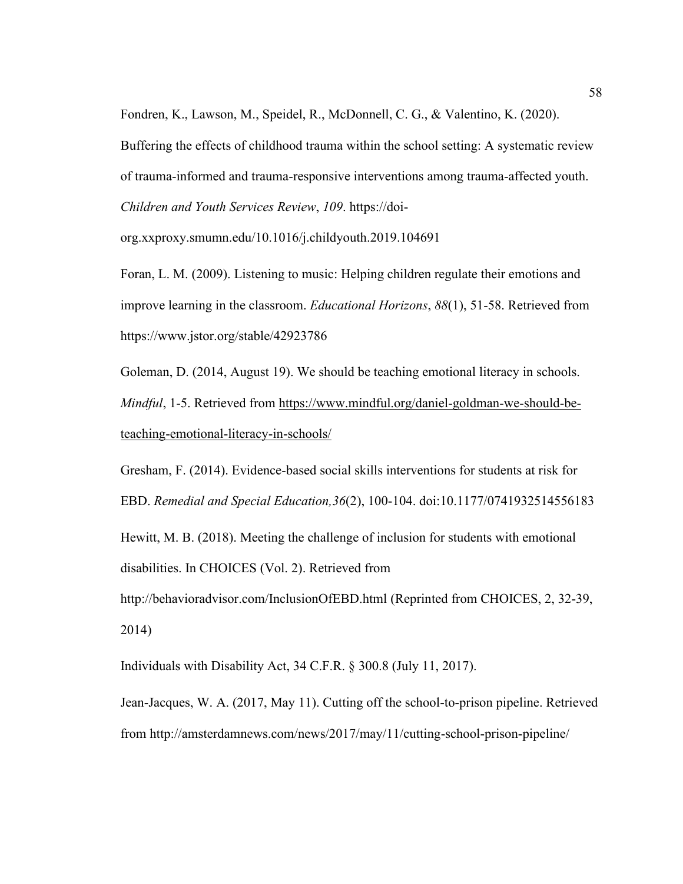Fondren, K., Lawson, M., Speidel, R., McDonnell, C. G., & Valentino, K. (2020). Buffering the effects of childhood trauma within the school setting: A systematic review of trauma-informed and trauma-responsive interventions among trauma-affected youth. *Children and Youth Services Review*, *109*. https://doi-org.xxproxy.smumn.edu/10.1016/j.childyouth.2019.104691

Foran, L. M. (2009). Listening to music: Helping children regulate their emotions and improve learning in the classroom. *Educational Horizons*, *88*(1), 51-58. Retrieved from https://www.jstor.org/stable/42923786

Goleman, D. (2014, August 19). We should be teaching emotional literacy in schools. *Mindful*, 1-5. Retrieved from https://www.mindful.org/daniel-goldman-we-should-be-teaching-emotional-literacy-in-schools/

Gresham, F. (2014). Evidence-based social skills interventions for students at risk for EBD. *Remedial and Special Education,36*(2), 100-104. doi:10.1177/0741932514556183

Hewitt, M. B. (2018). Meeting the challenge of inclusion for students with emotional disabilities. In CHOICES (Vol. 2). Retrieved from http://behavioradvisor.com/InclusionOfEBD.html (Reprinted from CHOICES, 2, 32-39, 2014)

Individuals with Disability Act, 34 C.F.R. § 300.8 (July 11, 2017).

Jean-Jacques, W. A. (2017, May 11). Cutting off the school-to-prison pipeline. Retrieved from http://amsterdamnews.com/news/2017/may/11/cutting-school-prison-pipeline/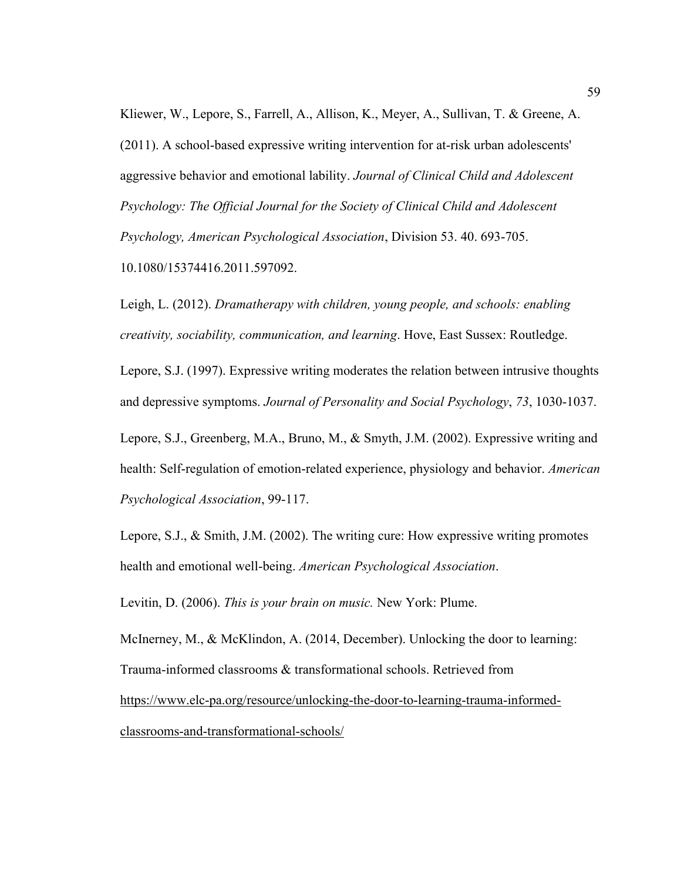Kliewer, W., Lepore, S., Farrell, A., Allison, K., Meyer, A., Sullivan, T. & Greene, A. (2011). A school-based expressive writing intervention for at-risk urban adolescents' aggressive behavior and emotional lability. *Journal of Clinical Child and Adolescent Psychology: The Official Journal for the Society of Clinical Child and Adolescent Psychology, American Psychological Association*, Division 53. 40. 693-705. 10.1080/15374416.2011.597092.

Leigh, L. (2012). *Dramatherapy with children, young people, and schools: enabling creativity, sociability, communication, and learning*. Hove, East Sussex: Routledge.

Lepore, S.J. (1997). Expressive writing moderates the relation between intrusive thoughts and depressive symptoms. *Journal of Personality and Social Psychology*, *73*, 1030-1037.

Lepore, S.J., Greenberg, M.A., Bruno, M., & Smyth, J.M. (2002). Expressive writing and health: Self-regulation of emotion-related experience, physiology and behavior. *American Psychological Association*, 99-117.

Lepore, S.J., & Smith, J.M. (2002). The writing cure: How expressive writing promotes health and emotional well-being. *American Psychological Association*.

Levitin, D. (2006). *This is your brain on music.* New York: Plume.

McInerney, M., & McKlindon, A. (2014, December). Unlocking the door to learning: Trauma-informed classrooms & transformational schools. Retrieved from https://www.elc-pa.org/resource/unlocking-the-door-to-learning-trauma-informed-classrooms-and-transformational-schools/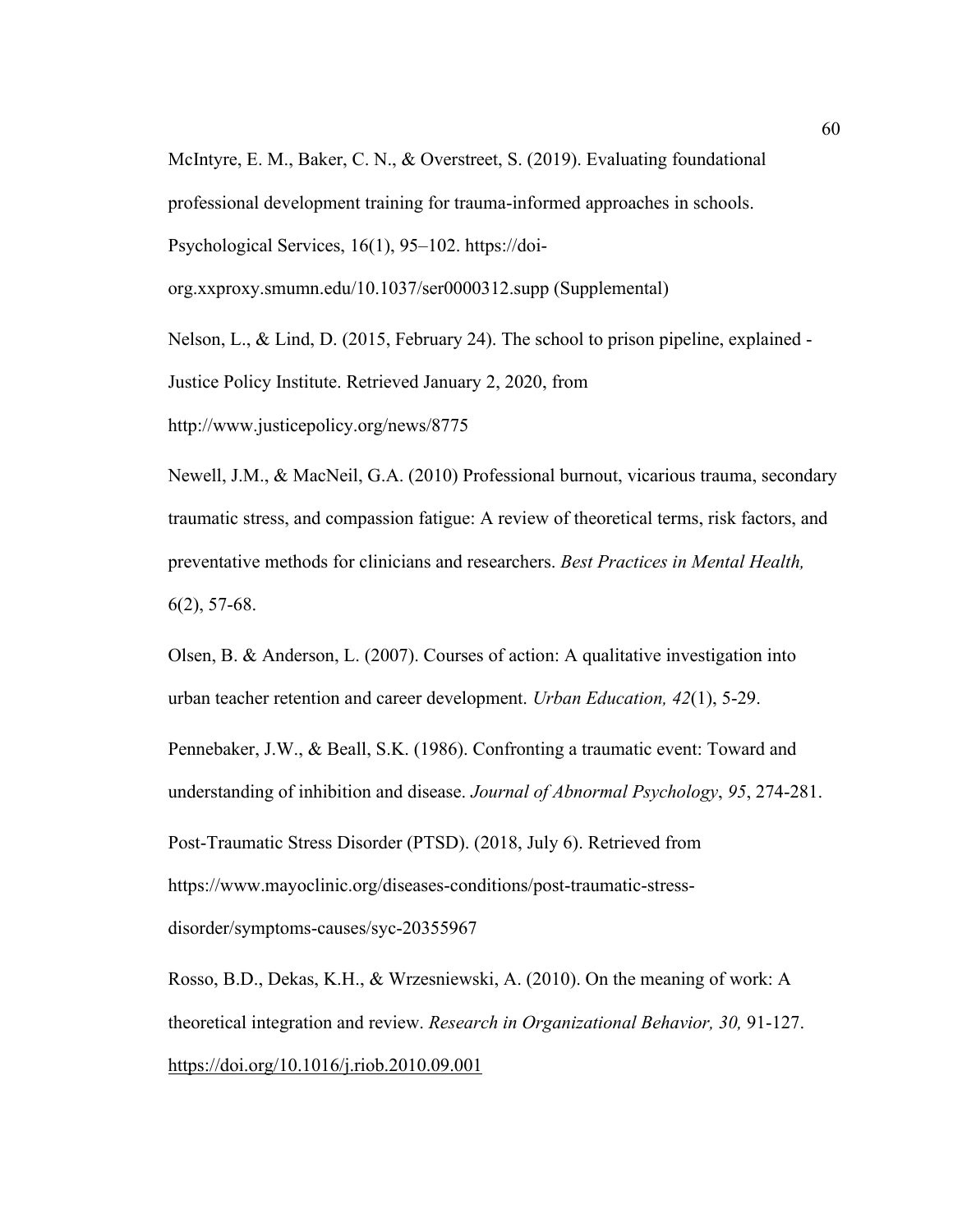McIntyre, E. M., Baker, C. N., & Overstreet, S. (2019). Evaluating foundational professional development training for trauma-informed approaches in schools. Psychological Services, 16(1), 95–102. https://doi-org.xxproxy.smumn.edu/10.1037/ser0000312.supp (Supplemental)

Nelson, L., & Lind, D. (2015, February 24). The school to prison pipeline, explained - Justice Policy Institute. Retrieved January 2, 2020, from http://www.justicepolicy.org/news/8775

Newell, J.M., & MacNeil, G.A. (2010) Professional burnout, vicarious trauma, secondary traumatic stress, and compassion fatigue: A review of theoretical terms, risk factors, and preventative methods for clinicians and researchers. *Best Practices in Mental Health,* 6(2), 57-68.

Olsen, B. & Anderson, L. (2007). Courses of action: A qualitative investigation into urban teacher retention and career development. *Urban Education, 42*(1), 5-29.

Pennebaker, J.W., & Beall, S.K. (1986). Confronting a traumatic event: Toward and understanding of inhibition and disease. *Journal of Abnormal Psychology*, *95*, 274-281.

Post-Traumatic Stress Disorder (PTSD). (2018, July 6). Retrieved from https://www.mayoclinic.org/diseases-conditions/post-traumatic-stress-disorder/symptoms-causes/syc-20355967

Rosso, B.D., Dekas, K.H., & Wrzesniewski, A. (2010). On the meaning of work: A theoretical integration and review. *Research in Organizational Behavior, 30,* 91-127. https://doi.org/10.1016/j.riob.2010.09.001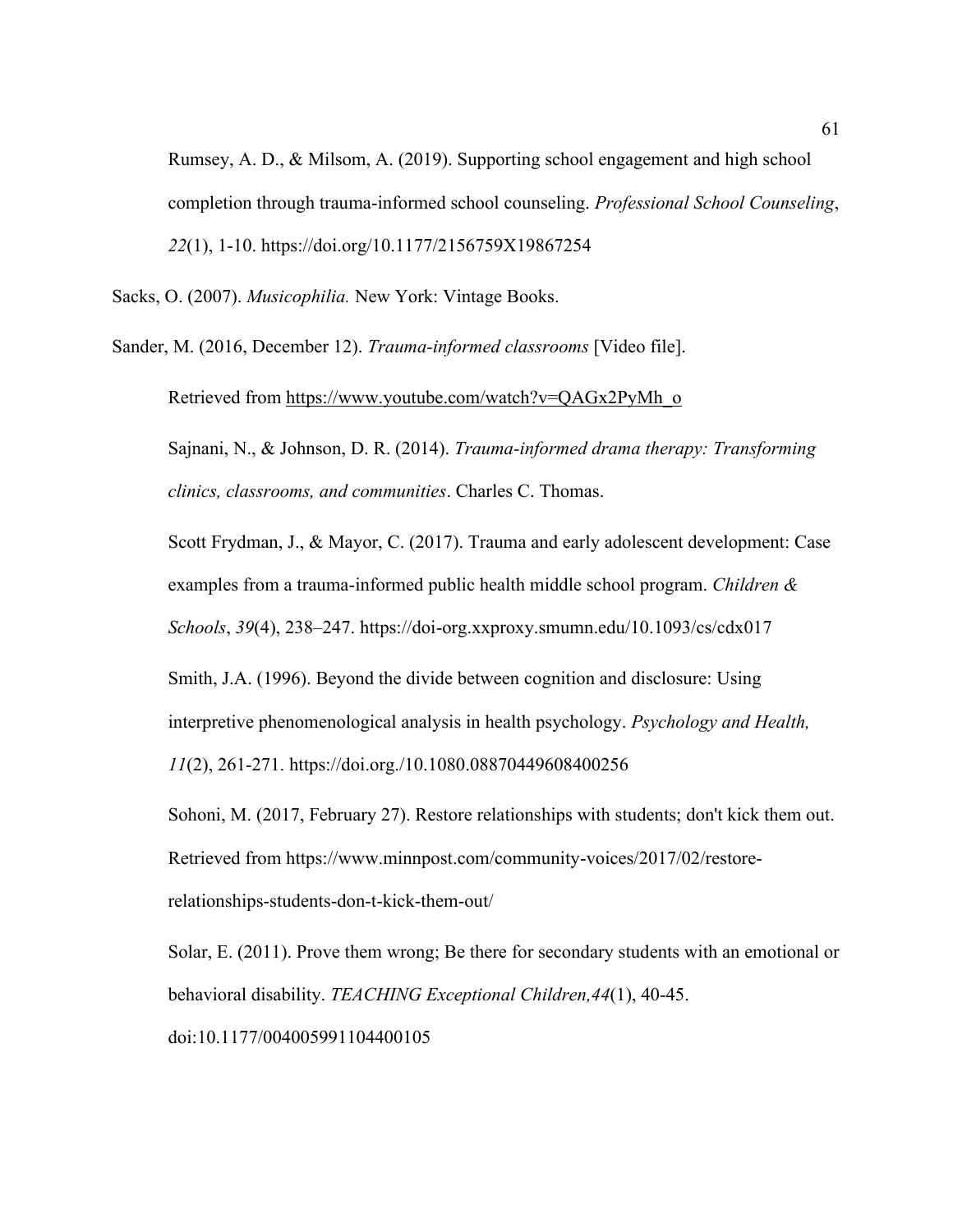Rumsey, A. D., & Milsom, A. (2019). Supporting school engagement and high school completion through trauma-informed school counseling. *Professional School Counseling*, *22*(1), 1-10. https://doi.org/10.1177/2156759X19867254

Sacks, O. (2007). *Musicophilia.* New York: Vintage Books.

Sander, M. (2016, December 12). *Trauma-informed classrooms* [Video file]. Retrieved from https://www.youtube.com/watch?v=QAGx2PyMh_o

Sajnani, N., & Johnson, D. R. (2014). *Trauma-informed drama therapy: Transforming clinics, classrooms, and communities*. Charles C. Thomas.

Scott Frydman, J., & Mayor, C. (2017). Trauma and early adolescent development: Case examples from a trauma-informed public health middle school program. *Children & Schools*, *39*(4), 238–247. https://doi-org.xxproxy.smumn.edu/10.1093/cs/cdx017

Smith, J.A. (1996). Beyond the divide between cognition and disclosure: Using interpretive phenomenological analysis in health psychology. *Psychology and Health, 11*(2), 261-271. https://doi.org./10.1080.08870449608400256

Sohoni, M. (2017, February 27). Restore relationships with students; don't kick them out. Retrieved from https://www.minnpost.com/community-voices/2017/02/restore-relationships-students-don-t-kick-them-out/

Solar, E. (2011). Prove them wrong; Be there for secondary students with an emotional or behavioral disability. *TEACHING Exceptional Children,44*(1), 40-45. doi:10.1177/004005991104400105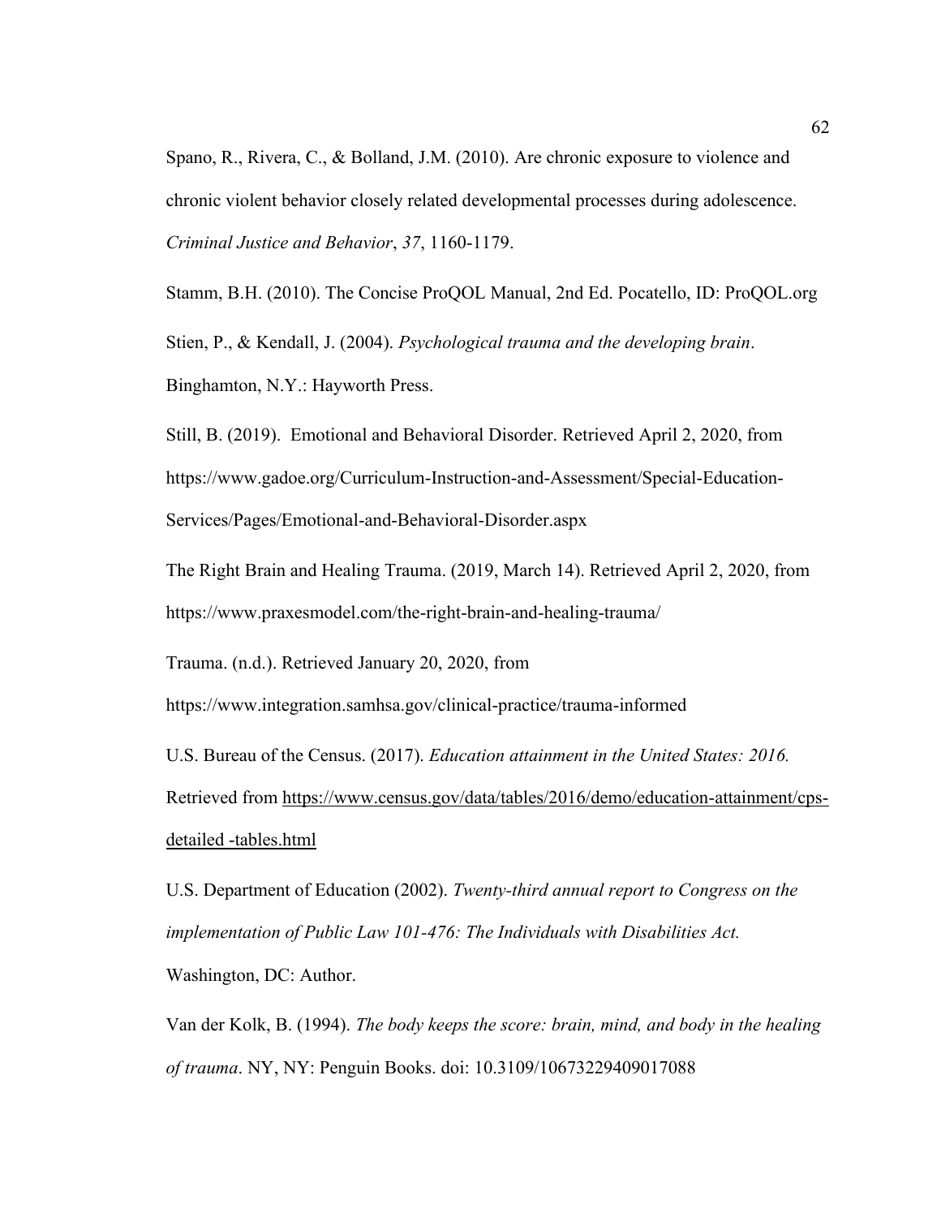Spano, R., Rivera, C., & Bolland, J.M. (2010). Are chronic exposure to violence and chronic violent behavior closely related developmental processes during adolescence. *Criminal Justice and Behavior*, *37*, 1160-1179.

Stamm, B.H. (2010). The Concise ProQOL Manual, 2nd Ed. Pocatello, ID: ProQOL.org

Stien, P., & Kendall, J. (2004). *Psychological trauma and the developing brain*. Binghamton, N.Y.: Hayworth Press.

Still, B. (2019). Emotional and Behavioral Disorder. Retrieved April 2, 2020, from https://www.gadoe.org/Curriculum-Instruction-and-Assessment/Special-Education-Services/Pages/Emotional-and-Behavioral-Disorder.aspx

The Right Brain and Healing Trauma. (2019, March 14). Retrieved April 2, 2020, from https://www.praxesmodel.com/the-right-brain-and-healing-trauma/

Trauma. (n.d.). Retrieved January 20, 2020, from https://www.integration.samhsa.gov/clinical-practice/trauma-informed

U.S. Bureau of the Census. (2017). *Education attainment in the United States: 2016.* Retrieved from https://www.census.gov/data/tables/2016/demo/education-attainment/cps-detailed -tables.html

U.S. Department of Education (2002). *Twenty-third annual report to Congress on the implementation of Public Law 101-476: The Individuals with Disabilities Act.* Washington, DC: Author.

Van der Kolk, B. (1994). *The body keeps the score: brain, mind, and body in the healing of trauma*. NY, NY: Penguin Books. doi: 10.3109/10673229409017088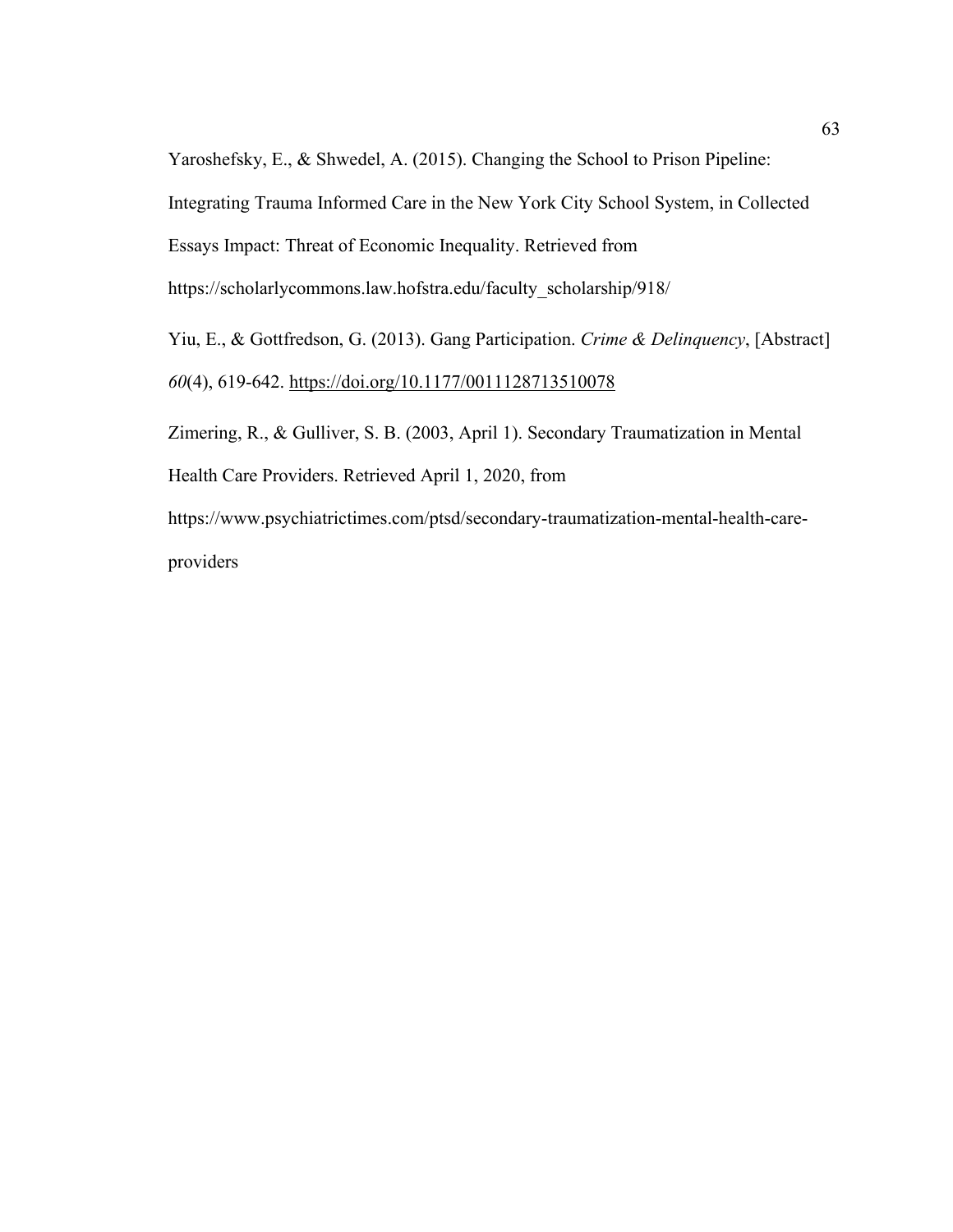Yaroshefsky, E., & Shwedel, A. (2015). Changing the School to Prison Pipeline: Integrating Trauma Informed Care in the New York City School System, in Collected Essays Impact: Threat of Economic Inequality. Retrieved from https://scholarlycommons.law.hofstra.edu/faculty_scholarship/918/

Yiu, E., & Gottfredson, G. (2013). Gang Participation. *Crime & Delinquency*, [Abstract] *60*(4), 619-642. https://doi.org/10.1177/0011128713510078

Zimering, R., & Gulliver, S. B. (2003, April 1). Secondary Traumatization in Mental Health Care Providers. Retrieved April 1, 2020, from https://www.psychiatrictimes.com/ptsd/secondary-traumatization-mental-health-care-providers